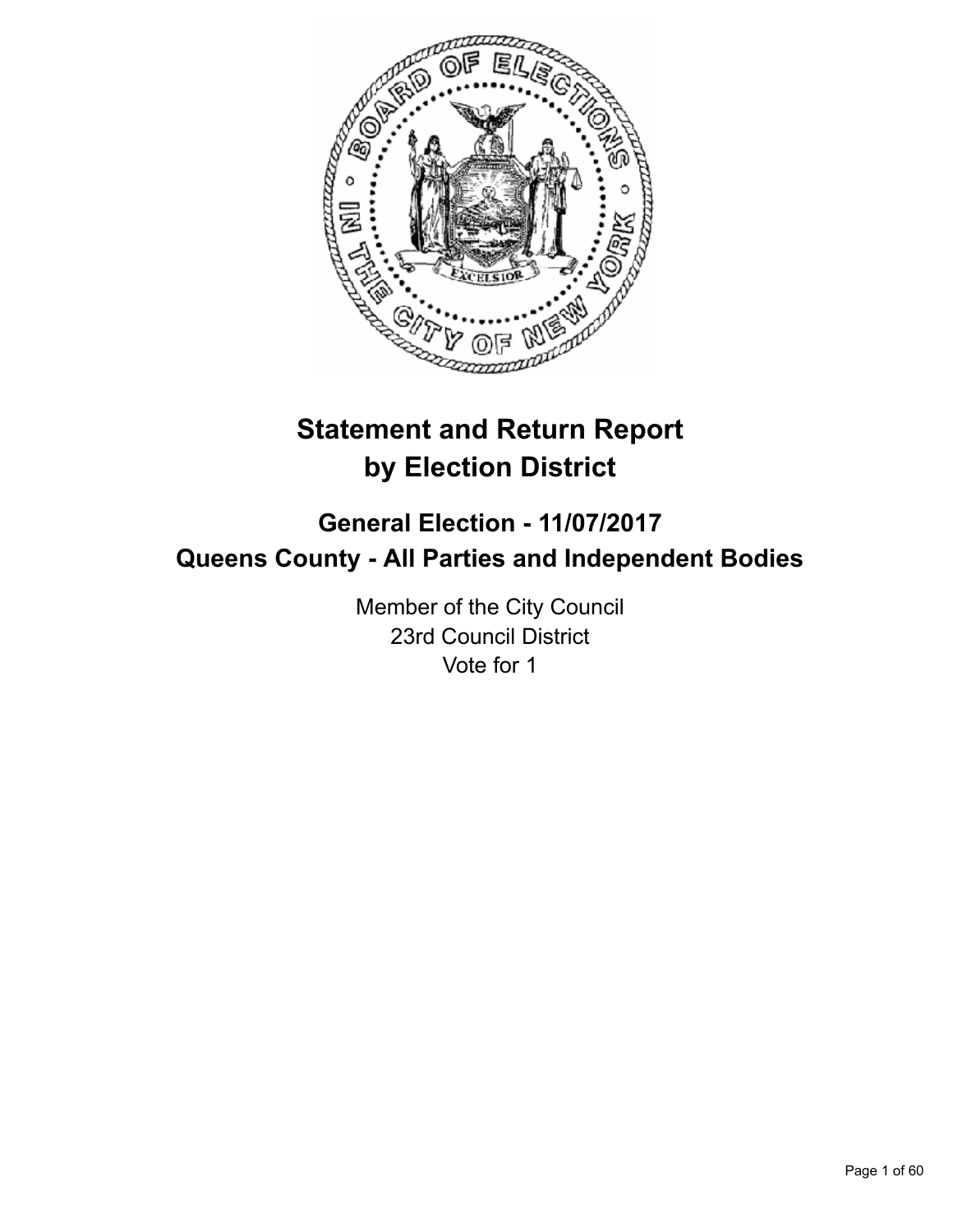# Statement and Return Report by Election District

## General Election - 11/07/2017
## Queens County - All Parties and Independent Bodies

Member of the City Council
23rd Council District
Vote for 1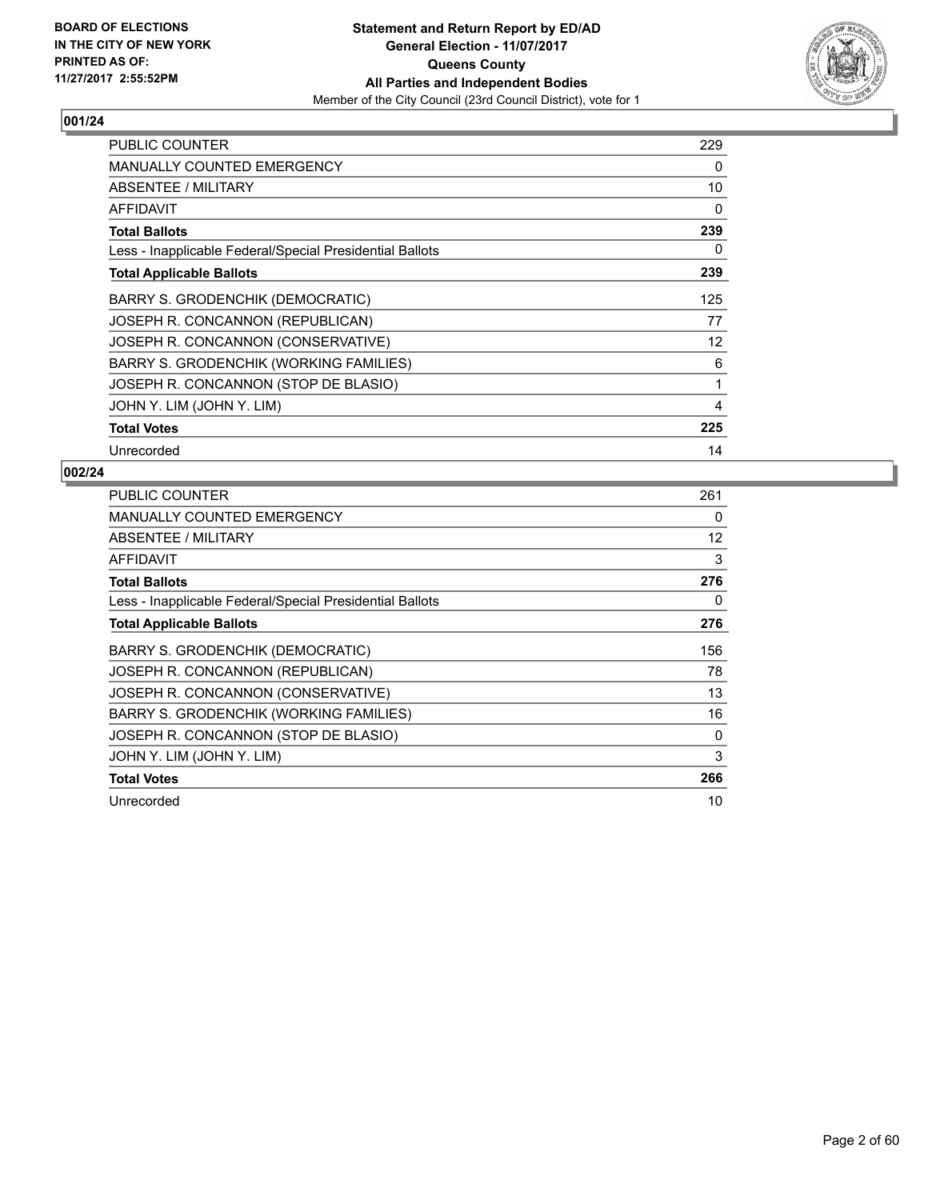BOARD OF ELECTIONS
IN THE CITY OF NEW YORK
PRINTED AS OF:
11/27/2017 2:55:52PM

**Statement and Return Report by ED/AD**
**General Election - 11/07/2017**
**Queens County**
**All Parties and Independent Bodies**
Member of the City Council (23rd Council District), vote for 1

## 001/24

| | |
|---|---|
| PUBLIC COUNTER | 229 |
| MANUALLY COUNTED EMERGENCY | 0 |
| ABSENTEE / MILITARY | 10 |
| AFFIDAVIT | 0 |
| **Total Ballots** | **239** |
| Less - Inapplicable Federal/Special Presidential Ballots | 0 |
| **Total Applicable Ballots** | **239** |
| BARRY S. GRODENCHIK (DEMOCRATIC) | 125 |
| JOSEPH R. CONCANNON (REPUBLICAN) | 77 |
| JOSEPH R. CONCANNON (CONSERVATIVE) | 12 |
| BARRY S. GRODENCHIK (WORKING FAMILIES) | 6 |
| JOSEPH R. CONCANNON (STOP DE BLASIO) | 1 |
| JOHN Y. LIM (JOHN Y. LIM) | 4 |
| **Total Votes** | **225** |
| Unrecorded | 14 |

## 002/24

| | |
|---|---|
| PUBLIC COUNTER | 261 |
| MANUALLY COUNTED EMERGENCY | 0 |
| ABSENTEE / MILITARY | 12 |
| AFFIDAVIT | 3 |
| **Total Ballots** | **276** |
| Less - Inapplicable Federal/Special Presidential Ballots | 0 |
| **Total Applicable Ballots** | **276** |
| BARRY S. GRODENCHIK (DEMOCRATIC) | 156 |
| JOSEPH R. CONCANNON (REPUBLICAN) | 78 |
| JOSEPH R. CONCANNON (CONSERVATIVE) | 13 |
| BARRY S. GRODENCHIK (WORKING FAMILIES) | 16 |
| JOSEPH R. CONCANNON (STOP DE BLASIO) | 0 |
| JOHN Y. LIM (JOHN Y. LIM) | 3 |
| **Total Votes** | **266** |
| Unrecorded | 10 |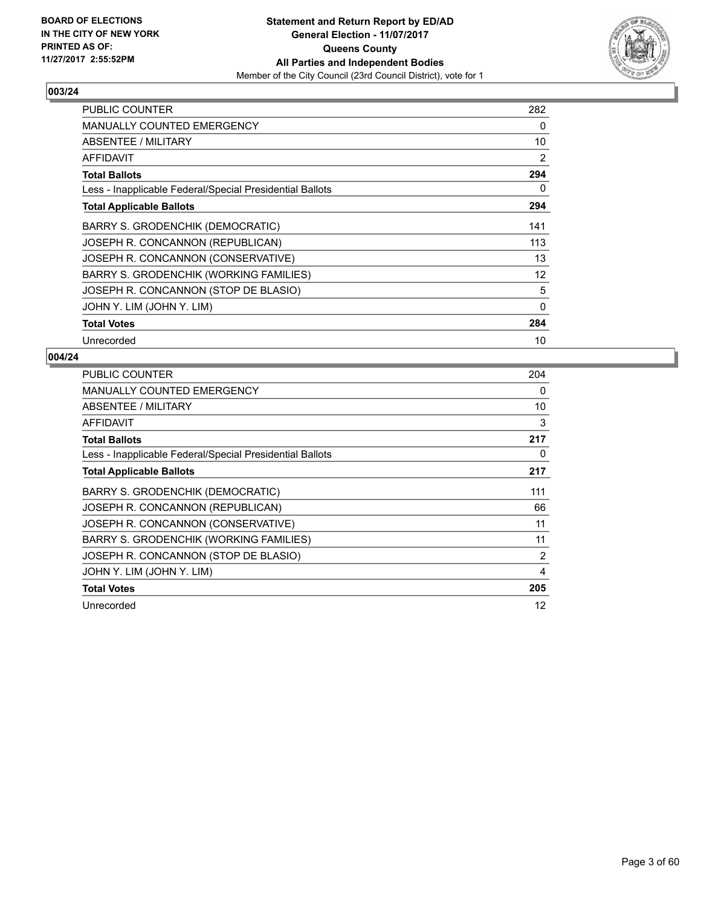**BOARD OF ELECTIONS IN THE CITY OF NEW YORK PRINTED AS OF: 11/27/2017 2:55:52PM**

**Statement and Return Report by ED/AD**
**General Election - 11/07/2017**
**Queens County**
**All Parties and Independent Bodies**
Member of the City Council (23rd Council District), vote for 1

## 003/24

| | |
|---|---|
| PUBLIC COUNTER | 282 |
| MANUALLY COUNTED EMERGENCY | 0 |
| ABSENTEE / MILITARY | 10 |
| AFFIDAVIT | 2 |
| **Total Ballots** | **294** |
| Less - Inapplicable Federal/Special Presidential Ballots | 0 |
| **Total Applicable Ballots** | **294** |
| BARRY S. GRODENCHIK (DEMOCRATIC) | 141 |
| JOSEPH R. CONCANNON (REPUBLICAN) | 113 |
| JOSEPH R. CONCANNON (CONSERVATIVE) | 13 |
| BARRY S. GRODENCHIK (WORKING FAMILIES) | 12 |
| JOSEPH R. CONCANNON (STOP DE BLASIO) | 5 |
| JOHN Y. LIM (JOHN Y. LIM) | 0 |
| **Total Votes** | **284** |
| Unrecorded | 10 |

## 004/24

| | |
|---|---|
| PUBLIC COUNTER | 204 |
| MANUALLY COUNTED EMERGENCY | 0 |
| ABSENTEE / MILITARY | 10 |
| AFFIDAVIT | 3 |
| **Total Ballots** | **217** |
| Less - Inapplicable Federal/Special Presidential Ballots | 0 |
| **Total Applicable Ballots** | **217** |
| BARRY S. GRODENCHIK (DEMOCRATIC) | 111 |
| JOSEPH R. CONCANNON (REPUBLICAN) | 66 |
| JOSEPH R. CONCANNON (CONSERVATIVE) | 11 |
| BARRY S. GRODENCHIK (WORKING FAMILIES) | 11 |
| JOSEPH R. CONCANNON (STOP DE BLASIO) | 2 |
| JOHN Y. LIM (JOHN Y. LIM) | 4 |
| **Total Votes** | **205** |
| Unrecorded | 12 |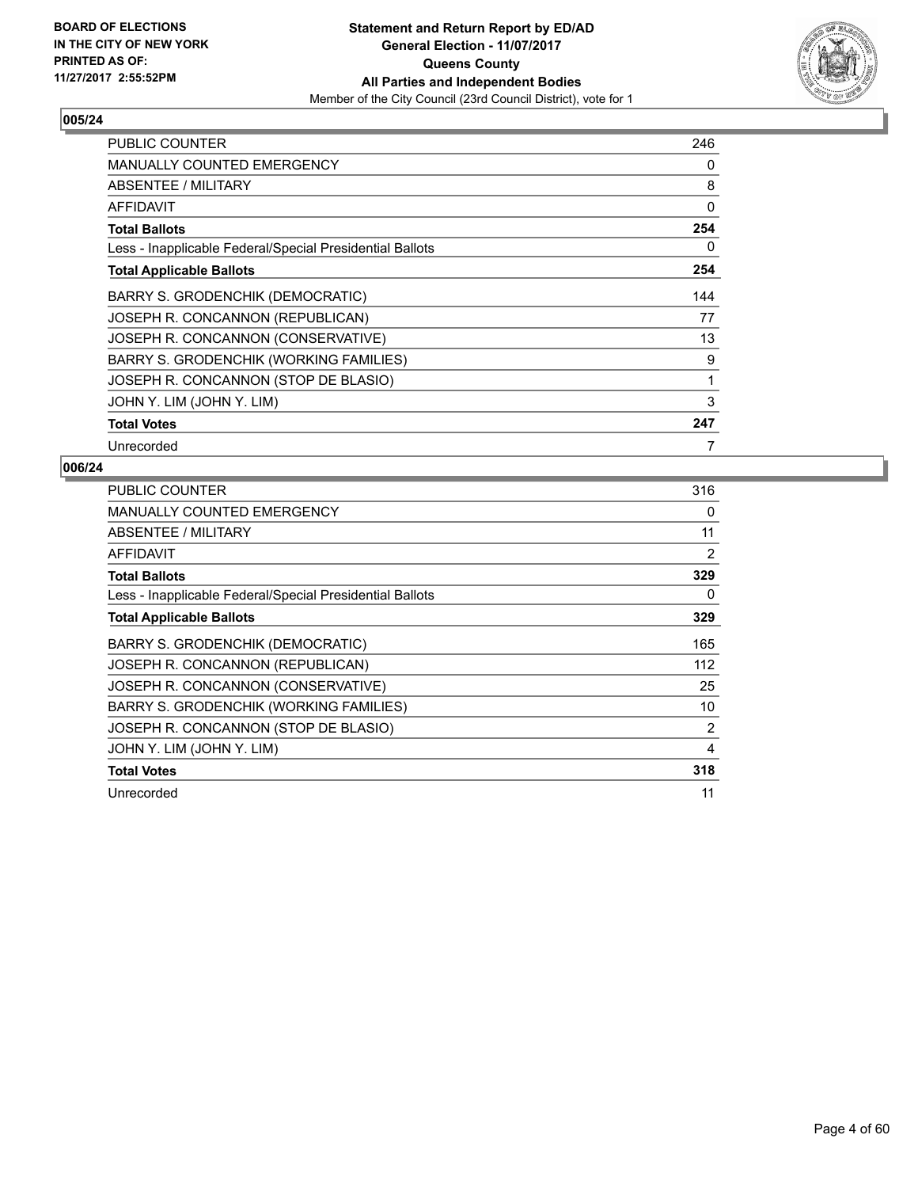BOARD OF ELECTIONS
IN THE CITY OF NEW YORK
PRINTED AS OF:
11/27/2017 2:55:52PM

**Statement and Return Report by ED/AD**
**General Election - 11/07/2017**
**Queens County**
**All Parties and Independent Bodies**
Member of the City Council (23rd Council District), vote for 1

## 005/24

| | |
|---|---|
| PUBLIC COUNTER | 246 |
| MANUALLY COUNTED EMERGENCY | 0 |
| ABSENTEE / MILITARY | 8 |
| AFFIDAVIT | 0 |
| **Total Ballots** | **254** |
| Less - Inapplicable Federal/Special Presidential Ballots | 0 |
| **Total Applicable Ballots** | **254** |
| BARRY S. GRODENCHIK (DEMOCRATIC) | 144 |
| JOSEPH R. CONCANNON (REPUBLICAN) | 77 |
| JOSEPH R. CONCANNON (CONSERVATIVE) | 13 |
| BARRY S. GRODENCHIK (WORKING FAMILIES) | 9 |
| JOSEPH R. CONCANNON (STOP DE BLASIO) | 1 |
| JOHN Y. LIM (JOHN Y. LIM) | 3 |
| **Total Votes** | **247** |
| Unrecorded | 7 |

## 006/24

| | |
|---|---|
| PUBLIC COUNTER | 316 |
| MANUALLY COUNTED EMERGENCY | 0 |
| ABSENTEE / MILITARY | 11 |
| AFFIDAVIT | 2 |
| **Total Ballots** | **329** |
| Less - Inapplicable Federal/Special Presidential Ballots | 0 |
| **Total Applicable Ballots** | **329** |
| BARRY S. GRODENCHIK (DEMOCRATIC) | 165 |
| JOSEPH R. CONCANNON (REPUBLICAN) | 112 |
| JOSEPH R. CONCANNON (CONSERVATIVE) | 25 |
| BARRY S. GRODENCHIK (WORKING FAMILIES) | 10 |
| JOSEPH R. CONCANNON (STOP DE BLASIO) | 2 |
| JOHN Y. LIM (JOHN Y. LIM) | 4 |
| **Total Votes** | **318** |
| Unrecorded | 11 |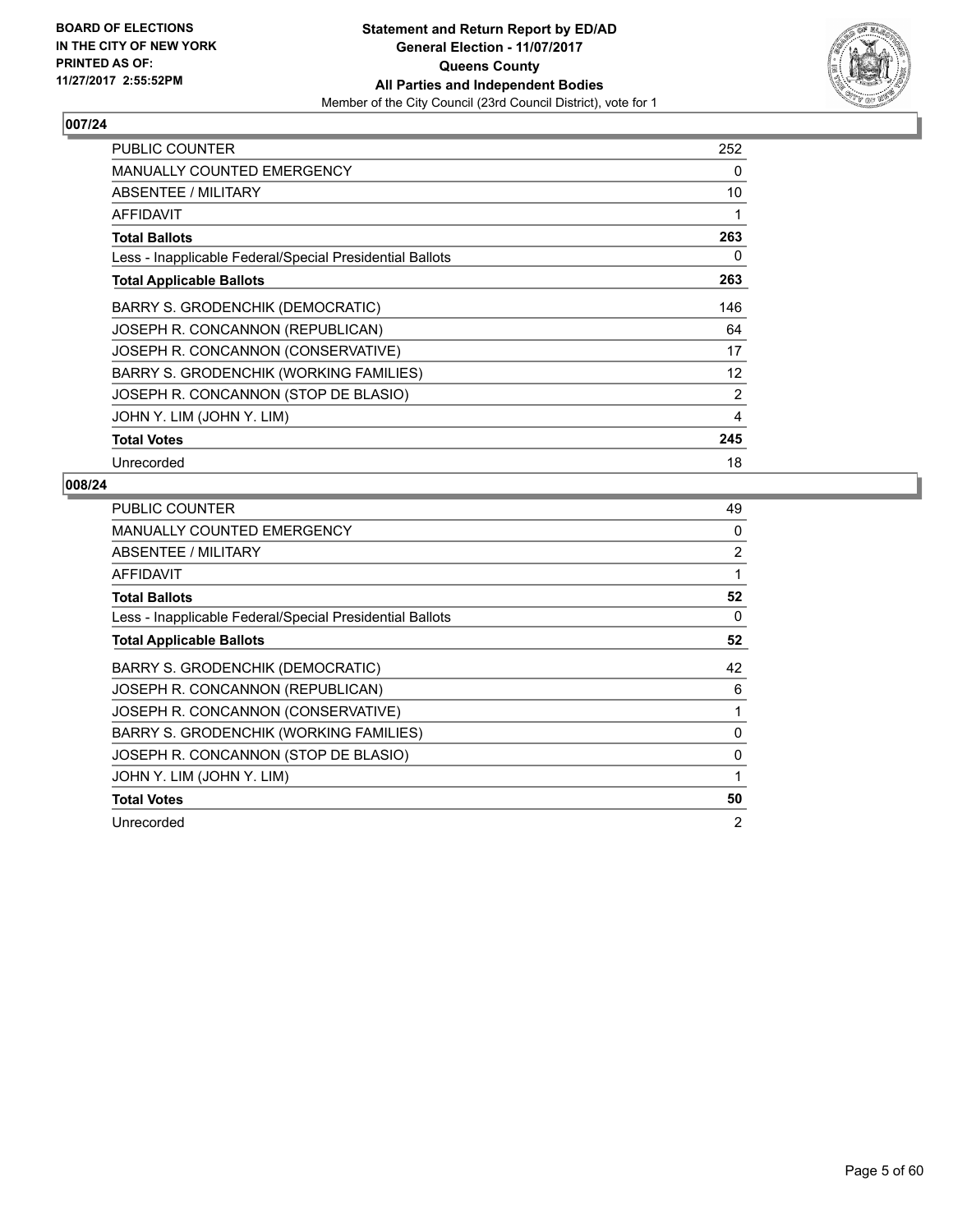**BOARD OF ELECTIONS IN THE CITY OF NEW YORK PRINTED AS OF: 11/27/2017 2:55:52PM**

**Statement and Return Report by ED/AD**
**General Election - 11/07/2017**
**Queens County**
**All Parties and Independent Bodies**
Member of the City Council (23rd Council District), vote for 1

## 007/24

| | |
|---|---|
| PUBLIC COUNTER | 252 |
| MANUALLY COUNTED EMERGENCY | 0 |
| ABSENTEE / MILITARY | 10 |
| AFFIDAVIT | 1 |
| **Total Ballots** | **263** |
| Less - Inapplicable Federal/Special Presidential Ballots | 0 |
| **Total Applicable Ballots** | **263** |
| BARRY S. GRODENCHIK (DEMOCRATIC) | 146 |
| JOSEPH R. CONCANNON (REPUBLICAN) | 64 |
| JOSEPH R. CONCANNON (CONSERVATIVE) | 17 |
| BARRY S. GRODENCHIK (WORKING FAMILIES) | 12 |
| JOSEPH R. CONCANNON (STOP DE BLASIO) | 2 |
| JOHN Y. LIM (JOHN Y. LIM) | 4 |
| **Total Votes** | **245** |
| Unrecorded | 18 |

## 008/24

| | |
|---|---|
| PUBLIC COUNTER | 49 |
| MANUALLY COUNTED EMERGENCY | 0 |
| ABSENTEE / MILITARY | 2 |
| AFFIDAVIT | 1 |
| **Total Ballots** | **52** |
| Less - Inapplicable Federal/Special Presidential Ballots | 0 |
| **Total Applicable Ballots** | **52** |
| BARRY S. GRODENCHIK (DEMOCRATIC) | 42 |
| JOSEPH R. CONCANNON (REPUBLICAN) | 6 |
| JOSEPH R. CONCANNON (CONSERVATIVE) | 1 |
| BARRY S. GRODENCHIK (WORKING FAMILIES) | 0 |
| JOSEPH R. CONCANNON (STOP DE BLASIO) | 0 |
| JOHN Y. LIM (JOHN Y. LIM) | 1 |
| **Total Votes** | **50** |
| Unrecorded | 2 |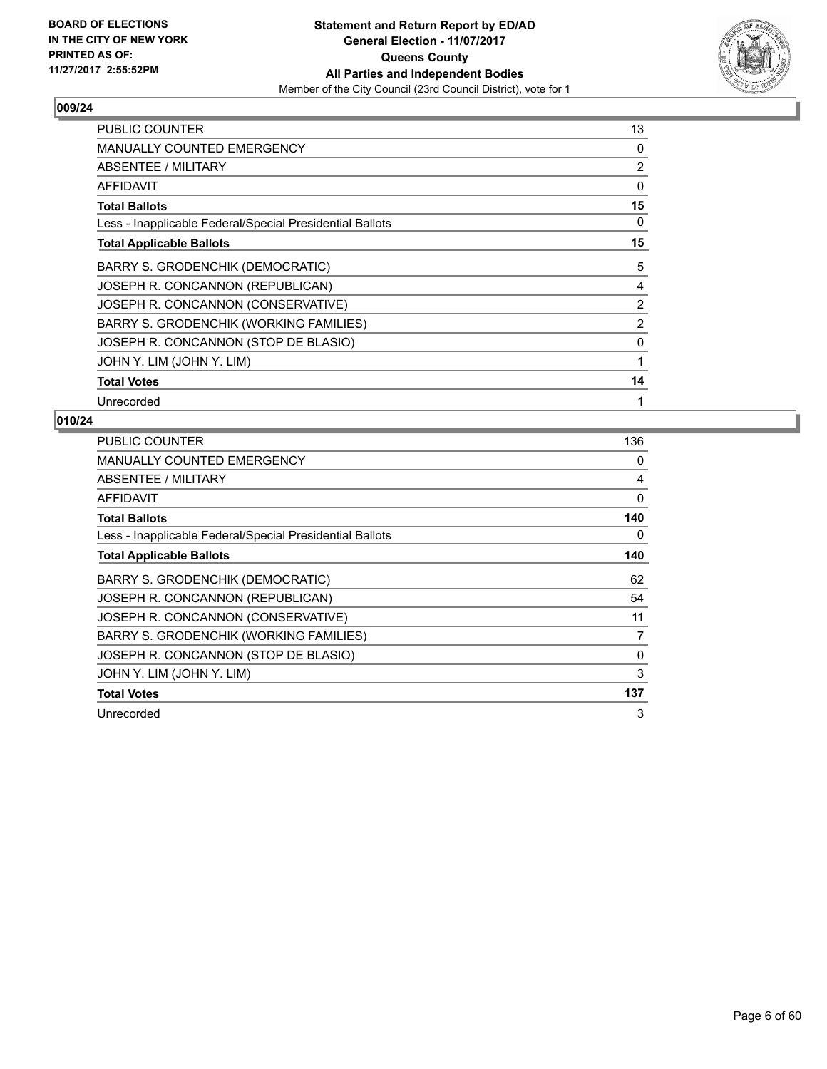BOARD OF ELECTIONS
IN THE CITY OF NEW YORK
PRINTED AS OF:
11/27/2017 2:55:52PM

**Statement and Return Report by ED/AD**
**General Election - 11/07/2017**
**Queens County**
**All Parties and Independent Bodies**
Member of the City Council (23rd Council District), vote for 1

## 009/24

| | |
|---|---|
| PUBLIC COUNTER | 13 |
| MANUALLY COUNTED EMERGENCY | 0 |
| ABSENTEE / MILITARY | 2 |
| AFFIDAVIT | 0 |
| **Total Ballots** | **15** |
| Less - Inapplicable Federal/Special Presidential Ballots | 0 |
| **Total Applicable Ballots** | **15** |
| BARRY S. GRODENCHIK (DEMOCRATIC) | 5 |
| JOSEPH R. CONCANNON (REPUBLICAN) | 4 |
| JOSEPH R. CONCANNON (CONSERVATIVE) | 2 |
| BARRY S. GRODENCHIK (WORKING FAMILIES) | 2 |
| JOSEPH R. CONCANNON (STOP DE BLASIO) | 0 |
| JOHN Y. LIM (JOHN Y. LIM) | 1 |
| **Total Votes** | **14** |
| Unrecorded | 1 |

## 010/24

| | |
|---|---|
| PUBLIC COUNTER | 136 |
| MANUALLY COUNTED EMERGENCY | 0 |
| ABSENTEE / MILITARY | 4 |
| AFFIDAVIT | 0 |
| **Total Ballots** | **140** |
| Less - Inapplicable Federal/Special Presidential Ballots | 0 |
| **Total Applicable Ballots** | **140** |
| BARRY S. GRODENCHIK (DEMOCRATIC) | 62 |
| JOSEPH R. CONCANNON (REPUBLICAN) | 54 |
| JOSEPH R. CONCANNON (CONSERVATIVE) | 11 |
| BARRY S. GRODENCHIK (WORKING FAMILIES) | 7 |
| JOSEPH R. CONCANNON (STOP DE BLASIO) | 0 |
| JOHN Y. LIM (JOHN Y. LIM) | 3 |
| **Total Votes** | **137** |
| Unrecorded | 3 |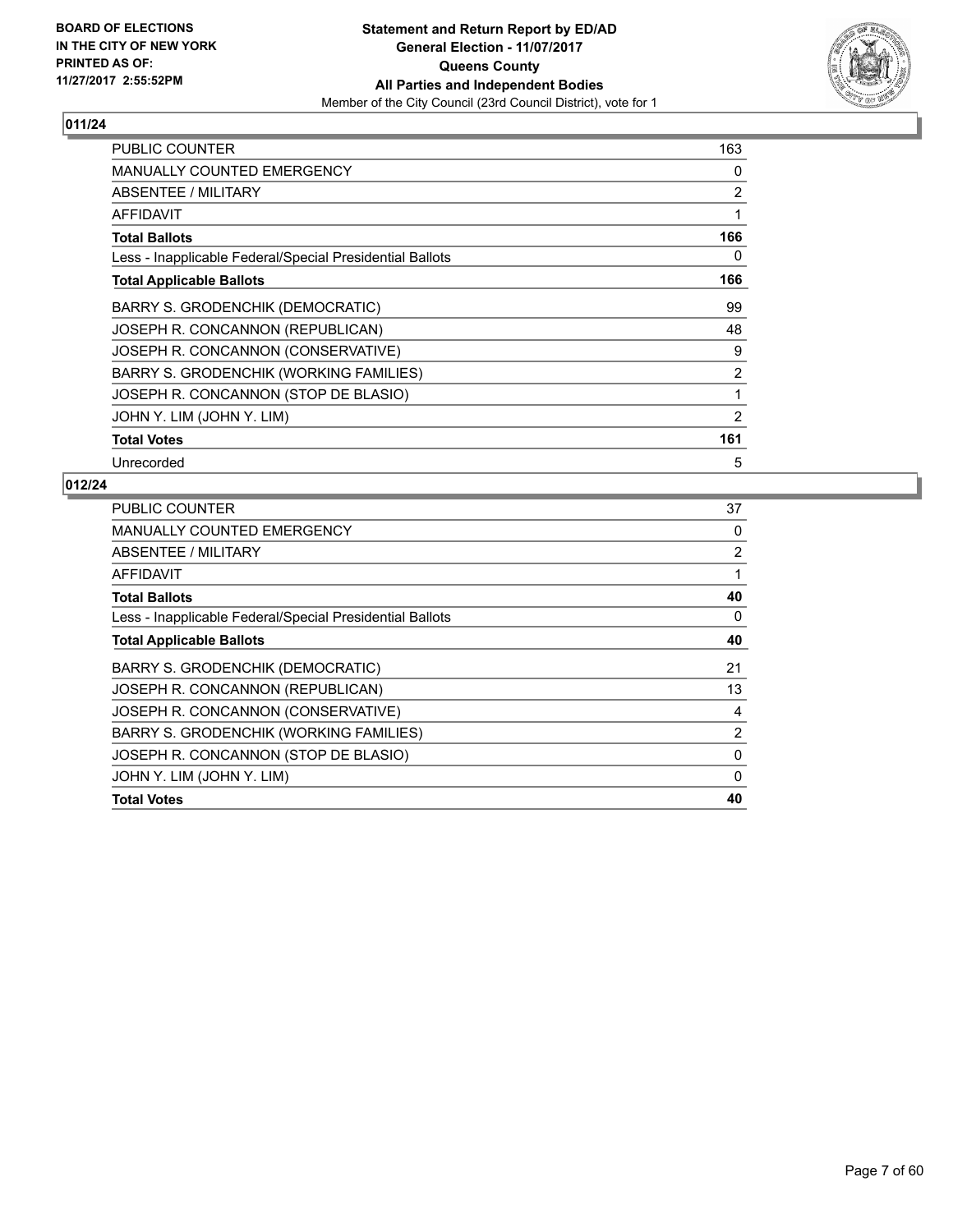BOARD OF ELECTIONS
IN THE CITY OF NEW YORK
PRINTED AS OF:
11/27/2017 2:55:52PM

**Statement and Return Report by ED/AD**
**General Election - 11/07/2017**
**Queens County**
**All Parties and Independent Bodies**
Member of the City Council (23rd Council District), vote for 1

## 011/24

| | |
|---|---|
| PUBLIC COUNTER | 163 |
| MANUALLY COUNTED EMERGENCY | 0 |
| ABSENTEE / MILITARY | 2 |
| AFFIDAVIT | 1 |
| **Total Ballots** | **166** |
| Less - Inapplicable Federal/Special Presidential Ballots | 0 |
| **Total Applicable Ballots** | **166** |
| BARRY S. GRODENCHIK (DEMOCRATIC) | 99 |
| JOSEPH R. CONCANNON (REPUBLICAN) | 48 |
| JOSEPH R. CONCANNON (CONSERVATIVE) | 9 |
| BARRY S. GRODENCHIK (WORKING FAMILIES) | 2 |
| JOSEPH R. CONCANNON (STOP DE BLASIO) | 1 |
| JOHN Y. LIM (JOHN Y. LIM) | 2 |
| **Total Votes** | **161** |
| Unrecorded | 5 |

## 012/24

| | |
|---|---|
| PUBLIC COUNTER | 37 |
| MANUALLY COUNTED EMERGENCY | 0 |
| ABSENTEE / MILITARY | 2 |
| AFFIDAVIT | 1 |
| **Total Ballots** | **40** |
| Less - Inapplicable Federal/Special Presidential Ballots | 0 |
| **Total Applicable Ballots** | **40** |
| BARRY S. GRODENCHIK (DEMOCRATIC) | 21 |
| JOSEPH R. CONCANNON (REPUBLICAN) | 13 |
| JOSEPH R. CONCANNON (CONSERVATIVE) | 4 |
| BARRY S. GRODENCHIK (WORKING FAMILIES) | 2 |
| JOSEPH R. CONCANNON (STOP DE BLASIO) | 0 |
| JOHN Y. LIM (JOHN Y. LIM) | 0 |
| **Total Votes** | **40** |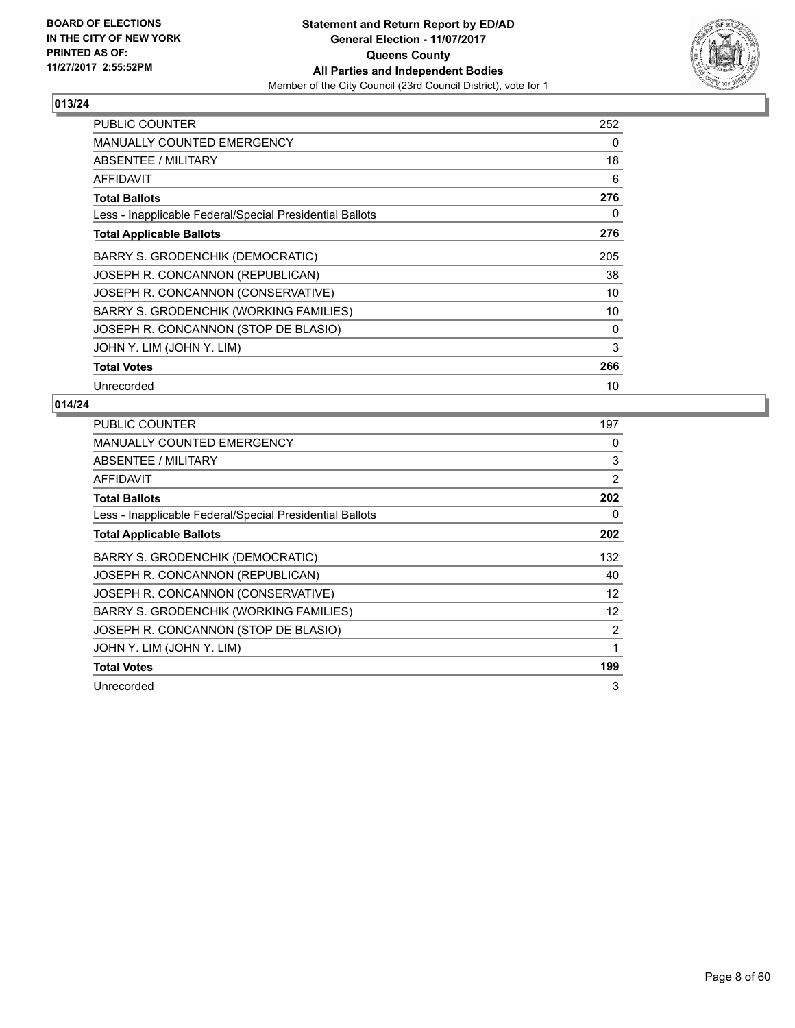BOARD OF ELECTIONS
IN THE CITY OF NEW YORK
PRINTED AS OF:
11/27/2017 2:55:52PM

**Statement and Return Report by ED/AD**
**General Election - 11/07/2017**
**Queens County**
**All Parties and Independent Bodies**
Member of the City Council (23rd Council District), vote for 1

## 013/24

| | |
|---|---|
| PUBLIC COUNTER | 252 |
| MANUALLY COUNTED EMERGENCY | 0 |
| ABSENTEE / MILITARY | 18 |
| AFFIDAVIT | 6 |
| **Total Ballots** | **276** |
| Less - Inapplicable Federal/Special Presidential Ballots | 0 |
| **Total Applicable Ballots** | **276** |
| BARRY S. GRODENCHIK (DEMOCRATIC) | 205 |
| JOSEPH R. CONCANNON (REPUBLICAN) | 38 |
| JOSEPH R. CONCANNON (CONSERVATIVE) | 10 |
| BARRY S. GRODENCHIK (WORKING FAMILIES) | 10 |
| JOSEPH R. CONCANNON (STOP DE BLASIO) | 0 |
| JOHN Y. LIM (JOHN Y. LIM) | 3 |
| **Total Votes** | **266** |
| Unrecorded | 10 |

## 014/24

| | |
|---|---|
| PUBLIC COUNTER | 197 |
| MANUALLY COUNTED EMERGENCY | 0 |
| ABSENTEE / MILITARY | 3 |
| AFFIDAVIT | 2 |
| **Total Ballots** | **202** |
| Less - Inapplicable Federal/Special Presidential Ballots | 0 |
| **Total Applicable Ballots** | **202** |
| BARRY S. GRODENCHIK (DEMOCRATIC) | 132 |
| JOSEPH R. CONCANNON (REPUBLICAN) | 40 |
| JOSEPH R. CONCANNON (CONSERVATIVE) | 12 |
| BARRY S. GRODENCHIK (WORKING FAMILIES) | 12 |
| JOSEPH R. CONCANNON (STOP DE BLASIO) | 2 |
| JOHN Y. LIM (JOHN Y. LIM) | 1 |
| **Total Votes** | **199** |
| Unrecorded | 3 |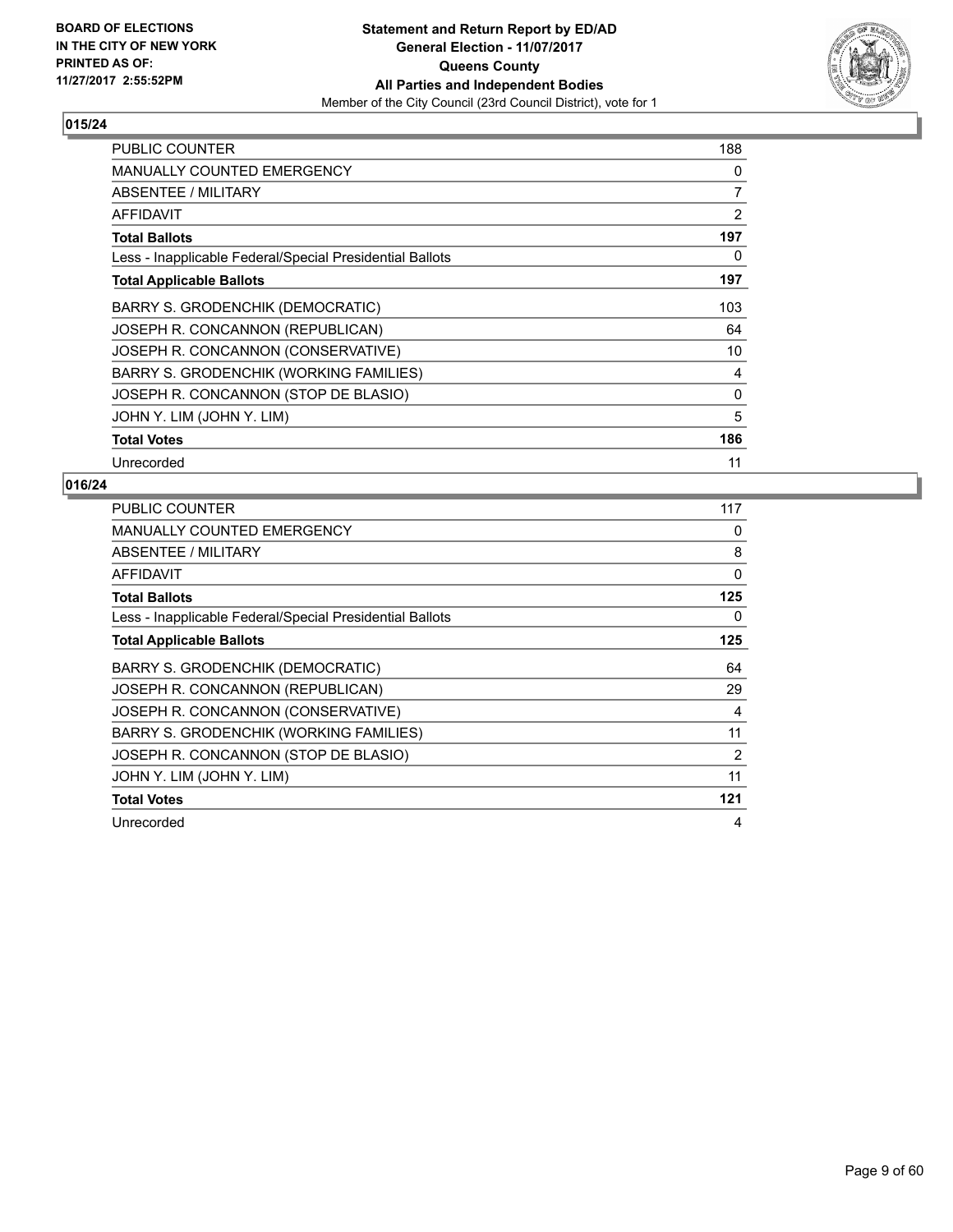BOARD OF ELECTIONS
IN THE CITY OF NEW YORK
PRINTED AS OF:
11/27/2017 2:55:52PM

**Statement and Return Report by ED/AD**
**General Election - 11/07/2017**
**Queens County**
**All Parties and Independent Bodies**
Member of the City Council (23rd Council District), vote for 1

## 015/24

| | |
|---|---|
| PUBLIC COUNTER | 188 |
| MANUALLY COUNTED EMERGENCY | 0 |
| ABSENTEE / MILITARY | 7 |
| AFFIDAVIT | 2 |
| **Total Ballots** | **197** |
| Less - Inapplicable Federal/Special Presidential Ballots | 0 |
| **Total Applicable Ballots** | **197** |
| BARRY S. GRODENCHIK (DEMOCRATIC) | 103 |
| JOSEPH R. CONCANNON (REPUBLICAN) | 64 |
| JOSEPH R. CONCANNON (CONSERVATIVE) | 10 |
| BARRY S. GRODENCHIK (WORKING FAMILIES) | 4 |
| JOSEPH R. CONCANNON (STOP DE BLASIO) | 0 |
| JOHN Y. LIM (JOHN Y. LIM) | 5 |
| **Total Votes** | **186** |
| Unrecorded | 11 |

## 016/24

| | |
|---|---|
| PUBLIC COUNTER | 117 |
| MANUALLY COUNTED EMERGENCY | 0 |
| ABSENTEE / MILITARY | 8 |
| AFFIDAVIT | 0 |
| **Total Ballots** | **125** |
| Less - Inapplicable Federal/Special Presidential Ballots | 0 |
| **Total Applicable Ballots** | **125** |
| BARRY S. GRODENCHIK (DEMOCRATIC) | 64 |
| JOSEPH R. CONCANNON (REPUBLICAN) | 29 |
| JOSEPH R. CONCANNON (CONSERVATIVE) | 4 |
| BARRY S. GRODENCHIK (WORKING FAMILIES) | 11 |
| JOSEPH R. CONCANNON (STOP DE BLASIO) | 2 |
| JOHN Y. LIM (JOHN Y. LIM) | 11 |
| **Total Votes** | **121** |
| Unrecorded | 4 |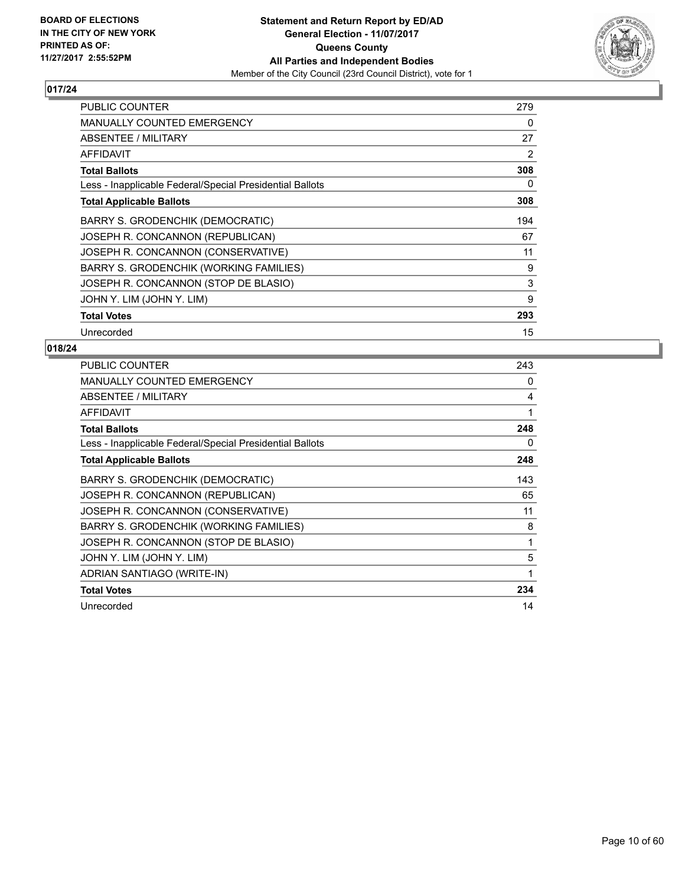**BOARD OF ELECTIONS IN THE CITY OF NEW YORK PRINTED AS OF: 11/27/2017 2:55:52PM**

**Statement and Return Report by ED/AD**
**General Election - 11/07/2017**
**Queens County**
**All Parties and Independent Bodies**
Member of the City Council (23rd Council District), vote for 1

## 017/24

| | |
|---|---|
| PUBLIC COUNTER | 279 |
| MANUALLY COUNTED EMERGENCY | 0 |
| ABSENTEE / MILITARY | 27 |
| AFFIDAVIT | 2 |
| **Total Ballots** | **308** |
| Less - Inapplicable Federal/Special Presidential Ballots | 0 |
| **Total Applicable Ballots** | **308** |
| BARRY S. GRODENCHIK (DEMOCRATIC) | 194 |
| JOSEPH R. CONCANNON (REPUBLICAN) | 67 |
| JOSEPH R. CONCANNON (CONSERVATIVE) | 11 |
| BARRY S. GRODENCHIK (WORKING FAMILIES) | 9 |
| JOSEPH R. CONCANNON (STOP DE BLASIO) | 3 |
| JOHN Y. LIM (JOHN Y. LIM) | 9 |
| **Total Votes** | **293** |
| Unrecorded | 15 |

## 018/24

| | |
|---|---|
| PUBLIC COUNTER | 243 |
| MANUALLY COUNTED EMERGENCY | 0 |
| ABSENTEE / MILITARY | 4 |
| AFFIDAVIT | 1 |
| **Total Ballots** | **248** |
| Less - Inapplicable Federal/Special Presidential Ballots | 0 |
| **Total Applicable Ballots** | **248** |
| BARRY S. GRODENCHIK (DEMOCRATIC) | 143 |
| JOSEPH R. CONCANNON (REPUBLICAN) | 65 |
| JOSEPH R. CONCANNON (CONSERVATIVE) | 11 |
| BARRY S. GRODENCHIK (WORKING FAMILIES) | 8 |
| JOSEPH R. CONCANNON (STOP DE BLASIO) | 1 |
| JOHN Y. LIM (JOHN Y. LIM) | 5 |
| ADRIAN SANTIAGO (WRITE-IN) | 1 |
| **Total Votes** | **234** |
| Unrecorded | 14 |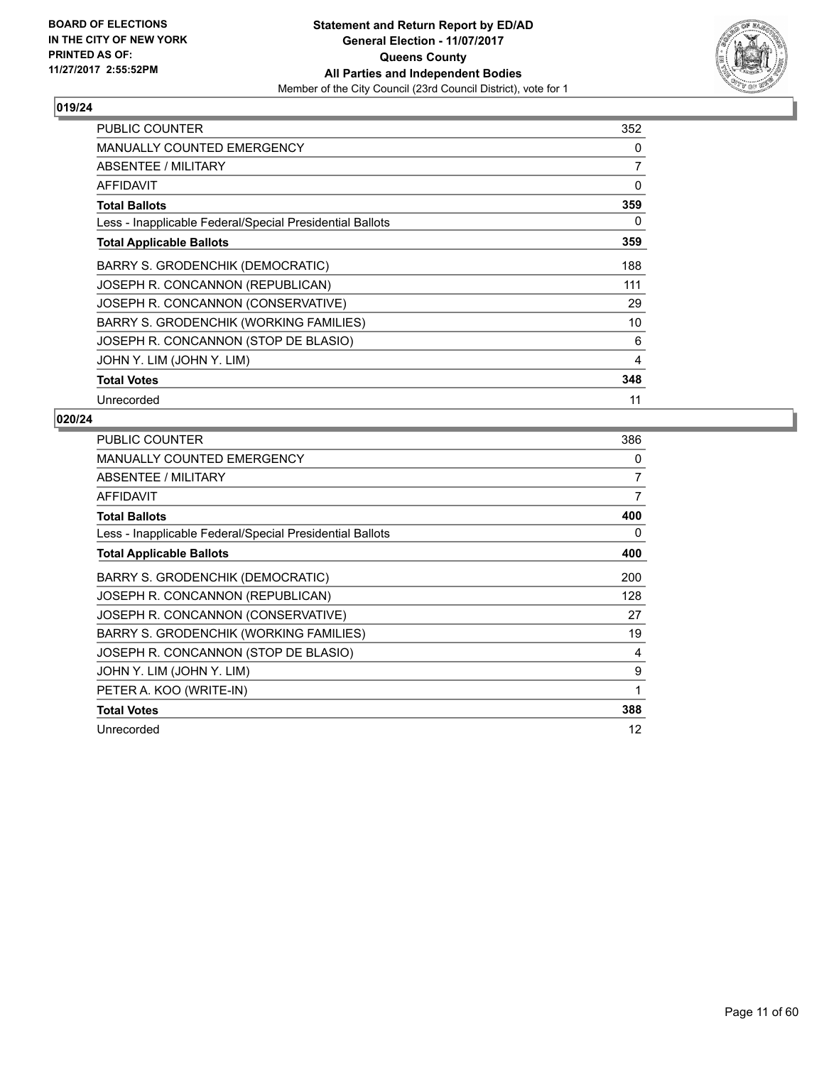BOARD OF ELECTIONS
IN THE CITY OF NEW YORK
PRINTED AS OF:
11/27/2017 2:55:52PM

**Statement and Return Report by ED/AD**
**General Election - 11/07/2017**
**Queens County**
**All Parties and Independent Bodies**
Member of the City Council (23rd Council District), vote for 1

## 019/24

| | |
|---|---|
| PUBLIC COUNTER | 352 |
| MANUALLY COUNTED EMERGENCY | 0 |
| ABSENTEE / MILITARY | 7 |
| AFFIDAVIT | 0 |
| **Total Ballots** | **359** |
| Less - Inapplicable Federal/Special Presidential Ballots | 0 |
| **Total Applicable Ballots** | **359** |
| BARRY S. GRODENCHIK (DEMOCRATIC) | 188 |
| JOSEPH R. CONCANNON (REPUBLICAN) | 111 |
| JOSEPH R. CONCANNON (CONSERVATIVE) | 29 |
| BARRY S. GRODENCHIK (WORKING FAMILIES) | 10 |
| JOSEPH R. CONCANNON (STOP DE BLASIO) | 6 |
| JOHN Y. LIM (JOHN Y. LIM) | 4 |
| **Total Votes** | **348** |
| Unrecorded | 11 |

## 020/24

| | |
|---|---|
| PUBLIC COUNTER | 386 |
| MANUALLY COUNTED EMERGENCY | 0 |
| ABSENTEE / MILITARY | 7 |
| AFFIDAVIT | 7 |
| **Total Ballots** | **400** |
| Less - Inapplicable Federal/Special Presidential Ballots | 0 |
| **Total Applicable Ballots** | **400** |
| BARRY S. GRODENCHIK (DEMOCRATIC) | 200 |
| JOSEPH R. CONCANNON (REPUBLICAN) | 128 |
| JOSEPH R. CONCANNON (CONSERVATIVE) | 27 |
| BARRY S. GRODENCHIK (WORKING FAMILIES) | 19 |
| JOSEPH R. CONCANNON (STOP DE BLASIO) | 4 |
| JOHN Y. LIM (JOHN Y. LIM) | 9 |
| PETER A. KOO (WRITE-IN) | 1 |
| **Total Votes** | **388** |
| Unrecorded | 12 |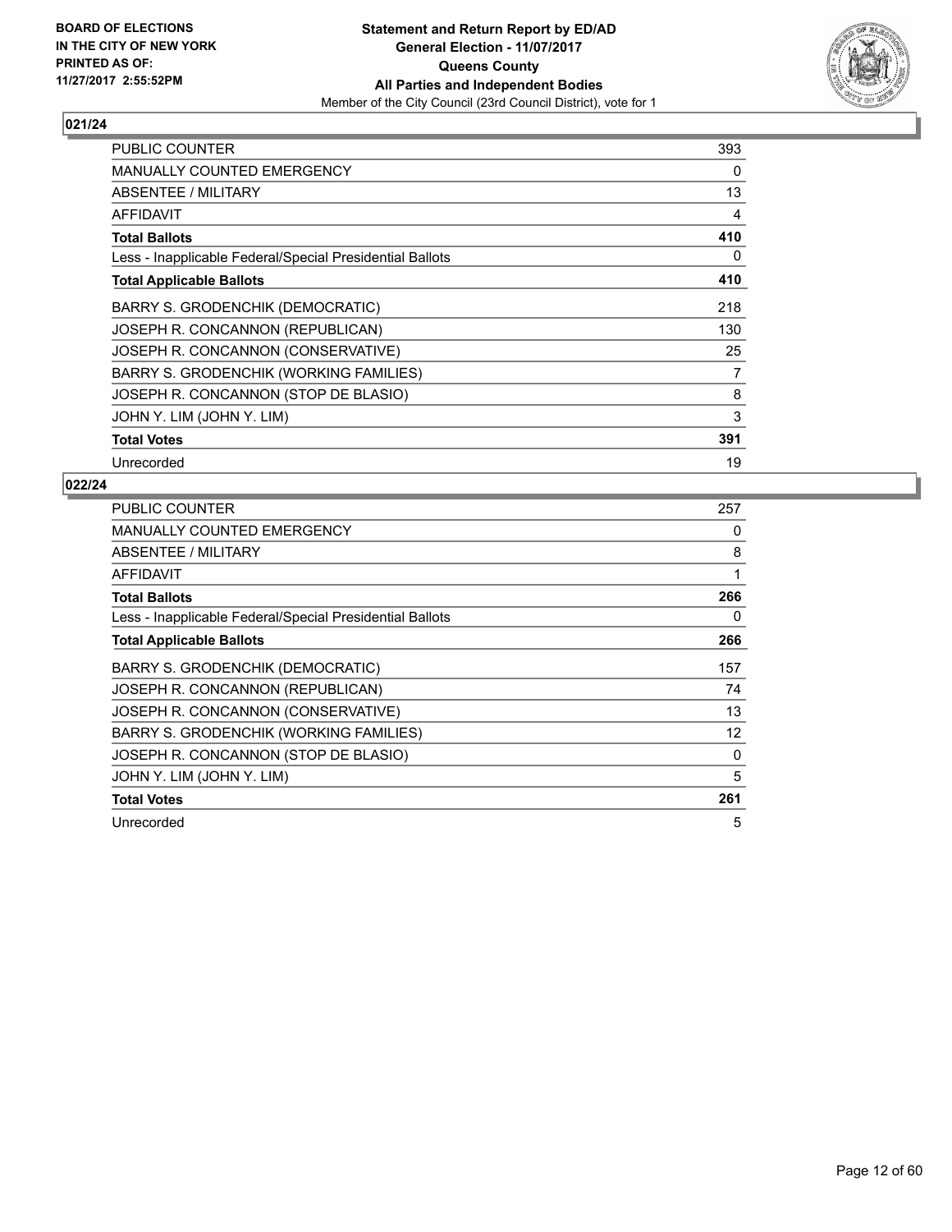BOARD OF ELECTIONS
IN THE CITY OF NEW YORK
PRINTED AS OF:
11/27/2017 2:55:52PM

**Statement and Return Report by ED/AD**
**General Election - 11/07/2017**
**Queens County**
**All Parties and Independent Bodies**
Member of the City Council (23rd Council District), vote for 1

## 021/24

| | |
|---|---|
| PUBLIC COUNTER | 393 |
| MANUALLY COUNTED EMERGENCY | 0 |
| ABSENTEE / MILITARY | 13 |
| AFFIDAVIT | 4 |
| **Total Ballots** | **410** |
| Less - Inapplicable Federal/Special Presidential Ballots | 0 |
| **Total Applicable Ballots** | **410** |
| BARRY S. GRODENCHIK (DEMOCRATIC) | 218 |
| JOSEPH R. CONCANNON (REPUBLICAN) | 130 |
| JOSEPH R. CONCANNON (CONSERVATIVE) | 25 |
| BARRY S. GRODENCHIK (WORKING FAMILIES) | 7 |
| JOSEPH R. CONCANNON (STOP DE BLASIO) | 8 |
| JOHN Y. LIM (JOHN Y. LIM) | 3 |
| **Total Votes** | **391** |
| Unrecorded | 19 |

## 022/24

| | |
|---|---|
| PUBLIC COUNTER | 257 |
| MANUALLY COUNTED EMERGENCY | 0 |
| ABSENTEE / MILITARY | 8 |
| AFFIDAVIT | 1 |
| **Total Ballots** | **266** |
| Less - Inapplicable Federal/Special Presidential Ballots | 0 |
| **Total Applicable Ballots** | **266** |
| BARRY S. GRODENCHIK (DEMOCRATIC) | 157 |
| JOSEPH R. CONCANNON (REPUBLICAN) | 74 |
| JOSEPH R. CONCANNON (CONSERVATIVE) | 13 |
| BARRY S. GRODENCHIK (WORKING FAMILIES) | 12 |
| JOSEPH R. CONCANNON (STOP DE BLASIO) | 0 |
| JOHN Y. LIM (JOHN Y. LIM) | 5 |
| **Total Votes** | **261** |
| Unrecorded | 5 |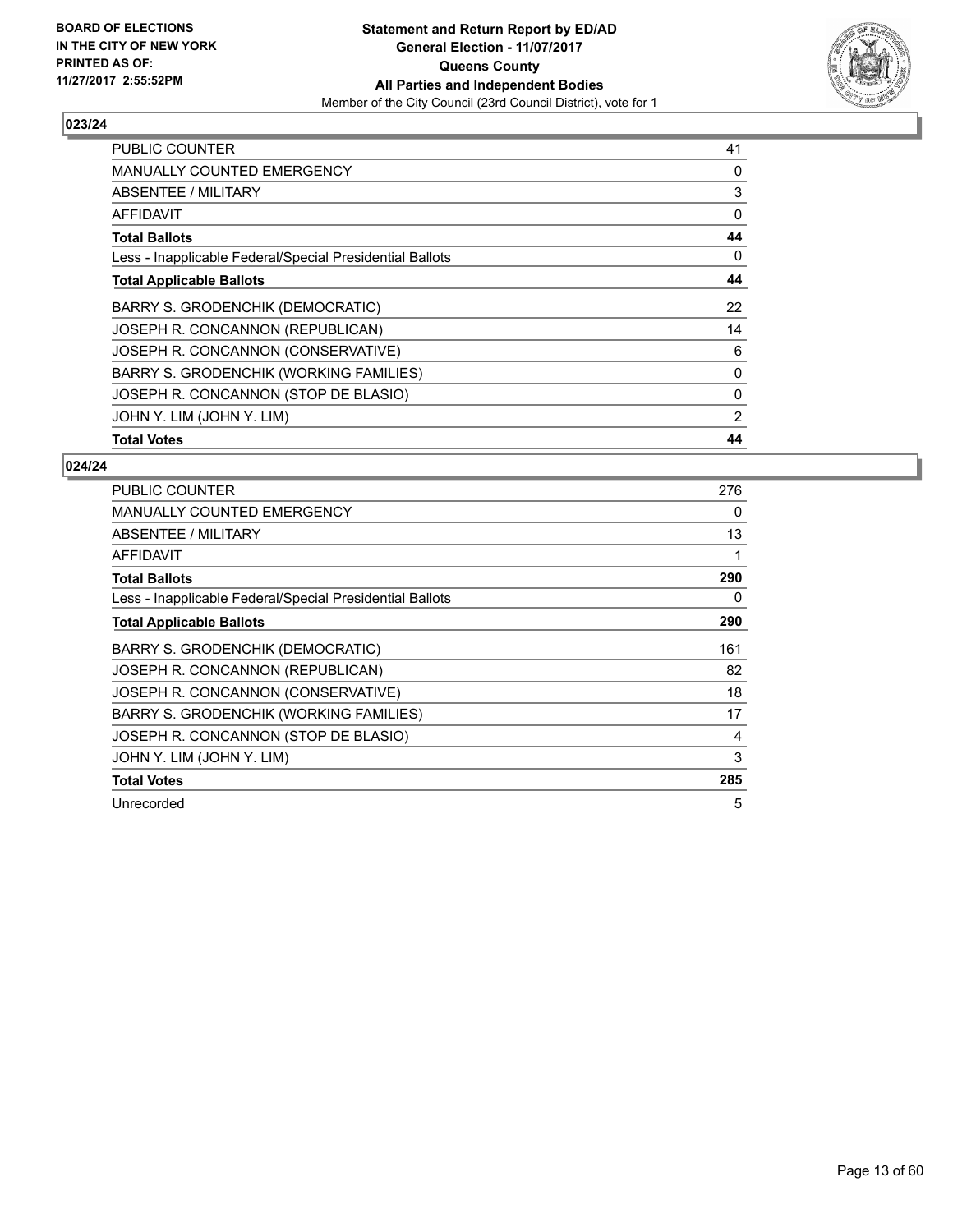BOARD OF ELECTIONS
IN THE CITY OF NEW YORK
PRINTED AS OF:
11/27/2017 2:55:52PM

**Statement and Return Report by ED/AD**
**General Election - 11/07/2017**
**Queens County**
**All Parties and Independent Bodies**
Member of the City Council (23rd Council District), vote for 1

### 023/24

| | |
|---|---|
| PUBLIC COUNTER | 41 |
| MANUALLY COUNTED EMERGENCY | 0 |
| ABSENTEE / MILITARY | 3 |
| AFFIDAVIT | 0 |
| **Total Ballots** | **44** |
| Less - Inapplicable Federal/Special Presidential Ballots | 0 |
| **Total Applicable Ballots** | **44** |
| BARRY S. GRODENCHIK (DEMOCRATIC) | 22 |
| JOSEPH R. CONCANNON (REPUBLICAN) | 14 |
| JOSEPH R. CONCANNON (CONSERVATIVE) | 6 |
| BARRY S. GRODENCHIK (WORKING FAMILIES) | 0 |
| JOSEPH R. CONCANNON (STOP DE BLASIO) | 0 |
| JOHN Y. LIM (JOHN Y. LIM) | 2 |
| **Total Votes** | **44** |

### 024/24

| | |
|---|---|
| PUBLIC COUNTER | 276 |
| MANUALLY COUNTED EMERGENCY | 0 |
| ABSENTEE / MILITARY | 13 |
| AFFIDAVIT | 1 |
| **Total Ballots** | **290** |
| Less - Inapplicable Federal/Special Presidential Ballots | 0 |
| **Total Applicable Ballots** | **290** |
| BARRY S. GRODENCHIK (DEMOCRATIC) | 161 |
| JOSEPH R. CONCANNON (REPUBLICAN) | 82 |
| JOSEPH R. CONCANNON (CONSERVATIVE) | 18 |
| BARRY S. GRODENCHIK (WORKING FAMILIES) | 17 |
| JOSEPH R. CONCANNON (STOP DE BLASIO) | 4 |
| JOHN Y. LIM (JOHN Y. LIM) | 3 |
| **Total Votes** | **285** |
| Unrecorded | 5 |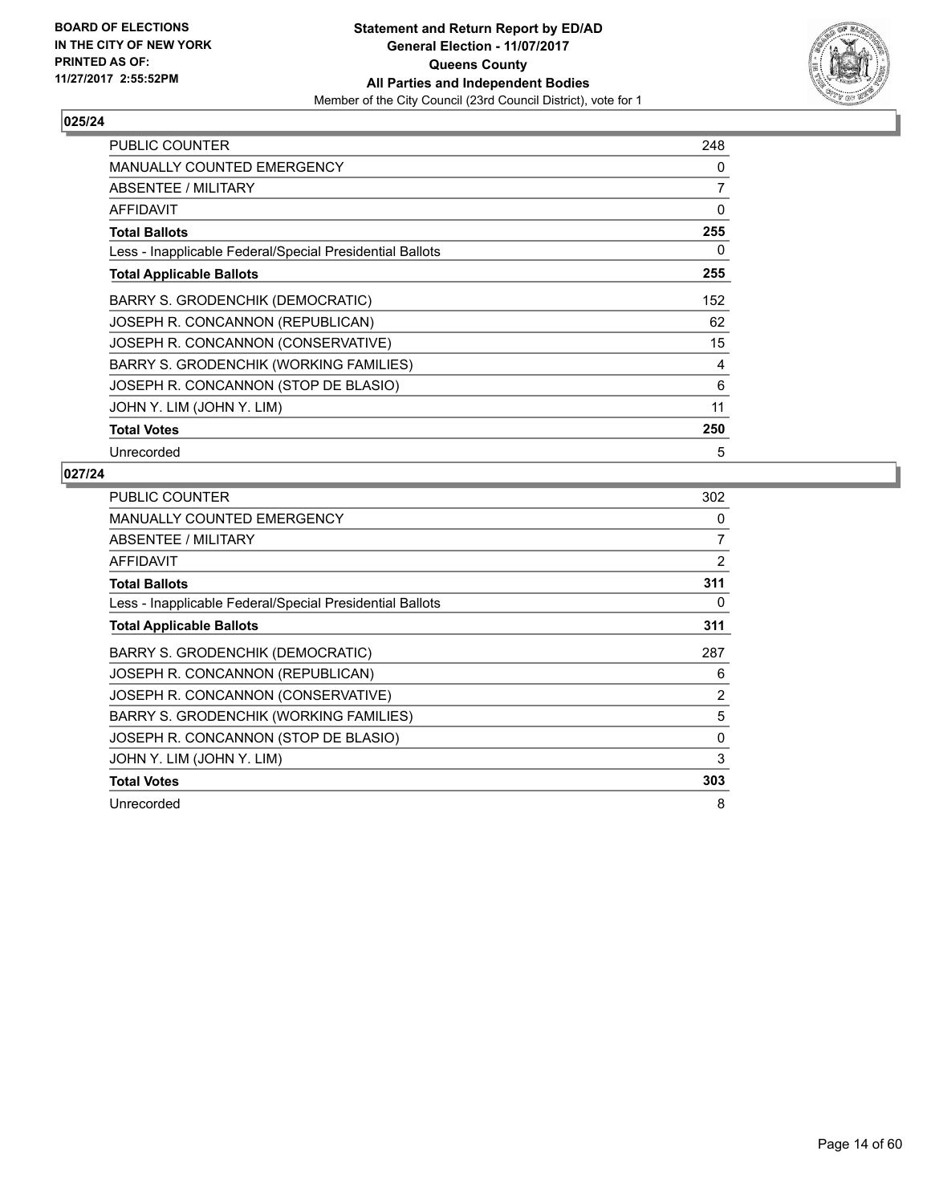**BOARD OF ELECTIONS IN THE CITY OF NEW YORK PRINTED AS OF: 11/27/2017 2:55:52PM**

**Statement and Return Report by ED/AD**
**General Election - 11/07/2017**
**Queens County**
**All Parties and Independent Bodies**
Member of the City Council (23rd Council District), vote for 1

## 025/24

| | |
|---|---|
| PUBLIC COUNTER | 248 |
| MANUALLY COUNTED EMERGENCY | 0 |
| ABSENTEE / MILITARY | 7 |
| AFFIDAVIT | 0 |
| **Total Ballots** | **255** |
| Less - Inapplicable Federal/Special Presidential Ballots | 0 |
| **Total Applicable Ballots** | **255** |
| BARRY S. GRODENCHIK (DEMOCRATIC) | 152 |
| JOSEPH R. CONCANNON (REPUBLICAN) | 62 |
| JOSEPH R. CONCANNON (CONSERVATIVE) | 15 |
| BARRY S. GRODENCHIK (WORKING FAMILIES) | 4 |
| JOSEPH R. CONCANNON (STOP DE BLASIO) | 6 |
| JOHN Y. LIM (JOHN Y. LIM) | 11 |
| **Total Votes** | **250** |
| Unrecorded | 5 |

## 027/24

| | |
|---|---|
| PUBLIC COUNTER | 302 |
| MANUALLY COUNTED EMERGENCY | 0 |
| ABSENTEE / MILITARY | 7 |
| AFFIDAVIT | 2 |
| **Total Ballots** | **311** |
| Less - Inapplicable Federal/Special Presidential Ballots | 0 |
| **Total Applicable Ballots** | **311** |
| BARRY S. GRODENCHIK (DEMOCRATIC) | 287 |
| JOSEPH R. CONCANNON (REPUBLICAN) | 6 |
| JOSEPH R. CONCANNON (CONSERVATIVE) | 2 |
| BARRY S. GRODENCHIK (WORKING FAMILIES) | 5 |
| JOSEPH R. CONCANNON (STOP DE BLASIO) | 0 |
| JOHN Y. LIM (JOHN Y. LIM) | 3 |
| **Total Votes** | **303** |
| Unrecorded | 8 |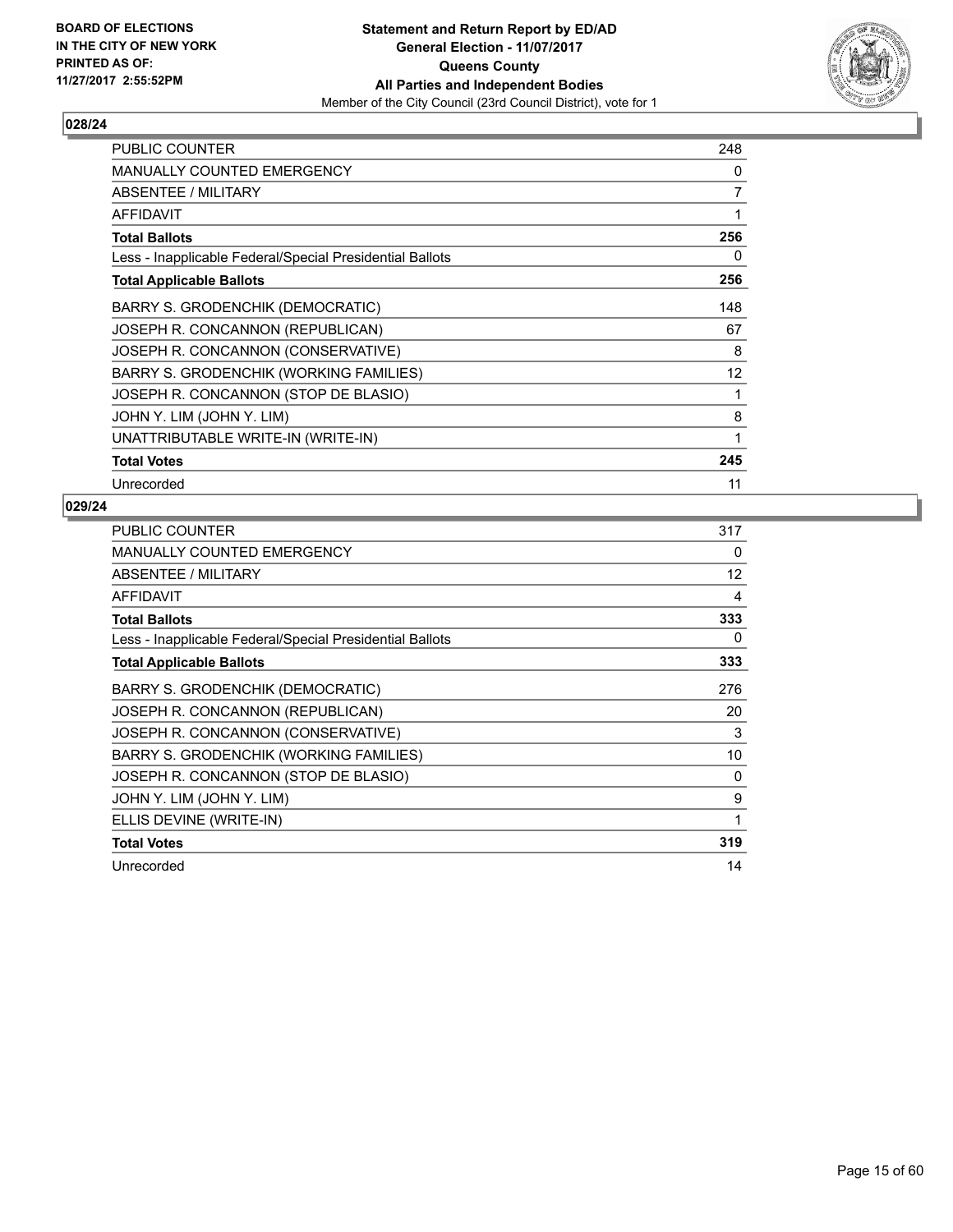**BOARD OF ELECTIONS IN THE CITY OF NEW YORK PRINTED AS OF: 11/27/2017 2:55:52PM**

**Statement and Return Report by ED/AD**
**General Election - 11/07/2017**
**Queens County**
**All Parties and Independent Bodies**
Member of the City Council (23rd Council District), vote for 1

## 028/24

| | |
|---|---|
| PUBLIC COUNTER | 248 |
| MANUALLY COUNTED EMERGENCY | 0 |
| ABSENTEE / MILITARY | 7 |
| AFFIDAVIT | 1 |
| **Total Ballots** | **256** |
| Less - Inapplicable Federal/Special Presidential Ballots | 0 |
| **Total Applicable Ballots** | **256** |
| BARRY S. GRODENCHIK (DEMOCRATIC) | 148 |
| JOSEPH R. CONCANNON (REPUBLICAN) | 67 |
| JOSEPH R. CONCANNON (CONSERVATIVE) | 8 |
| BARRY S. GRODENCHIK (WORKING FAMILIES) | 12 |
| JOSEPH R. CONCANNON (STOP DE BLASIO) | 1 |
| JOHN Y. LIM (JOHN Y. LIM) | 8 |
| UNATTRIBUTABLE WRITE-IN (WRITE-IN) | 1 |
| **Total Votes** | **245** |
| Unrecorded | 11 |

## 029/24

| | |
|---|---|
| PUBLIC COUNTER | 317 |
| MANUALLY COUNTED EMERGENCY | 0 |
| ABSENTEE / MILITARY | 12 |
| AFFIDAVIT | 4 |
| **Total Ballots** | **333** |
| Less - Inapplicable Federal/Special Presidential Ballots | 0 |
| **Total Applicable Ballots** | **333** |
| BARRY S. GRODENCHIK (DEMOCRATIC) | 276 |
| JOSEPH R. CONCANNON (REPUBLICAN) | 20 |
| JOSEPH R. CONCANNON (CONSERVATIVE) | 3 |
| BARRY S. GRODENCHIK (WORKING FAMILIES) | 10 |
| JOSEPH R. CONCANNON (STOP DE BLASIO) | 0 |
| JOHN Y. LIM (JOHN Y. LIM) | 9 |
| ELLIS DEVINE (WRITE-IN) | 1 |
| **Total Votes** | **319** |
| Unrecorded | 14 |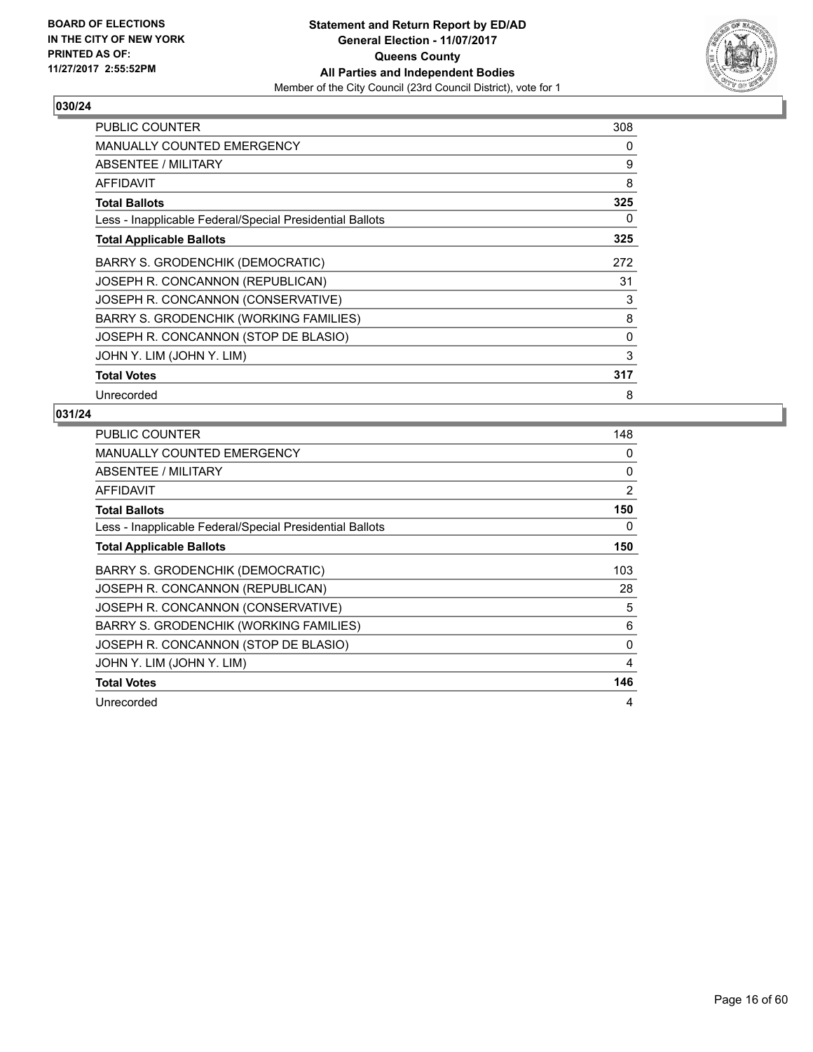**BOARD OF ELECTIONS IN THE CITY OF NEW YORK PRINTED AS OF: 11/27/2017 2:55:52PM**

**Statement and Return Report by ED/AD**
**General Election - 11/07/2017**
**Queens County**
**All Parties and Independent Bodies**
Member of the City Council (23rd Council District), vote for 1

## 030/24

| | |
|---|---|
| PUBLIC COUNTER | 308 |
| MANUALLY COUNTED EMERGENCY | 0 |
| ABSENTEE / MILITARY | 9 |
| AFFIDAVIT | 8 |
| **Total Ballots** | **325** |
| Less - Inapplicable Federal/Special Presidential Ballots | 0 |
| **Total Applicable Ballots** | **325** |
| BARRY S. GRODENCHIK (DEMOCRATIC) | 272 |
| JOSEPH R. CONCANNON (REPUBLICAN) | 31 |
| JOSEPH R. CONCANNON (CONSERVATIVE) | 3 |
| BARRY S. GRODENCHIK (WORKING FAMILIES) | 8 |
| JOSEPH R. CONCANNON (STOP DE BLASIO) | 0 |
| JOHN Y. LIM (JOHN Y. LIM) | 3 |
| **Total Votes** | **317** |
| Unrecorded | 8 |

## 031/24

| | |
|---|---|
| PUBLIC COUNTER | 148 |
| MANUALLY COUNTED EMERGENCY | 0 |
| ABSENTEE / MILITARY | 0 |
| AFFIDAVIT | 2 |
| **Total Ballots** | **150** |
| Less - Inapplicable Federal/Special Presidential Ballots | 0 |
| **Total Applicable Ballots** | **150** |
| BARRY S. GRODENCHIK (DEMOCRATIC) | 103 |
| JOSEPH R. CONCANNON (REPUBLICAN) | 28 |
| JOSEPH R. CONCANNON (CONSERVATIVE) | 5 |
| BARRY S. GRODENCHIK (WORKING FAMILIES) | 6 |
| JOSEPH R. CONCANNON (STOP DE BLASIO) | 0 |
| JOHN Y. LIM (JOHN Y. LIM) | 4 |
| **Total Votes** | **146** |
| Unrecorded | 4 |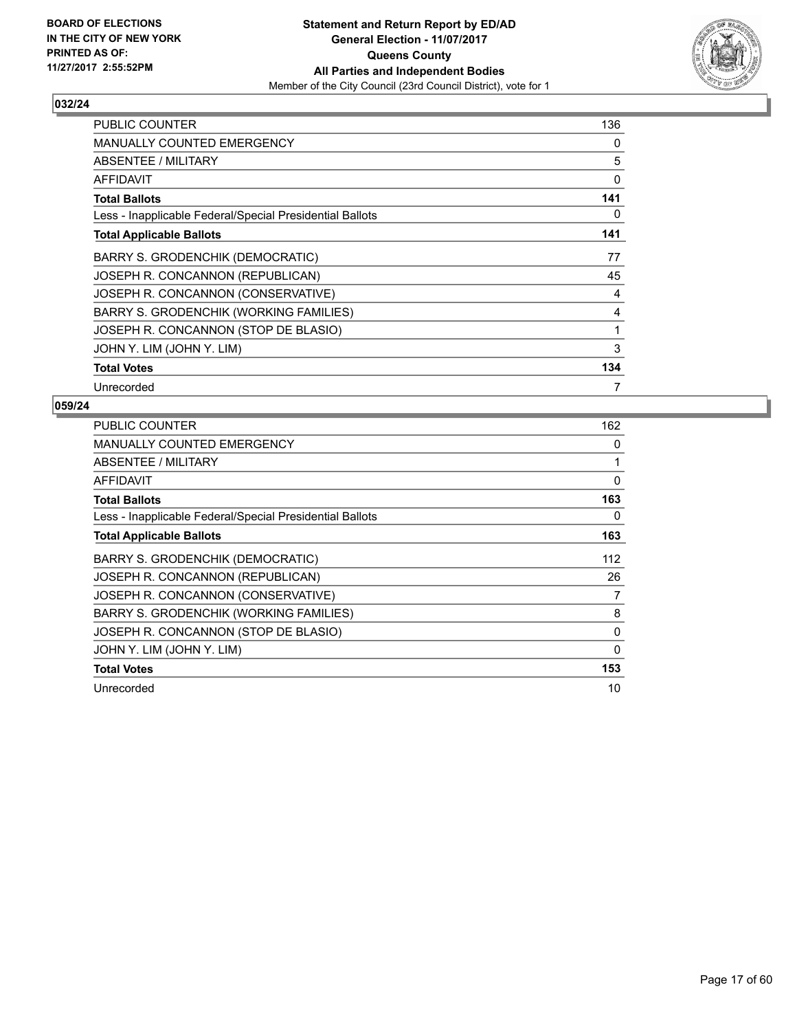**BOARD OF ELECTIONS IN THE CITY OF NEW YORK PRINTED AS OF: 11/27/2017 2:55:52PM**

**Statement and Return Report by ED/AD General Election - 11/07/2017 Queens County All Parties and Independent Bodies**

Member of the City Council (23rd Council District), vote for 1

## 032/24

| | |
|---|---|
| PUBLIC COUNTER | 136 |
| MANUALLY COUNTED EMERGENCY | 0 |
| ABSENTEE / MILITARY | 5 |
| AFFIDAVIT | 0 |
| **Total Ballots** | **141** |
| Less - Inapplicable Federal/Special Presidential Ballots | 0 |
| **Total Applicable Ballots** | **141** |
| BARRY S. GRODENCHIK (DEMOCRATIC) | 77 |
| JOSEPH R. CONCANNON (REPUBLICAN) | 45 |
| JOSEPH R. CONCANNON (CONSERVATIVE) | 4 |
| BARRY S. GRODENCHIK (WORKING FAMILIES) | 4 |
| JOSEPH R. CONCANNON (STOP DE BLASIO) | 1 |
| JOHN Y. LIM (JOHN Y. LIM) | 3 |
| **Total Votes** | **134** |
| Unrecorded | 7 |

## 059/24

| | |
|---|---|
| PUBLIC COUNTER | 162 |
| MANUALLY COUNTED EMERGENCY | 0 |
| ABSENTEE / MILITARY | 1 |
| AFFIDAVIT | 0 |
| **Total Ballots** | **163** |
| Less - Inapplicable Federal/Special Presidential Ballots | 0 |
| **Total Applicable Ballots** | **163** |
| BARRY S. GRODENCHIK (DEMOCRATIC) | 112 |
| JOSEPH R. CONCANNON (REPUBLICAN) | 26 |
| JOSEPH R. CONCANNON (CONSERVATIVE) | 7 |
| BARRY S. GRODENCHIK (WORKING FAMILIES) | 8 |
| JOSEPH R. CONCANNON (STOP DE BLASIO) | 0 |
| JOHN Y. LIM (JOHN Y. LIM) | 0 |
| **Total Votes** | **153** |
| Unrecorded | 10 |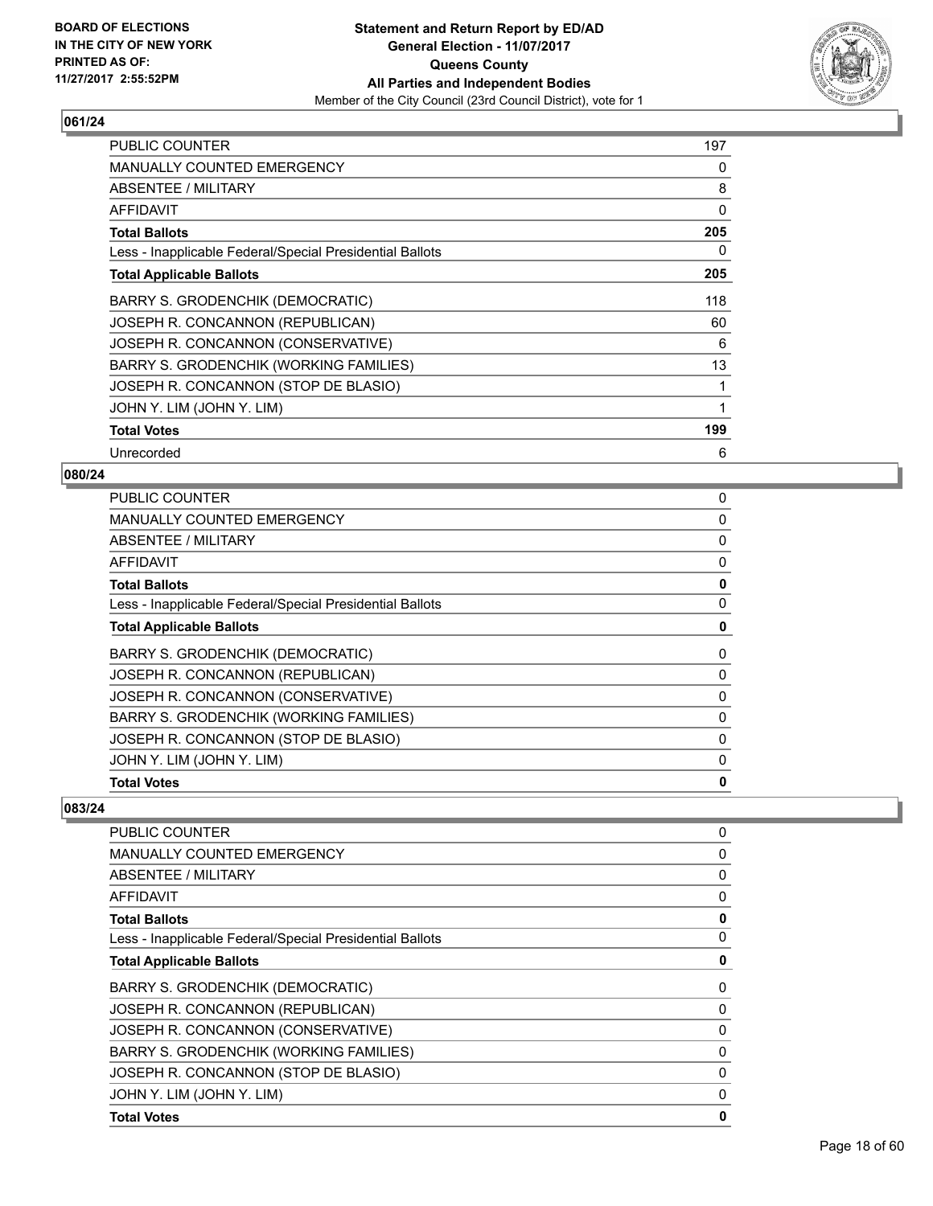## 061/24

| | |
|---|---|
| PUBLIC COUNTER | 197 |
| MANUALLY COUNTED EMERGENCY | 0 |
| ABSENTEE / MILITARY | 8 |
| AFFIDAVIT | 0 |
| **Total Ballots** | **205** |
| Less - Inapplicable Federal/Special Presidential Ballots | 0 |
| **Total Applicable Ballots** | **205** |
| BARRY S. GRODENCHIK (DEMOCRATIC) | 118 |
| JOSEPH R. CONCANNON (REPUBLICAN) | 60 |
| JOSEPH R. CONCANNON (CONSERVATIVE) | 6 |
| BARRY S. GRODENCHIK (WORKING FAMILIES) | 13 |
| JOSEPH R. CONCANNON (STOP DE BLASIO) | 1 |
| JOHN Y. LIM (JOHN Y. LIM) | 1 |
| **Total Votes** | **199** |
| Unrecorded | 6 |

## 080/24

| | |
|---|---|
| PUBLIC COUNTER | 0 |
| MANUALLY COUNTED EMERGENCY | 0 |
| ABSENTEE / MILITARY | 0 |
| AFFIDAVIT | 0 |
| **Total Ballots** | **0** |
| Less - Inapplicable Federal/Special Presidential Ballots | 0 |
| **Total Applicable Ballots** | **0** |
| BARRY S. GRODENCHIK (DEMOCRATIC) | 0 |
| JOSEPH R. CONCANNON (REPUBLICAN) | 0 |
| JOSEPH R. CONCANNON (CONSERVATIVE) | 0 |
| BARRY S. GRODENCHIK (WORKING FAMILIES) | 0 |
| JOSEPH R. CONCANNON (STOP DE BLASIO) | 0 |
| JOHN Y. LIM (JOHN Y. LIM) | 0 |
| **Total Votes** | **0** |

## 083/24

| | |
|---|---|
| PUBLIC COUNTER | 0 |
| MANUALLY COUNTED EMERGENCY | 0 |
| ABSENTEE / MILITARY | 0 |
| AFFIDAVIT | 0 |
| **Total Ballots** | **0** |
| Less - Inapplicable Federal/Special Presidential Ballots | 0 |
| **Total Applicable Ballots** | **0** |
| BARRY S. GRODENCHIK (DEMOCRATIC) | 0 |
| JOSEPH R. CONCANNON (REPUBLICAN) | 0 |
| JOSEPH R. CONCANNON (CONSERVATIVE) | 0 |
| BARRY S. GRODENCHIK (WORKING FAMILIES) | 0 |
| JOSEPH R. CONCANNON (STOP DE BLASIO) | 0 |
| JOHN Y. LIM (JOHN Y. LIM) | 0 |
| **Total Votes** | **0** |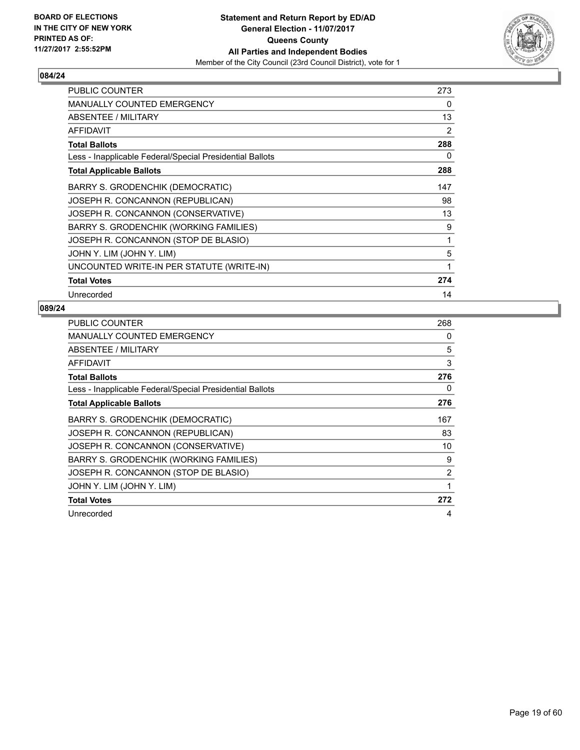BOARD OF ELECTIONS
IN THE CITY OF NEW YORK
PRINTED AS OF:
11/27/2017 2:55:52PM

**Statement and Return Report by ED/AD**
**General Election - 11/07/2017**
**Queens County**
**All Parties and Independent Bodies**
Member of the City Council (23rd Council District), vote for 1

## 084/24

| | |
|---|---|
| PUBLIC COUNTER | 273 |
| MANUALLY COUNTED EMERGENCY | 0 |
| ABSENTEE / MILITARY | 13 |
| AFFIDAVIT | 2 |
| **Total Ballots** | **288** |
| Less - Inapplicable Federal/Special Presidential Ballots | 0 |
| **Total Applicable Ballots** | **288** |
| BARRY S. GRODENCHIK (DEMOCRATIC) | 147 |
| JOSEPH R. CONCANNON (REPUBLICAN) | 98 |
| JOSEPH R. CONCANNON (CONSERVATIVE) | 13 |
| BARRY S. GRODENCHIK (WORKING FAMILIES) | 9 |
| JOSEPH R. CONCANNON (STOP DE BLASIO) | 1 |
| JOHN Y. LIM (JOHN Y. LIM) | 5 |
| UNCOUNTED WRITE-IN PER STATUTE (WRITE-IN) | 1 |
| **Total Votes** | **274** |
| Unrecorded | 14 |

## 089/24

| | |
|---|---|
| PUBLIC COUNTER | 268 |
| MANUALLY COUNTED EMERGENCY | 0 |
| ABSENTEE / MILITARY | 5 |
| AFFIDAVIT | 3 |
| **Total Ballots** | **276** |
| Less - Inapplicable Federal/Special Presidential Ballots | 0 |
| **Total Applicable Ballots** | **276** |
| BARRY S. GRODENCHIK (DEMOCRATIC) | 167 |
| JOSEPH R. CONCANNON (REPUBLICAN) | 83 |
| JOSEPH R. CONCANNON (CONSERVATIVE) | 10 |
| BARRY S. GRODENCHIK (WORKING FAMILIES) | 9 |
| JOSEPH R. CONCANNON (STOP DE BLASIO) | 2 |
| JOHN Y. LIM (JOHN Y. LIM) | 1 |
| **Total Votes** | **272** |
| Unrecorded | 4 |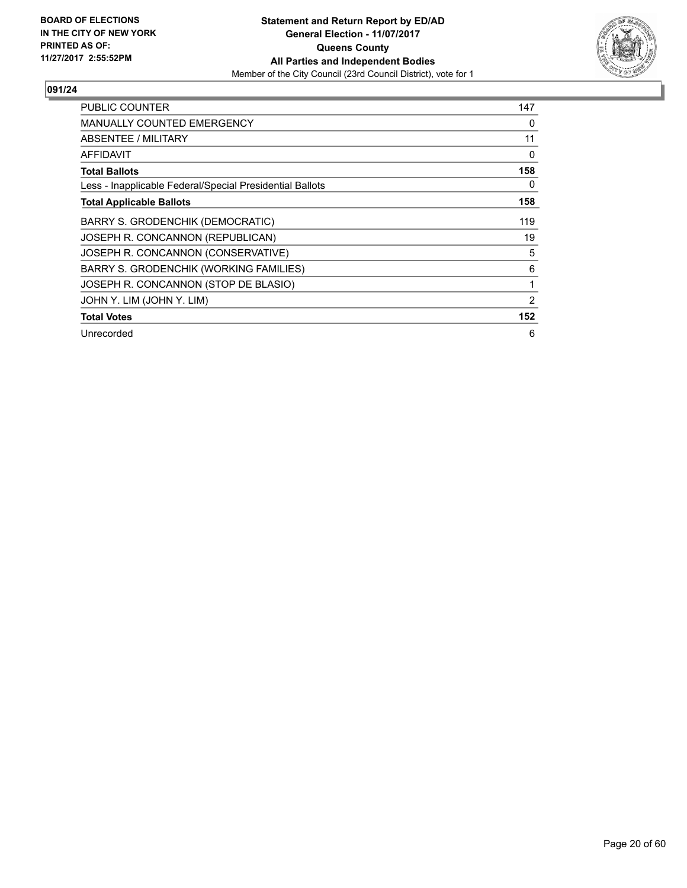BOARD OF ELECTIONS
IN THE CITY OF NEW YORK
PRINTED AS OF:
11/27/2017 2:55:52PM

**Statement and Return Report by ED/AD**
**General Election - 11/07/2017**
**Queens County**
**All Parties and Independent Bodies**
Member of the City Council (23rd Council District), vote for 1

## 091/24

| | |
|---|---|
| PUBLIC COUNTER | 147 |
| MANUALLY COUNTED EMERGENCY | 0 |
| ABSENTEE / MILITARY | 11 |
| AFFIDAVIT | 0 |
| **Total Ballots** | **158** |
| Less - Inapplicable Federal/Special Presidential Ballots | 0 |
| **Total Applicable Ballots** | **158** |
| BARRY S. GRODENCHIK (DEMOCRATIC) | 119 |
| JOSEPH R. CONCANNON (REPUBLICAN) | 19 |
| JOSEPH R. CONCANNON (CONSERVATIVE) | 5 |
| BARRY S. GRODENCHIK (WORKING FAMILIES) | 6 |
| JOSEPH R. CONCANNON (STOP DE BLASIO) | 1 |
| JOHN Y. LIM (JOHN Y. LIM) | 2 |
| **Total Votes** | **152** |
| Unrecorded | 6 |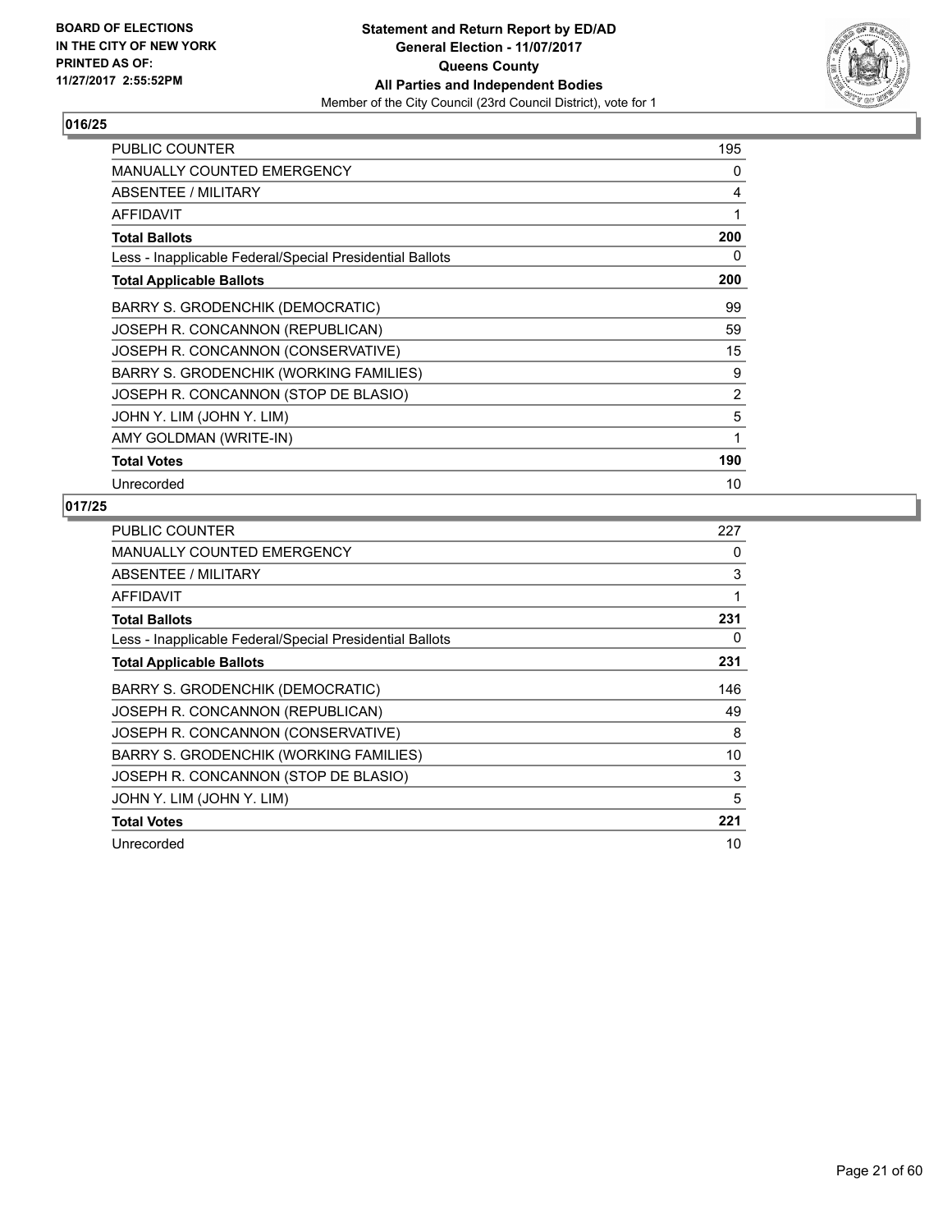**BOARD OF ELECTIONS IN THE CITY OF NEW YORK PRINTED AS OF: 11/27/2017 2:55:52PM**

**Statement and Return Report by ED/AD General Election - 11/07/2017 Queens County All Parties and Independent Bodies**

Member of the City Council (23rd Council District), vote for 1

## 016/25

| | |
|---|---|
| PUBLIC COUNTER | 195 |
| MANUALLY COUNTED EMERGENCY | 0 |
| ABSENTEE / MILITARY | 4 |
| AFFIDAVIT | 1 |
| **Total Ballots** | **200** |
| Less - Inapplicable Federal/Special Presidential Ballots | 0 |
| **Total Applicable Ballots** | **200** |
| BARRY S. GRODENCHIK (DEMOCRATIC) | 99 |
| JOSEPH R. CONCANNON (REPUBLICAN) | 59 |
| JOSEPH R. CONCANNON (CONSERVATIVE) | 15 |
| BARRY S. GRODENCHIK (WORKING FAMILIES) | 9 |
| JOSEPH R. CONCANNON (STOP DE BLASIO) | 2 |
| JOHN Y. LIM (JOHN Y. LIM) | 5 |
| AMY GOLDMAN (WRITE-IN) | 1 |
| **Total Votes** | **190** |
| Unrecorded | 10 |

## 017/25

| | |
|---|---|
| PUBLIC COUNTER | 227 |
| MANUALLY COUNTED EMERGENCY | 0 |
| ABSENTEE / MILITARY | 3 |
| AFFIDAVIT | 1 |
| **Total Ballots** | **231** |
| Less - Inapplicable Federal/Special Presidential Ballots | 0 |
| **Total Applicable Ballots** | **231** |
| BARRY S. GRODENCHIK (DEMOCRATIC) | 146 |
| JOSEPH R. CONCANNON (REPUBLICAN) | 49 |
| JOSEPH R. CONCANNON (CONSERVATIVE) | 8 |
| BARRY S. GRODENCHIK (WORKING FAMILIES) | 10 |
| JOSEPH R. CONCANNON (STOP DE BLASIO) | 3 |
| JOHN Y. LIM (JOHN Y. LIM) | 5 |
| **Total Votes** | **221** |
| Unrecorded | 10 |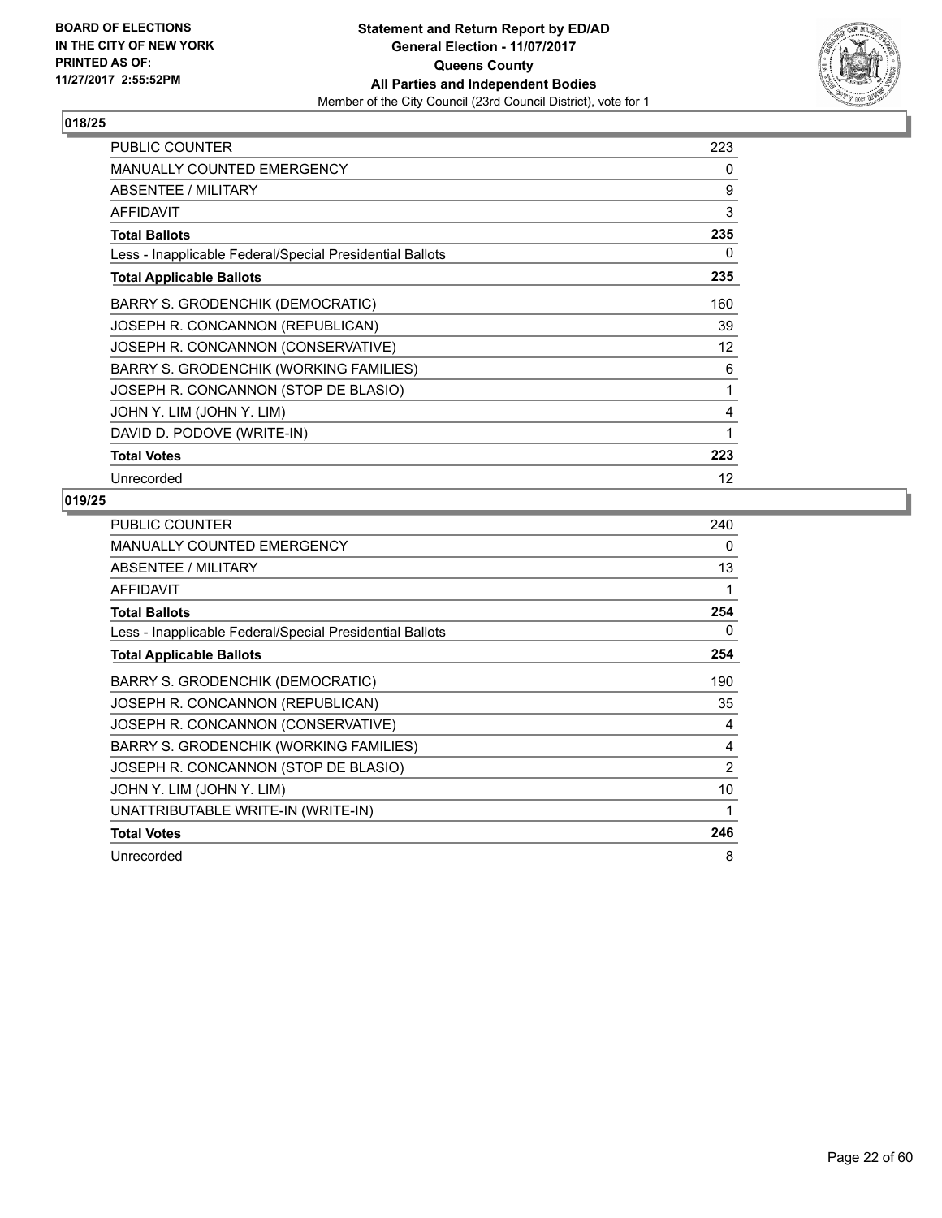BOARD OF ELECTIONS
IN THE CITY OF NEW YORK
PRINTED AS OF:
11/27/2017 2:55:52PM

**Statement and Return Report by ED/AD**
**General Election - 11/07/2017**
**Queens County**
**All Parties and Independent Bodies**
Member of the City Council (23rd Council District), vote for 1

## 018/25

| | |
|---|---|
| PUBLIC COUNTER | 223 |
| MANUALLY COUNTED EMERGENCY | 0 |
| ABSENTEE / MILITARY | 9 |
| AFFIDAVIT | 3 |
| **Total Ballots** | **235** |
| Less - Inapplicable Federal/Special Presidential Ballots | 0 |
| **Total Applicable Ballots** | **235** |
| BARRY S. GRODENCHIK (DEMOCRATIC) | 160 |
| JOSEPH R. CONCANNON (REPUBLICAN) | 39 |
| JOSEPH R. CONCANNON (CONSERVATIVE) | 12 |
| BARRY S. GRODENCHIK (WORKING FAMILIES) | 6 |
| JOSEPH R. CONCANNON (STOP DE BLASIO) | 1 |
| JOHN Y. LIM (JOHN Y. LIM) | 4 |
| DAVID D. PODOVE (WRITE-IN) | 1 |
| **Total Votes** | **223** |
| Unrecorded | 12 |

## 019/25

| | |
|---|---|
| PUBLIC COUNTER | 240 |
| MANUALLY COUNTED EMERGENCY | 0 |
| ABSENTEE / MILITARY | 13 |
| AFFIDAVIT | 1 |
| **Total Ballots** | **254** |
| Less - Inapplicable Federal/Special Presidential Ballots | 0 |
| **Total Applicable Ballots** | **254** |
| BARRY S. GRODENCHIK (DEMOCRATIC) | 190 |
| JOSEPH R. CONCANNON (REPUBLICAN) | 35 |
| JOSEPH R. CONCANNON (CONSERVATIVE) | 4 |
| BARRY S. GRODENCHIK (WORKING FAMILIES) | 4 |
| JOSEPH R. CONCANNON (STOP DE BLASIO) | 2 |
| JOHN Y. LIM (JOHN Y. LIM) | 10 |
| UNATTRIBUTABLE WRITE-IN (WRITE-IN) | 1 |
| **Total Votes** | **246** |
| Unrecorded | 8 |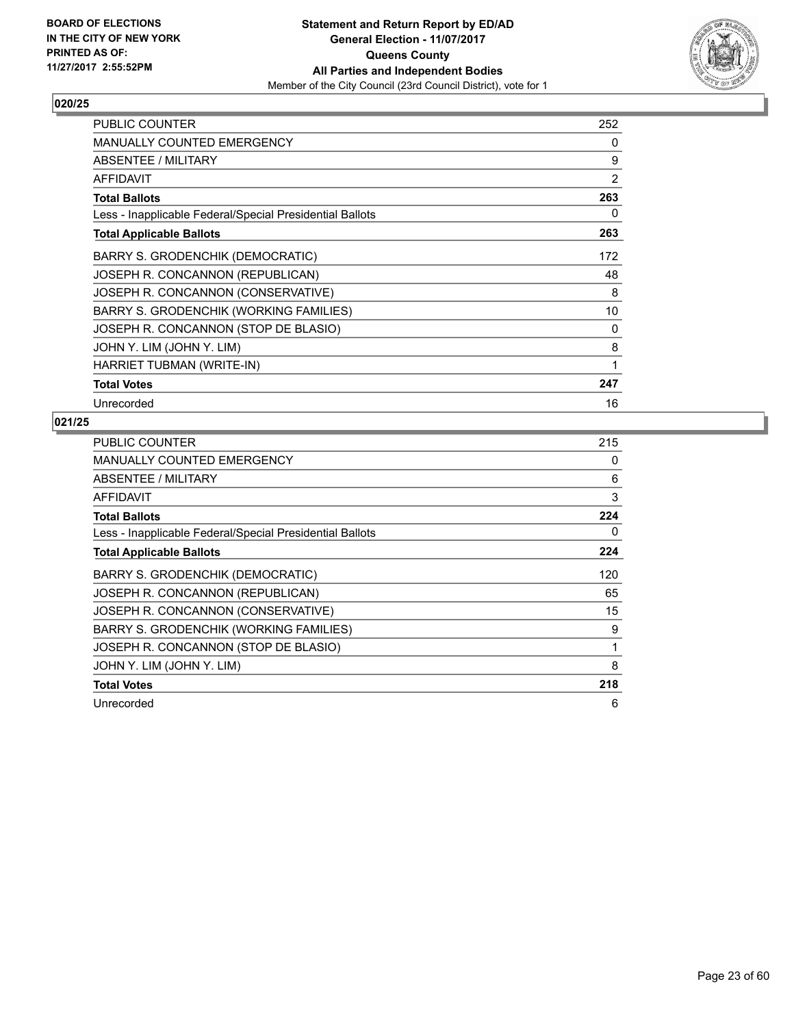**BOARD OF ELECTIONS IN THE CITY OF NEW YORK PRINTED AS OF: 11/27/2017 2:55:52PM**

**Statement and Return Report by ED/AD**
**General Election - 11/07/2017**
**Queens County**
**All Parties and Independent Bodies**
Member of the City Council (23rd Council District), vote for 1

## 020/25

| | |
|---|---|
| PUBLIC COUNTER | 252 |
| MANUALLY COUNTED EMERGENCY | 0 |
| ABSENTEE / MILITARY | 9 |
| AFFIDAVIT | 2 |
| **Total Ballots** | **263** |
| Less - Inapplicable Federal/Special Presidential Ballots | 0 |
| **Total Applicable Ballots** | **263** |
| BARRY S. GRODENCHIK (DEMOCRATIC) | 172 |
| JOSEPH R. CONCANNON (REPUBLICAN) | 48 |
| JOSEPH R. CONCANNON (CONSERVATIVE) | 8 |
| BARRY S. GRODENCHIK (WORKING FAMILIES) | 10 |
| JOSEPH R. CONCANNON (STOP DE BLASIO) | 0 |
| JOHN Y. LIM (JOHN Y. LIM) | 8 |
| HARRIET TUBMAN (WRITE-IN) | 1 |
| **Total Votes** | **247** |
| Unrecorded | 16 |

## 021/25

| | |
|---|---|
| PUBLIC COUNTER | 215 |
| MANUALLY COUNTED EMERGENCY | 0 |
| ABSENTEE / MILITARY | 6 |
| AFFIDAVIT | 3 |
| **Total Ballots** | **224** |
| Less - Inapplicable Federal/Special Presidential Ballots | 0 |
| **Total Applicable Ballots** | **224** |
| BARRY S. GRODENCHIK (DEMOCRATIC) | 120 |
| JOSEPH R. CONCANNON (REPUBLICAN) | 65 |
| JOSEPH R. CONCANNON (CONSERVATIVE) | 15 |
| BARRY S. GRODENCHIK (WORKING FAMILIES) | 9 |
| JOSEPH R. CONCANNON (STOP DE BLASIO) | 1 |
| JOHN Y. LIM (JOHN Y. LIM) | 8 |
| **Total Votes** | **218** |
| Unrecorded | 6 |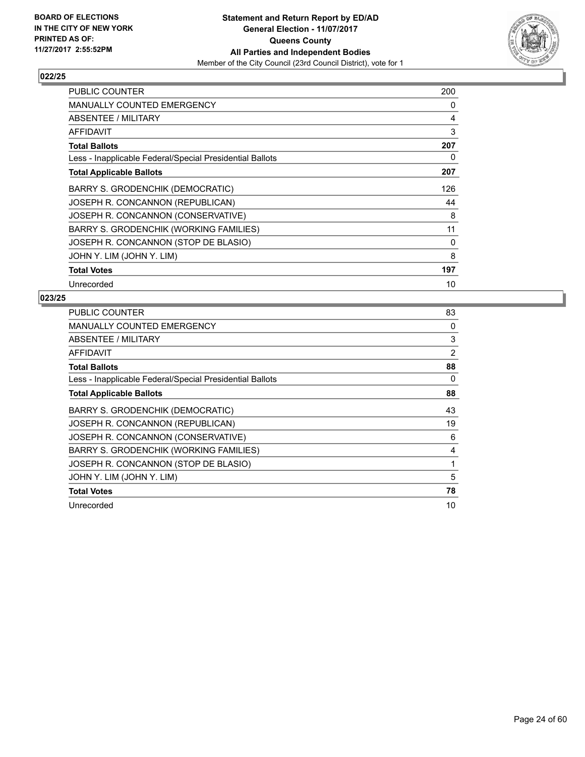BOARD OF ELECTIONS
IN THE CITY OF NEW YORK
PRINTED AS OF:
11/27/2017 2:55:52PM

**Statement and Return Report by ED/AD**
**General Election - 11/07/2017**
**Queens County**
**All Parties and Independent Bodies**
Member of the City Council (23rd Council District), vote for 1

## 022/25

| | |
|---|---|
| PUBLIC COUNTER | 200 |
| MANUALLY COUNTED EMERGENCY | 0 |
| ABSENTEE / MILITARY | 4 |
| AFFIDAVIT | 3 |
| **Total Ballots** | **207** |
| Less - Inapplicable Federal/Special Presidential Ballots | 0 |
| **Total Applicable Ballots** | **207** |
| BARRY S. GRODENCHIK (DEMOCRATIC) | 126 |
| JOSEPH R. CONCANNON (REPUBLICAN) | 44 |
| JOSEPH R. CONCANNON (CONSERVATIVE) | 8 |
| BARRY S. GRODENCHIK (WORKING FAMILIES) | 11 |
| JOSEPH R. CONCANNON (STOP DE BLASIO) | 0 |
| JOHN Y. LIM (JOHN Y. LIM) | 8 |
| **Total Votes** | **197** |
| Unrecorded | 10 |

## 023/25

| | |
|---|---|
| PUBLIC COUNTER | 83 |
| MANUALLY COUNTED EMERGENCY | 0 |
| ABSENTEE / MILITARY | 3 |
| AFFIDAVIT | 2 |
| **Total Ballots** | **88** |
| Less - Inapplicable Federal/Special Presidential Ballots | 0 |
| **Total Applicable Ballots** | **88** |
| BARRY S. GRODENCHIK (DEMOCRATIC) | 43 |
| JOSEPH R. CONCANNON (REPUBLICAN) | 19 |
| JOSEPH R. CONCANNON (CONSERVATIVE) | 6 |
| BARRY S. GRODENCHIK (WORKING FAMILIES) | 4 |
| JOSEPH R. CONCANNON (STOP DE BLASIO) | 1 |
| JOHN Y. LIM (JOHN Y. LIM) | 5 |
| **Total Votes** | **78** |
| Unrecorded | 10 |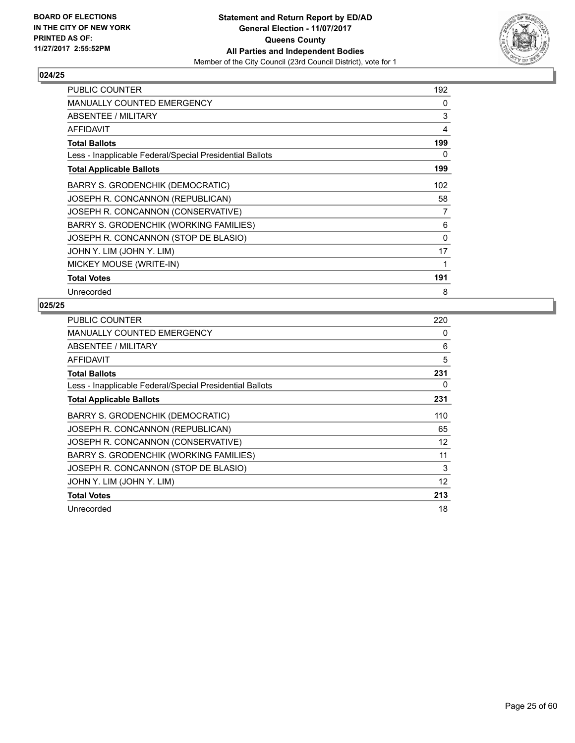**BOARD OF ELECTIONS IN THE CITY OF NEW YORK PRINTED AS OF: 11/27/2017 2:55:52PM**

**Statement and Return Report by ED/AD General Election - 11/07/2017 Queens County All Parties and Independent Bodies**

Member of the City Council (23rd Council District), vote for 1

## 024/25

| | |
|---|---|
| PUBLIC COUNTER | 192 |
| MANUALLY COUNTED EMERGENCY | 0 |
| ABSENTEE / MILITARY | 3 |
| AFFIDAVIT | 4 |
| **Total Ballots** | **199** |
| Less - Inapplicable Federal/Special Presidential Ballots | 0 |
| **Total Applicable Ballots** | **199** |
| BARRY S. GRODENCHIK (DEMOCRATIC) | 102 |
| JOSEPH R. CONCANNON (REPUBLICAN) | 58 |
| JOSEPH R. CONCANNON (CONSERVATIVE) | 7 |
| BARRY S. GRODENCHIK (WORKING FAMILIES) | 6 |
| JOSEPH R. CONCANNON (STOP DE BLASIO) | 0 |
| JOHN Y. LIM (JOHN Y. LIM) | 17 |
| MICKEY MOUSE (WRITE-IN) | 1 |
| **Total Votes** | **191** |
| Unrecorded | 8 |

## 025/25

| | |
|---|---|
| PUBLIC COUNTER | 220 |
| MANUALLY COUNTED EMERGENCY | 0 |
| ABSENTEE / MILITARY | 6 |
| AFFIDAVIT | 5 |
| **Total Ballots** | **231** |
| Less - Inapplicable Federal/Special Presidential Ballots | 0 |
| **Total Applicable Ballots** | **231** |
| BARRY S. GRODENCHIK (DEMOCRATIC) | 110 |
| JOSEPH R. CONCANNON (REPUBLICAN) | 65 |
| JOSEPH R. CONCANNON (CONSERVATIVE) | 12 |
| BARRY S. GRODENCHIK (WORKING FAMILIES) | 11 |
| JOSEPH R. CONCANNON (STOP DE BLASIO) | 3 |
| JOHN Y. LIM (JOHN Y. LIM) | 12 |
| **Total Votes** | **213** |
| Unrecorded | 18 |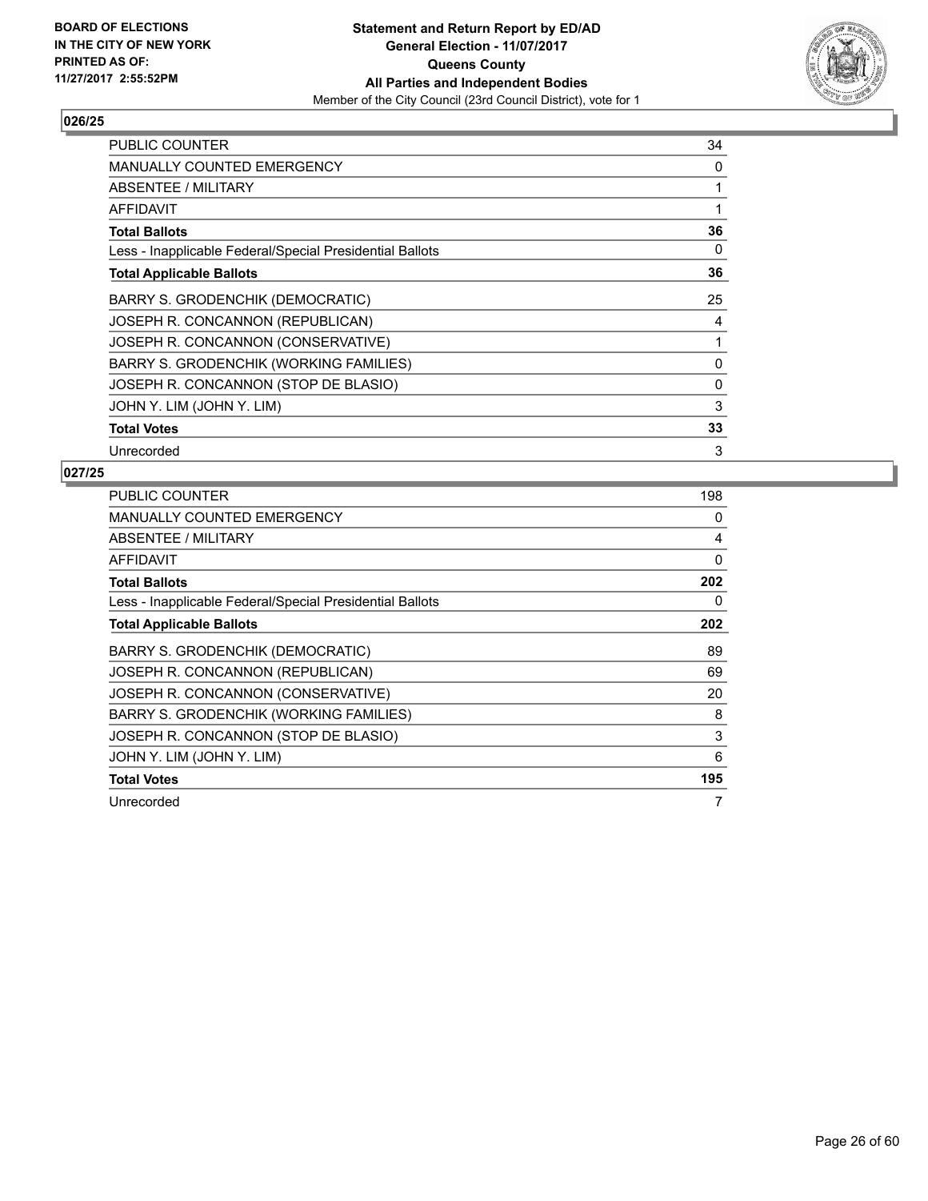BOARD OF ELECTIONS
IN THE CITY OF NEW YORK
PRINTED AS OF:
11/27/2017 2:55:52PM

**Statement and Return Report by ED/AD**
**General Election - 11/07/2017**
**Queens County**
**All Parties and Independent Bodies**
Member of the City Council (23rd Council District), vote for 1

### 026/25

| | |
|---|---|
| PUBLIC COUNTER | 34 |
| MANUALLY COUNTED EMERGENCY | 0 |
| ABSENTEE / MILITARY | 1 |
| AFFIDAVIT | 1 |
| **Total Ballots** | **36** |
| Less - Inapplicable Federal/Special Presidential Ballots | 0 |
| **Total Applicable Ballots** | **36** |
| BARRY S. GRODENCHIK (DEMOCRATIC) | 25 |
| JOSEPH R. CONCANNON (REPUBLICAN) | 4 |
| JOSEPH R. CONCANNON (CONSERVATIVE) | 1 |
| BARRY S. GRODENCHIK (WORKING FAMILIES) | 0 |
| JOSEPH R. CONCANNON (STOP DE BLASIO) | 0 |
| JOHN Y. LIM (JOHN Y. LIM) | 3 |
| **Total Votes** | **33** |
| Unrecorded | 3 |

### 027/25

| | |
|---|---|
| PUBLIC COUNTER | 198 |
| MANUALLY COUNTED EMERGENCY | 0 |
| ABSENTEE / MILITARY | 4 |
| AFFIDAVIT | 0 |
| **Total Ballots** | **202** |
| Less - Inapplicable Federal/Special Presidential Ballots | 0 |
| **Total Applicable Ballots** | **202** |
| BARRY S. GRODENCHIK (DEMOCRATIC) | 89 |
| JOSEPH R. CONCANNON (REPUBLICAN) | 69 |
| JOSEPH R. CONCANNON (CONSERVATIVE) | 20 |
| BARRY S. GRODENCHIK (WORKING FAMILIES) | 8 |
| JOSEPH R. CONCANNON (STOP DE BLASIO) | 3 |
| JOHN Y. LIM (JOHN Y. LIM) | 6 |
| **Total Votes** | **195** |
| Unrecorded | 7 |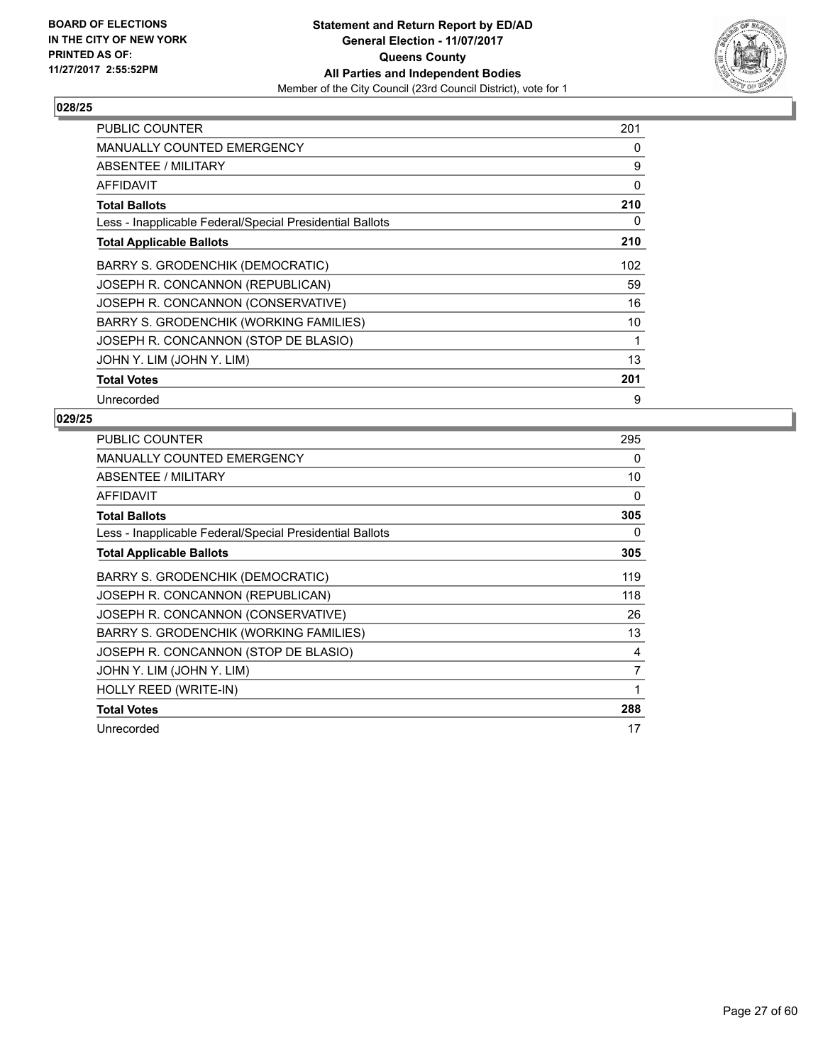BOARD OF ELECTIONS
IN THE CITY OF NEW YORK
PRINTED AS OF:
11/27/2017 2:55:52PM

**Statement and Return Report by ED/AD**
**General Election - 11/07/2017**
**Queens County**
**All Parties and Independent Bodies**
Member of the City Council (23rd Council District), vote for 1

## 028/25

| | |
|---|---|
| PUBLIC COUNTER | 201 |
| MANUALLY COUNTED EMERGENCY | 0 |
| ABSENTEE / MILITARY | 9 |
| AFFIDAVIT | 0 |
| **Total Ballots** | **210** |
| Less - Inapplicable Federal/Special Presidential Ballots | 0 |
| **Total Applicable Ballots** | **210** |
| BARRY S. GRODENCHIK (DEMOCRATIC) | 102 |
| JOSEPH R. CONCANNON (REPUBLICAN) | 59 |
| JOSEPH R. CONCANNON (CONSERVATIVE) | 16 |
| BARRY S. GRODENCHIK (WORKING FAMILIES) | 10 |
| JOSEPH R. CONCANNON (STOP DE BLASIO) | 1 |
| JOHN Y. LIM (JOHN Y. LIM) | 13 |
| **Total Votes** | **201** |
| Unrecorded | 9 |

## 029/25

| | |
|---|---|
| PUBLIC COUNTER | 295 |
| MANUALLY COUNTED EMERGENCY | 0 |
| ABSENTEE / MILITARY | 10 |
| AFFIDAVIT | 0 |
| **Total Ballots** | **305** |
| Less - Inapplicable Federal/Special Presidential Ballots | 0 |
| **Total Applicable Ballots** | **305** |
| BARRY S. GRODENCHIK (DEMOCRATIC) | 119 |
| JOSEPH R. CONCANNON (REPUBLICAN) | 118 |
| JOSEPH R. CONCANNON (CONSERVATIVE) | 26 |
| BARRY S. GRODENCHIK (WORKING FAMILIES) | 13 |
| JOSEPH R. CONCANNON (STOP DE BLASIO) | 4 |
| JOHN Y. LIM (JOHN Y. LIM) | 7 |
| HOLLY REED (WRITE-IN) | 1 |
| **Total Votes** | **288** |
| Unrecorded | 17 |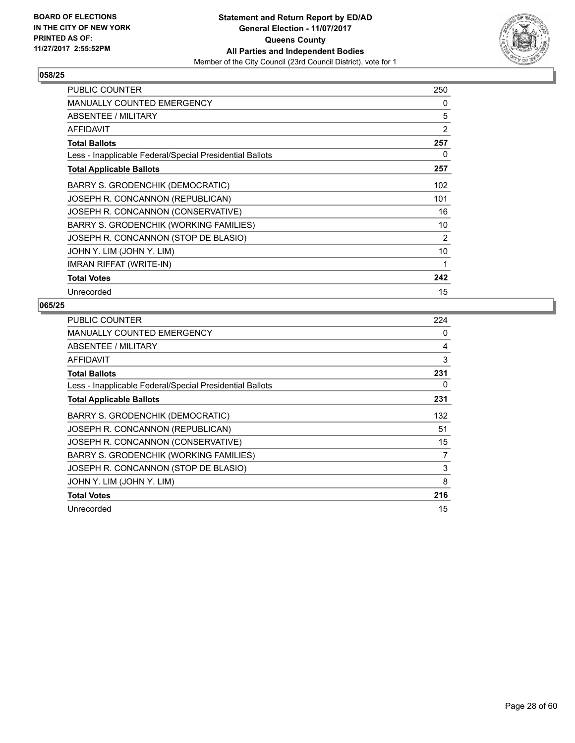BOARD OF ELECTIONS
IN THE CITY OF NEW YORK
PRINTED AS OF:
11/27/2017 2:55:52PM

**Statement and Return Report by ED/AD**
**General Election - 11/07/2017**
**Queens County**
**All Parties and Independent Bodies**
Member of the City Council (23rd Council District), vote for 1

### 058/25

| | |
|---|---|
| PUBLIC COUNTER | 250 |
| MANUALLY COUNTED EMERGENCY | 0 |
| ABSENTEE / MILITARY | 5 |
| AFFIDAVIT | 2 |
| **Total Ballots** | **257** |
| Less - Inapplicable Federal/Special Presidential Ballots | 0 |
| **Total Applicable Ballots** | **257** |
| BARRY S. GRODENCHIK (DEMOCRATIC) | 102 |
| JOSEPH R. CONCANNON (REPUBLICAN) | 101 |
| JOSEPH R. CONCANNON (CONSERVATIVE) | 16 |
| BARRY S. GRODENCHIK (WORKING FAMILIES) | 10 |
| JOSEPH R. CONCANNON (STOP DE BLASIO) | 2 |
| JOHN Y. LIM (JOHN Y. LIM) | 10 |
| IMRAN RIFFAT (WRITE-IN) | 1 |
| **Total Votes** | **242** |
| Unrecorded | 15 |

### 065/25

| | |
|---|---|
| PUBLIC COUNTER | 224 |
| MANUALLY COUNTED EMERGENCY | 0 |
| ABSENTEE / MILITARY | 4 |
| AFFIDAVIT | 3 |
| **Total Ballots** | **231** |
| Less - Inapplicable Federal/Special Presidential Ballots | 0 |
| **Total Applicable Ballots** | **231** |
| BARRY S. GRODENCHIK (DEMOCRATIC) | 132 |
| JOSEPH R. CONCANNON (REPUBLICAN) | 51 |
| JOSEPH R. CONCANNON (CONSERVATIVE) | 15 |
| BARRY S. GRODENCHIK (WORKING FAMILIES) | 7 |
| JOSEPH R. CONCANNON (STOP DE BLASIO) | 3 |
| JOHN Y. LIM (JOHN Y. LIM) | 8 |
| **Total Votes** | **216** |
| Unrecorded | 15 |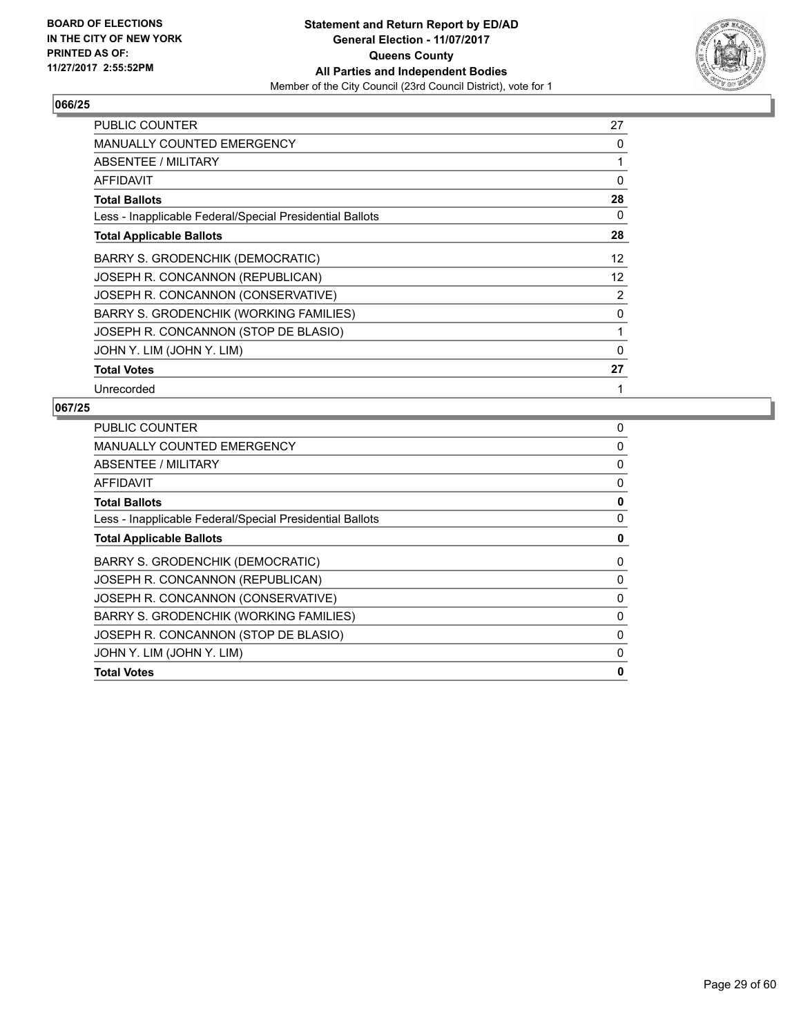BOARD OF ELECTIONS
IN THE CITY OF NEW YORK
PRINTED AS OF:
11/27/2017 2:55:52PM

**Statement and Return Report by ED/AD**
**General Election - 11/07/2017**
**Queens County**
**All Parties and Independent Bodies**
Member of the City Council (23rd Council District), vote for 1

## 066/25

| | |
|---|---|
| PUBLIC COUNTER | 27 |
| MANUALLY COUNTED EMERGENCY | 0 |
| ABSENTEE / MILITARY | 1 |
| AFFIDAVIT | 0 |
| **Total Ballots** | **28** |
| Less - Inapplicable Federal/Special Presidential Ballots | 0 |
| **Total Applicable Ballots** | **28** |
| BARRY S. GRODENCHIK (DEMOCRATIC) | 12 |
| JOSEPH R. CONCANNON (REPUBLICAN) | 12 |
| JOSEPH R. CONCANNON (CONSERVATIVE) | 2 |
| BARRY S. GRODENCHIK (WORKING FAMILIES) | 0 |
| JOSEPH R. CONCANNON (STOP DE BLASIO) | 1 |
| JOHN Y. LIM (JOHN Y. LIM) | 0 |
| **Total Votes** | **27** |
| Unrecorded | 1 |

## 067/25

| | |
|---|---|
| PUBLIC COUNTER | 0 |
| MANUALLY COUNTED EMERGENCY | 0 |
| ABSENTEE / MILITARY | 0 |
| AFFIDAVIT | 0 |
| **Total Ballots** | **0** |
| Less - Inapplicable Federal/Special Presidential Ballots | 0 |
| **Total Applicable Ballots** | **0** |
| BARRY S. GRODENCHIK (DEMOCRATIC) | 0 |
| JOSEPH R. CONCANNON (REPUBLICAN) | 0 |
| JOSEPH R. CONCANNON (CONSERVATIVE) | 0 |
| BARRY S. GRODENCHIK (WORKING FAMILIES) | 0 |
| JOSEPH R. CONCANNON (STOP DE BLASIO) | 0 |
| JOHN Y. LIM (JOHN Y. LIM) | 0 |
| **Total Votes** | **0** |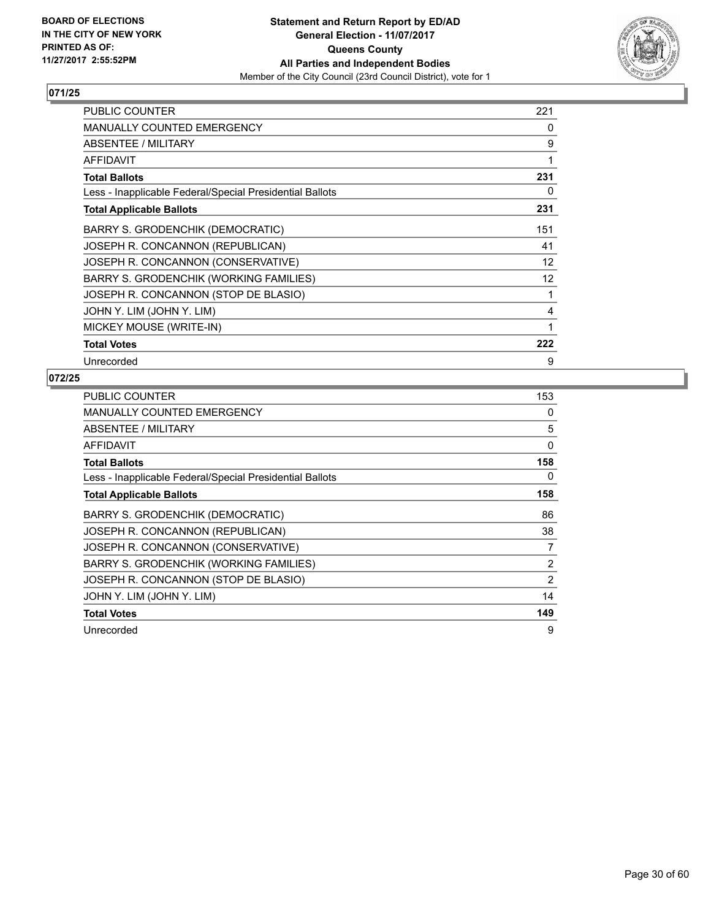BOARD OF ELECTIONS
IN THE CITY OF NEW YORK
PRINTED AS OF:
11/27/2017 2:55:52PM

**Statement and Return Report by ED/AD**
**General Election - 11/07/2017**
**Queens County**
**All Parties and Independent Bodies**
Member of the City Council (23rd Council District), vote for 1

## 071/25

| | |
|---|---|
| PUBLIC COUNTER | 221 |
| MANUALLY COUNTED EMERGENCY | 0 |
| ABSENTEE / MILITARY | 9 |
| AFFIDAVIT | 1 |
| **Total Ballots** | **231** |
| Less - Inapplicable Federal/Special Presidential Ballots | 0 |
| **Total Applicable Ballots** | **231** |
| BARRY S. GRODENCHIK (DEMOCRATIC) | 151 |
| JOSEPH R. CONCANNON (REPUBLICAN) | 41 |
| JOSEPH R. CONCANNON (CONSERVATIVE) | 12 |
| BARRY S. GRODENCHIK (WORKING FAMILIES) | 12 |
| JOSEPH R. CONCANNON (STOP DE BLASIO) | 1 |
| JOHN Y. LIM (JOHN Y. LIM) | 4 |
| MICKEY MOUSE (WRITE-IN) | 1 |
| **Total Votes** | **222** |
| Unrecorded | 9 |

## 072/25

| | |
|---|---|
| PUBLIC COUNTER | 153 |
| MANUALLY COUNTED EMERGENCY | 0 |
| ABSENTEE / MILITARY | 5 |
| AFFIDAVIT | 0 |
| **Total Ballots** | **158** |
| Less - Inapplicable Federal/Special Presidential Ballots | 0 |
| **Total Applicable Ballots** | **158** |
| BARRY S. GRODENCHIK (DEMOCRATIC) | 86 |
| JOSEPH R. CONCANNON (REPUBLICAN) | 38 |
| JOSEPH R. CONCANNON (CONSERVATIVE) | 7 |
| BARRY S. GRODENCHIK (WORKING FAMILIES) | 2 |
| JOSEPH R. CONCANNON (STOP DE BLASIO) | 2 |
| JOHN Y. LIM (JOHN Y. LIM) | 14 |
| **Total Votes** | **149** |
| Unrecorded | 9 |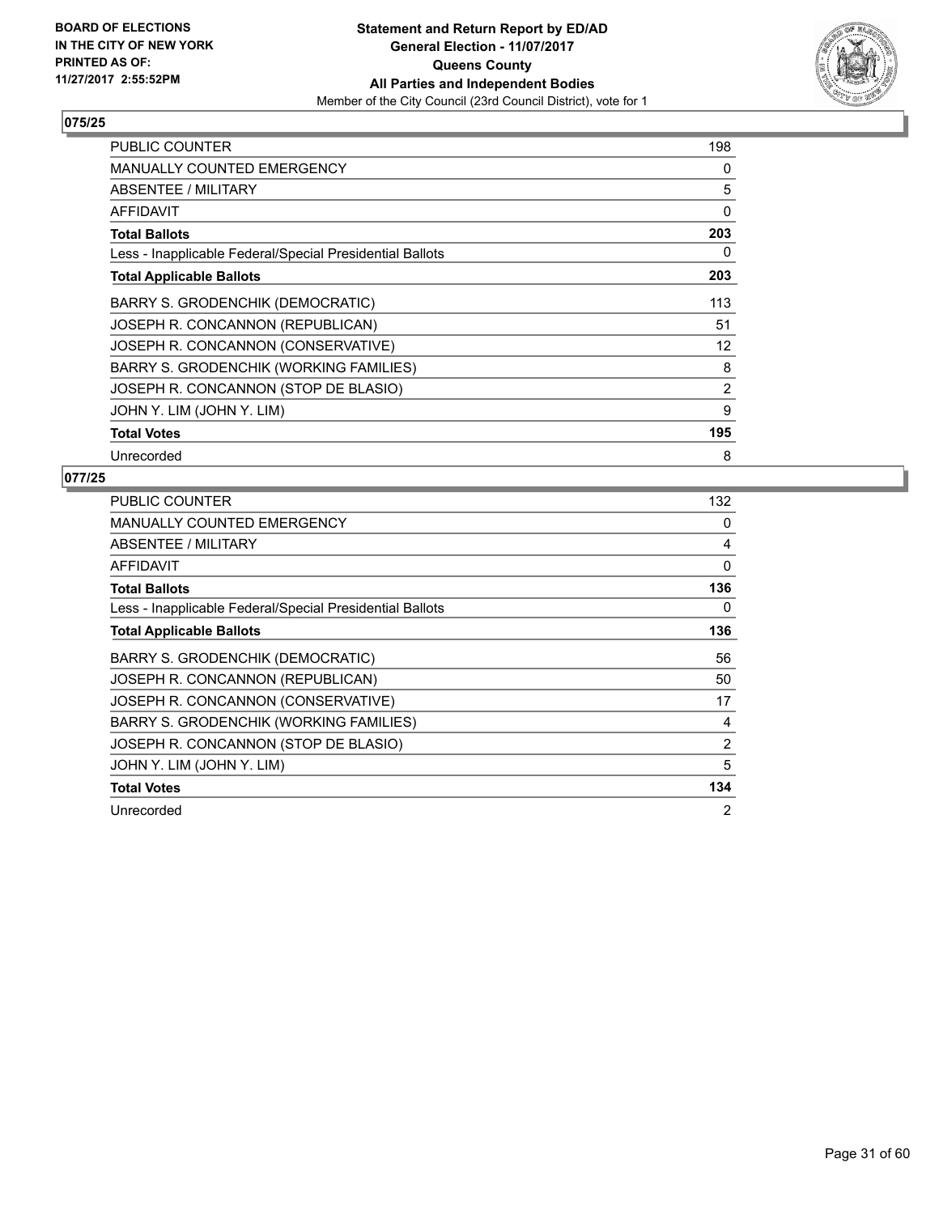BOARD OF ELECTIONS
IN THE CITY OF NEW YORK
PRINTED AS OF:
11/27/2017 2:55:52PM

**Statement and Return Report by ED/AD**
**General Election - 11/07/2017**
**Queens County**
**All Parties and Independent Bodies**
Member of the City Council (23rd Council District), vote for 1

## 075/25

| | |
|---|---|
| PUBLIC COUNTER | 198 |
| MANUALLY COUNTED EMERGENCY | 0 |
| ABSENTEE / MILITARY | 5 |
| AFFIDAVIT | 0 |
| **Total Ballots** | **203** |
| Less - Inapplicable Federal/Special Presidential Ballots | 0 |
| **Total Applicable Ballots** | **203** |
| BARRY S. GRODENCHIK (DEMOCRATIC) | 113 |
| JOSEPH R. CONCANNON (REPUBLICAN) | 51 |
| JOSEPH R. CONCANNON (CONSERVATIVE) | 12 |
| BARRY S. GRODENCHIK (WORKING FAMILIES) | 8 |
| JOSEPH R. CONCANNON (STOP DE BLASIO) | 2 |
| JOHN Y. LIM (JOHN Y. LIM) | 9 |
| **Total Votes** | **195** |
| Unrecorded | 8 |

## 077/25

| | |
|---|---|
| PUBLIC COUNTER | 132 |
| MANUALLY COUNTED EMERGENCY | 0 |
| ABSENTEE / MILITARY | 4 |
| AFFIDAVIT | 0 |
| **Total Ballots** | **136** |
| Less - Inapplicable Federal/Special Presidential Ballots | 0 |
| **Total Applicable Ballots** | **136** |
| BARRY S. GRODENCHIK (DEMOCRATIC) | 56 |
| JOSEPH R. CONCANNON (REPUBLICAN) | 50 |
| JOSEPH R. CONCANNON (CONSERVATIVE) | 17 |
| BARRY S. GRODENCHIK (WORKING FAMILIES) | 4 |
| JOSEPH R. CONCANNON (STOP DE BLASIO) | 2 |
| JOHN Y. LIM (JOHN Y. LIM) | 5 |
| **Total Votes** | **134** |
| Unrecorded | 2 |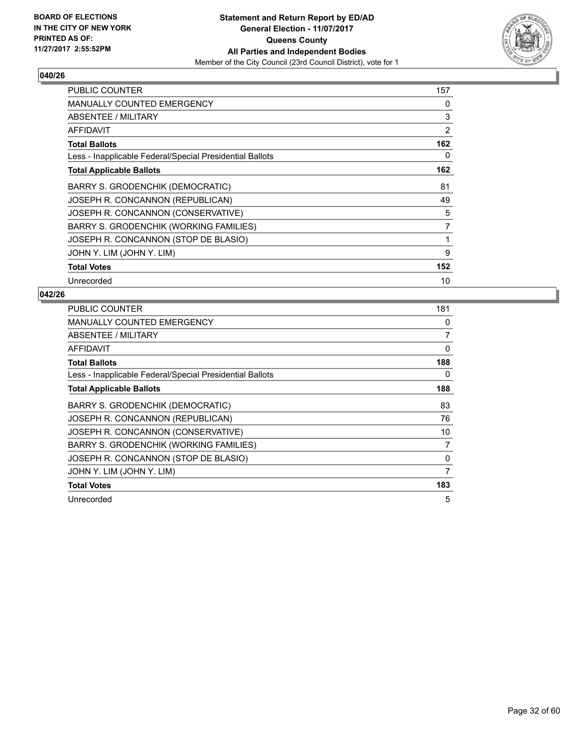BOARD OF ELECTIONS
IN THE CITY OF NEW YORK
PRINTED AS OF:
11/27/2017 2:55:52PM

**Statement and Return Report by ED/AD**
**General Election - 11/07/2017**
**Queens County**
**All Parties and Independent Bodies**
Member of the City Council (23rd Council District), vote for 1

## 040/26

| | |
|---|---|
| PUBLIC COUNTER | 157 |
| MANUALLY COUNTED EMERGENCY | 0 |
| ABSENTEE / MILITARY | 3 |
| AFFIDAVIT | 2 |
| **Total Ballots** | **162** |
| Less - Inapplicable Federal/Special Presidential Ballots | 0 |
| **Total Applicable Ballots** | **162** |
| BARRY S. GRODENCHIK (DEMOCRATIC) | 81 |
| JOSEPH R. CONCANNON (REPUBLICAN) | 49 |
| JOSEPH R. CONCANNON (CONSERVATIVE) | 5 |
| BARRY S. GRODENCHIK (WORKING FAMILIES) | 7 |
| JOSEPH R. CONCANNON (STOP DE BLASIO) | 1 |
| JOHN Y. LIM (JOHN Y. LIM) | 9 |
| **Total Votes** | **152** |
| Unrecorded | 10 |

## 042/26

| | |
|---|---|
| PUBLIC COUNTER | 181 |
| MANUALLY COUNTED EMERGENCY | 0 |
| ABSENTEE / MILITARY | 7 |
| AFFIDAVIT | 0 |
| **Total Ballots** | **188** |
| Less - Inapplicable Federal/Special Presidential Ballots | 0 |
| **Total Applicable Ballots** | **188** |
| BARRY S. GRODENCHIK (DEMOCRATIC) | 83 |
| JOSEPH R. CONCANNON (REPUBLICAN) | 76 |
| JOSEPH R. CONCANNON (CONSERVATIVE) | 10 |
| BARRY S. GRODENCHIK (WORKING FAMILIES) | 7 |
| JOSEPH R. CONCANNON (STOP DE BLASIO) | 0 |
| JOHN Y. LIM (JOHN Y. LIM) | 7 |
| **Total Votes** | **183** |
| Unrecorded | 5 |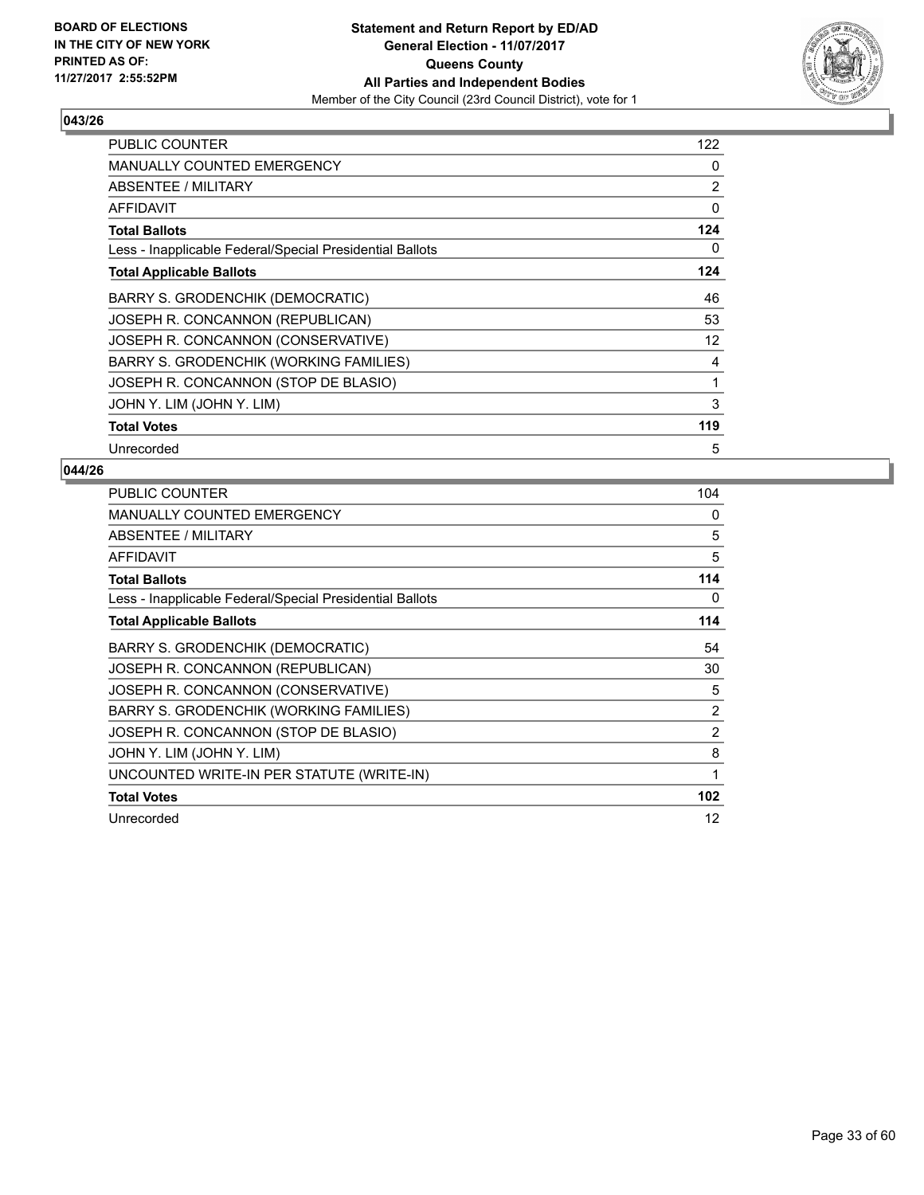BOARD OF ELECTIONS
IN THE CITY OF NEW YORK
PRINTED AS OF:
11/27/2017 2:55:52PM

**Statement and Return Report by ED/AD**
**General Election - 11/07/2017**
**Queens County**
**All Parties and Independent Bodies**
Member of the City Council (23rd Council District), vote for 1

### 043/26

| | |
|---|---|
| PUBLIC COUNTER | 122 |
| MANUALLY COUNTED EMERGENCY | 0 |
| ABSENTEE / MILITARY | 2 |
| AFFIDAVIT | 0 |
| **Total Ballots** | **124** |
| Less - Inapplicable Federal/Special Presidential Ballots | 0 |
| **Total Applicable Ballots** | **124** |
| BARRY S. GRODENCHIK (DEMOCRATIC) | 46 |
| JOSEPH R. CONCANNON (REPUBLICAN) | 53 |
| JOSEPH R. CONCANNON (CONSERVATIVE) | 12 |
| BARRY S. GRODENCHIK (WORKING FAMILIES) | 4 |
| JOSEPH R. CONCANNON (STOP DE BLASIO) | 1 |
| JOHN Y. LIM (JOHN Y. LIM) | 3 |
| **Total Votes** | **119** |
| Unrecorded | 5 |

### 044/26

| | |
|---|---|
| PUBLIC COUNTER | 104 |
| MANUALLY COUNTED EMERGENCY | 0 |
| ABSENTEE / MILITARY | 5 |
| AFFIDAVIT | 5 |
| **Total Ballots** | **114** |
| Less - Inapplicable Federal/Special Presidential Ballots | 0 |
| **Total Applicable Ballots** | **114** |
| BARRY S. GRODENCHIK (DEMOCRATIC) | 54 |
| JOSEPH R. CONCANNON (REPUBLICAN) | 30 |
| JOSEPH R. CONCANNON (CONSERVATIVE) | 5 |
| BARRY S. GRODENCHIK (WORKING FAMILIES) | 2 |
| JOSEPH R. CONCANNON (STOP DE BLASIO) | 2 |
| JOHN Y. LIM (JOHN Y. LIM) | 8 |
| UNCOUNTED WRITE-IN PER STATUTE (WRITE-IN) | 1 |
| **Total Votes** | **102** |
| Unrecorded | 12 |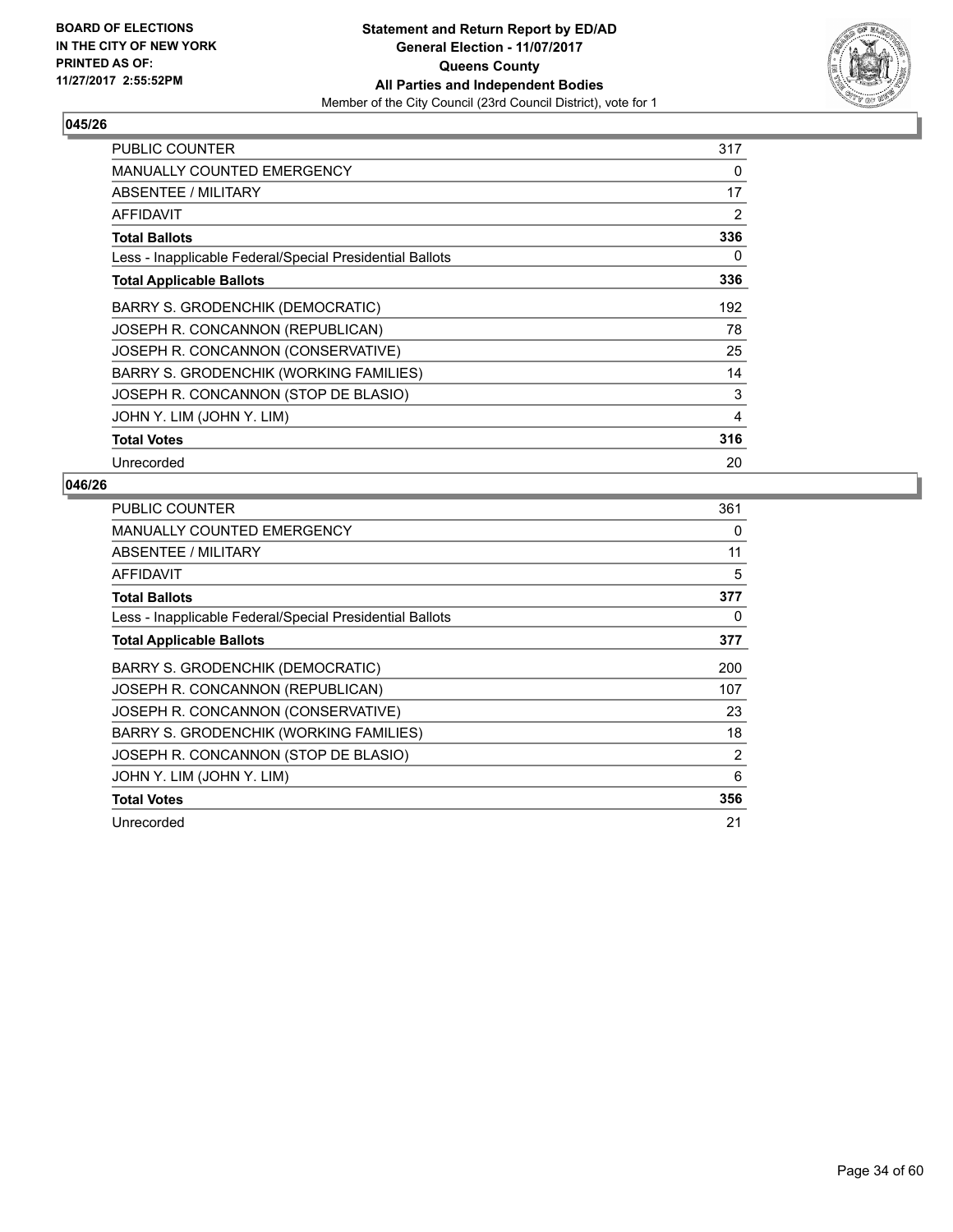**BOARD OF ELECTIONS IN THE CITY OF NEW YORK PRINTED AS OF: 11/27/2017 2:55:52PM**

**Statement and Return Report by ED/AD**
**General Election - 11/07/2017**
**Queens County**
**All Parties and Independent Bodies**
Member of the City Council (23rd Council District), vote for 1

## 045/26

| | |
|---|---|
| PUBLIC COUNTER | 317 |
| MANUALLY COUNTED EMERGENCY | 0 |
| ABSENTEE / MILITARY | 17 |
| AFFIDAVIT | 2 |
| **Total Ballots** | **336** |
| Less - Inapplicable Federal/Special Presidential Ballots | 0 |
| **Total Applicable Ballots** | **336** |
| BARRY S. GRODENCHIK (DEMOCRATIC) | 192 |
| JOSEPH R. CONCANNON (REPUBLICAN) | 78 |
| JOSEPH R. CONCANNON (CONSERVATIVE) | 25 |
| BARRY S. GRODENCHIK (WORKING FAMILIES) | 14 |
| JOSEPH R. CONCANNON (STOP DE BLASIO) | 3 |
| JOHN Y. LIM (JOHN Y. LIM) | 4 |
| **Total Votes** | **316** |
| Unrecorded | 20 |

## 046/26

| | |
|---|---|
| PUBLIC COUNTER | 361 |
| MANUALLY COUNTED EMERGENCY | 0 |
| ABSENTEE / MILITARY | 11 |
| AFFIDAVIT | 5 |
| **Total Ballots** | **377** |
| Less - Inapplicable Federal/Special Presidential Ballots | 0 |
| **Total Applicable Ballots** | **377** |
| BARRY S. GRODENCHIK (DEMOCRATIC) | 200 |
| JOSEPH R. CONCANNON (REPUBLICAN) | 107 |
| JOSEPH R. CONCANNON (CONSERVATIVE) | 23 |
| BARRY S. GRODENCHIK (WORKING FAMILIES) | 18 |
| JOSEPH R. CONCANNON (STOP DE BLASIO) | 2 |
| JOHN Y. LIM (JOHN Y. LIM) | 6 |
| **Total Votes** | **356** |
| Unrecorded | 21 |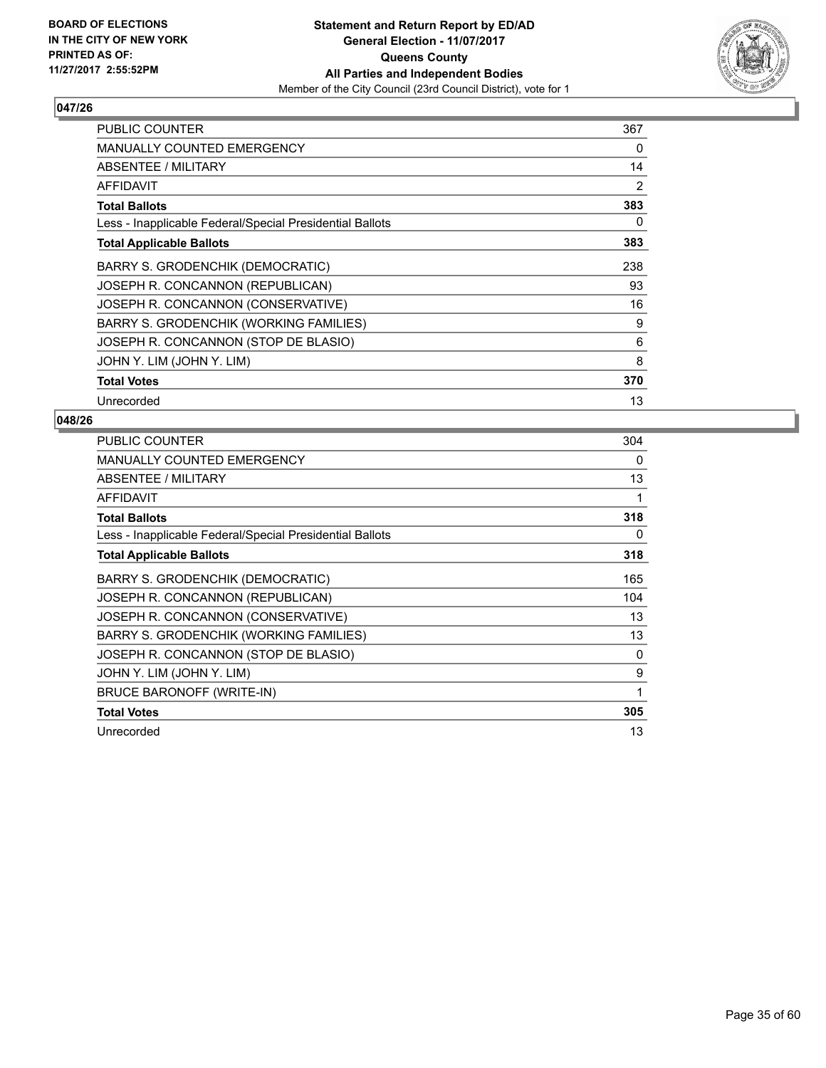**BOARD OF ELECTIONS IN THE CITY OF NEW YORK PRINTED AS OF: 11/27/2017 2:55:52PM**

**Statement and Return Report by ED/AD**
**General Election - 11/07/2017**
**Queens County**
**All Parties and Independent Bodies**
Member of the City Council (23rd Council District), vote for 1

## 047/26

| | |
|---|---|
| PUBLIC COUNTER | 367 |
| MANUALLY COUNTED EMERGENCY | 0 |
| ABSENTEE / MILITARY | 14 |
| AFFIDAVIT | 2 |
| **Total Ballots** | **383** |
| Less - Inapplicable Federal/Special Presidential Ballots | 0 |
| **Total Applicable Ballots** | **383** |
| BARRY S. GRODENCHIK (DEMOCRATIC) | 238 |
| JOSEPH R. CONCANNON (REPUBLICAN) | 93 |
| JOSEPH R. CONCANNON (CONSERVATIVE) | 16 |
| BARRY S. GRODENCHIK (WORKING FAMILIES) | 9 |
| JOSEPH R. CONCANNON (STOP DE BLASIO) | 6 |
| JOHN Y. LIM (JOHN Y. LIM) | 8 |
| **Total Votes** | **370** |
| Unrecorded | 13 |

## 048/26

| | |
|---|---|
| PUBLIC COUNTER | 304 |
| MANUALLY COUNTED EMERGENCY | 0 |
| ABSENTEE / MILITARY | 13 |
| AFFIDAVIT | 1 |
| **Total Ballots** | **318** |
| Less - Inapplicable Federal/Special Presidential Ballots | 0 |
| **Total Applicable Ballots** | **318** |
| BARRY S. GRODENCHIK (DEMOCRATIC) | 165 |
| JOSEPH R. CONCANNON (REPUBLICAN) | 104 |
| JOSEPH R. CONCANNON (CONSERVATIVE) | 13 |
| BARRY S. GRODENCHIK (WORKING FAMILIES) | 13 |
| JOSEPH R. CONCANNON (STOP DE BLASIO) | 0 |
| JOHN Y. LIM (JOHN Y. LIM) | 9 |
| BRUCE BARONOFF (WRITE-IN) | 1 |
| **Total Votes** | **305** |
| Unrecorded | 13 |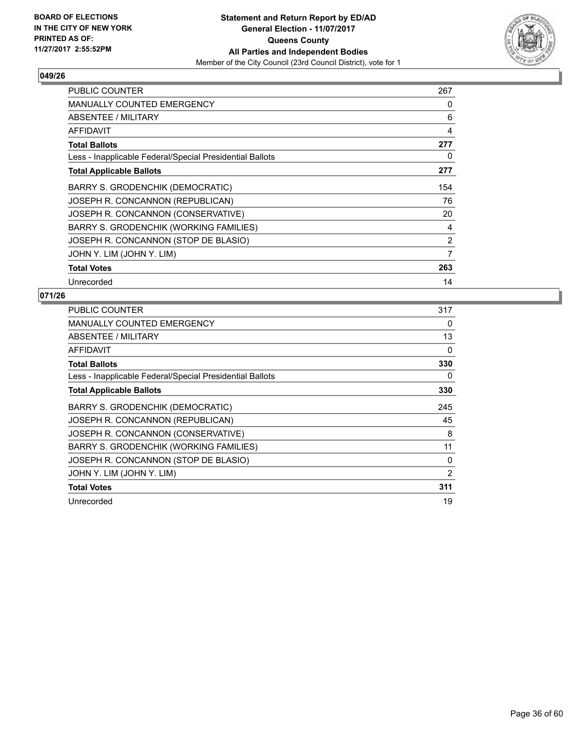BOARD OF ELECTIONS IN THE CITY OF NEW YORK PRINTED AS OF: 11/27/2017 2:55:52PM

**Statement and Return Report by ED/AD**
**General Election - 11/07/2017**
**Queens County**
**All Parties and Independent Bodies**
Member of the City Council (23rd Council District), vote for 1

## 049/26

| | |
|---|---|
| PUBLIC COUNTER | 267 |
| MANUALLY COUNTED EMERGENCY | 0 |
| ABSENTEE / MILITARY | 6 |
| AFFIDAVIT | 4 |
| **Total Ballots** | **277** |
| Less - Inapplicable Federal/Special Presidential Ballots | 0 |
| **Total Applicable Ballots** | **277** |
| BARRY S. GRODENCHIK (DEMOCRATIC) | 154 |
| JOSEPH R. CONCANNON (REPUBLICAN) | 76 |
| JOSEPH R. CONCANNON (CONSERVATIVE) | 20 |
| BARRY S. GRODENCHIK (WORKING FAMILIES) | 4 |
| JOSEPH R. CONCANNON (STOP DE BLASIO) | 2 |
| JOHN Y. LIM (JOHN Y. LIM) | 7 |
| **Total Votes** | **263** |
| Unrecorded | 14 |

## 071/26

| | |
|---|---|
| PUBLIC COUNTER | 317 |
| MANUALLY COUNTED EMERGENCY | 0 |
| ABSENTEE / MILITARY | 13 |
| AFFIDAVIT | 0 |
| **Total Ballots** | **330** |
| Less - Inapplicable Federal/Special Presidential Ballots | 0 |
| **Total Applicable Ballots** | **330** |
| BARRY S. GRODENCHIK (DEMOCRATIC) | 245 |
| JOSEPH R. CONCANNON (REPUBLICAN) | 45 |
| JOSEPH R. CONCANNON (CONSERVATIVE) | 8 |
| BARRY S. GRODENCHIK (WORKING FAMILIES) | 11 |
| JOSEPH R. CONCANNON (STOP DE BLASIO) | 0 |
| JOHN Y. LIM (JOHN Y. LIM) | 2 |
| **Total Votes** | **311** |
| Unrecorded | 19 |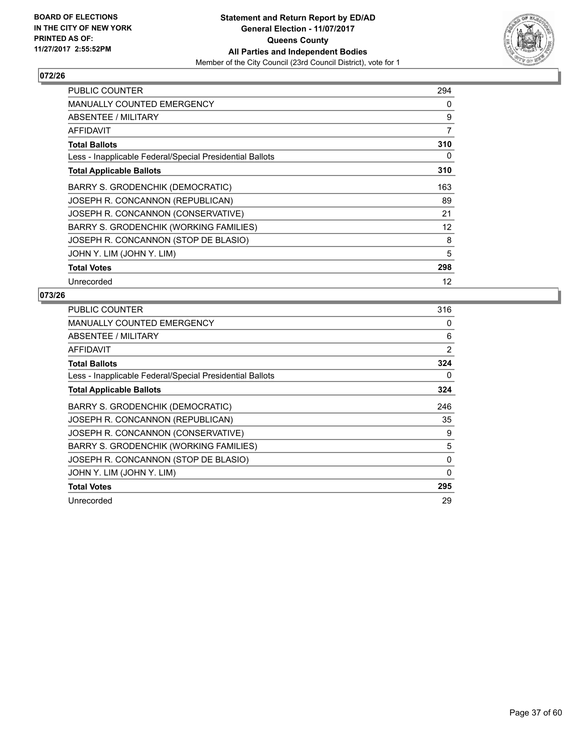BOARD OF ELECTIONS
IN THE CITY OF NEW YORK
PRINTED AS OF:
11/27/2017 2:55:52PM

**Statement and Return Report by ED/AD**
**General Election - 11/07/2017**
**Queens County**
**All Parties and Independent Bodies**
Member of the City Council (23rd Council District), vote for 1

## 072/26

| | |
|---|---|
| PUBLIC COUNTER | 294 |
| MANUALLY COUNTED EMERGENCY | 0 |
| ABSENTEE / MILITARY | 9 |
| AFFIDAVIT | 7 |
| **Total Ballots** | **310** |
| Less - Inapplicable Federal/Special Presidential Ballots | 0 |
| **Total Applicable Ballots** | **310** |
| BARRY S. GRODENCHIK (DEMOCRATIC) | 163 |
| JOSEPH R. CONCANNON (REPUBLICAN) | 89 |
| JOSEPH R. CONCANNON (CONSERVATIVE) | 21 |
| BARRY S. GRODENCHIK (WORKING FAMILIES) | 12 |
| JOSEPH R. CONCANNON (STOP DE BLASIO) | 8 |
| JOHN Y. LIM (JOHN Y. LIM) | 5 |
| **Total Votes** | **298** |
| Unrecorded | 12 |

## 073/26

| | |
|---|---|
| PUBLIC COUNTER | 316 |
| MANUALLY COUNTED EMERGENCY | 0 |
| ABSENTEE / MILITARY | 6 |
| AFFIDAVIT | 2 |
| **Total Ballots** | **324** |
| Less - Inapplicable Federal/Special Presidential Ballots | 0 |
| **Total Applicable Ballots** | **324** |
| BARRY S. GRODENCHIK (DEMOCRATIC) | 246 |
| JOSEPH R. CONCANNON (REPUBLICAN) | 35 |
| JOSEPH R. CONCANNON (CONSERVATIVE) | 9 |
| BARRY S. GRODENCHIK (WORKING FAMILIES) | 5 |
| JOSEPH R. CONCANNON (STOP DE BLASIO) | 0 |
| JOHN Y. LIM (JOHN Y. LIM) | 0 |
| **Total Votes** | **295** |
| Unrecorded | 29 |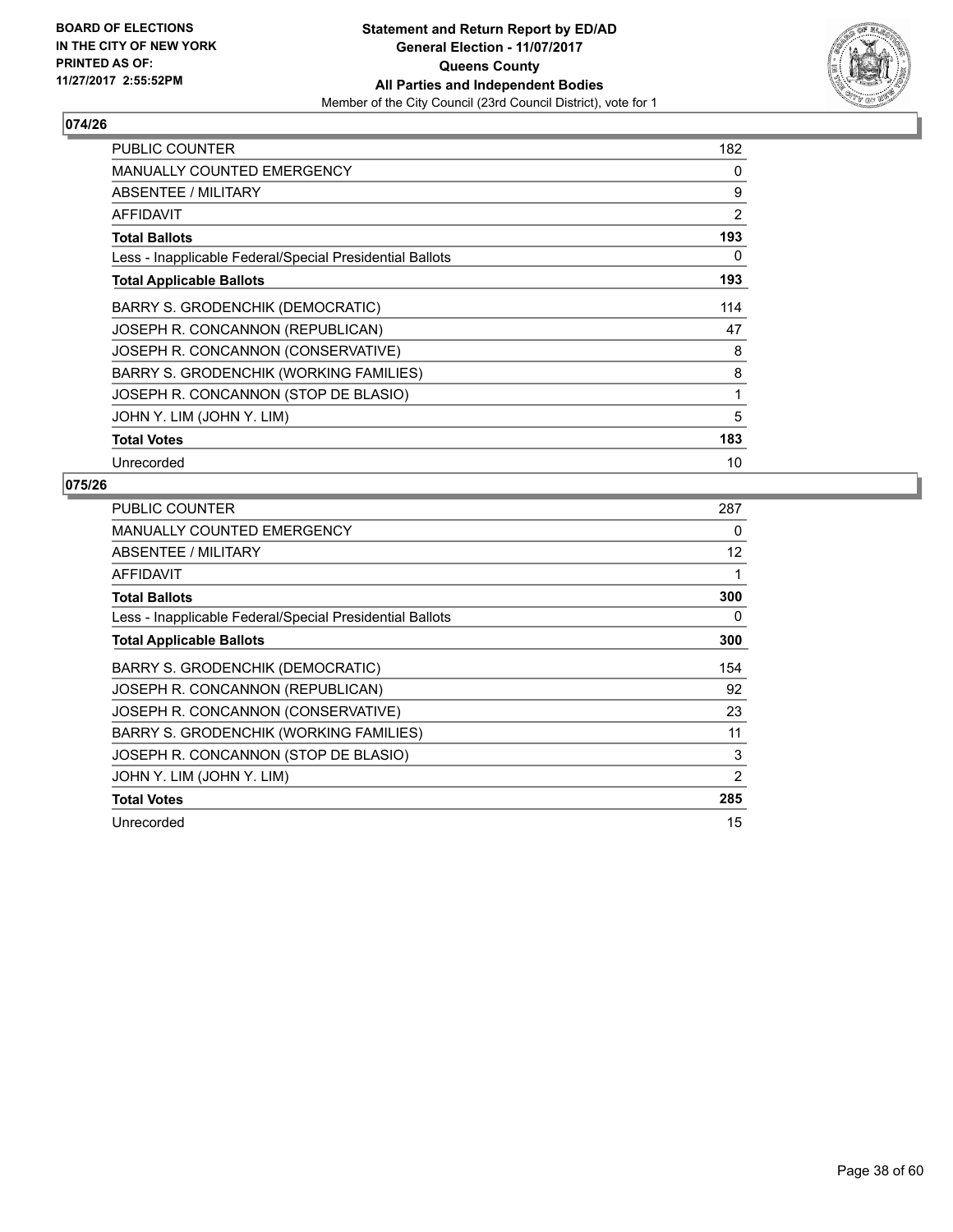## 074/26

| | |
|---|---|
| PUBLIC COUNTER | 182 |
| MANUALLY COUNTED EMERGENCY | 0 |
| ABSENTEE / MILITARY | 9 |
| AFFIDAVIT | 2 |
| **Total Ballots** | **193** |
| Less - Inapplicable Federal/Special Presidential Ballots | 0 |
| **Total Applicable Ballots** | **193** |
| BARRY S. GRODENCHIK (DEMOCRATIC) | 114 |
| JOSEPH R. CONCANNON (REPUBLICAN) | 47 |
| JOSEPH R. CONCANNON (CONSERVATIVE) | 8 |
| BARRY S. GRODENCHIK (WORKING FAMILIES) | 8 |
| JOSEPH R. CONCANNON (STOP DE BLASIO) | 1 |
| JOHN Y. LIM (JOHN Y. LIM) | 5 |
| **Total Votes** | **183** |
| Unrecorded | 10 |

## 075/26

| | |
|---|---|
| PUBLIC COUNTER | 287 |
| MANUALLY COUNTED EMERGENCY | 0 |
| ABSENTEE / MILITARY | 12 |
| AFFIDAVIT | 1 |
| **Total Ballots** | **300** |
| Less - Inapplicable Federal/Special Presidential Ballots | 0 |
| **Total Applicable Ballots** | **300** |
| BARRY S. GRODENCHIK (DEMOCRATIC) | 154 |
| JOSEPH R. CONCANNON (REPUBLICAN) | 92 |
| JOSEPH R. CONCANNON (CONSERVATIVE) | 23 |
| BARRY S. GRODENCHIK (WORKING FAMILIES) | 11 |
| JOSEPH R. CONCANNON (STOP DE BLASIO) | 3 |
| JOHN Y. LIM (JOHN Y. LIM) | 2 |
| **Total Votes** | **285** |
| Unrecorded | 15 |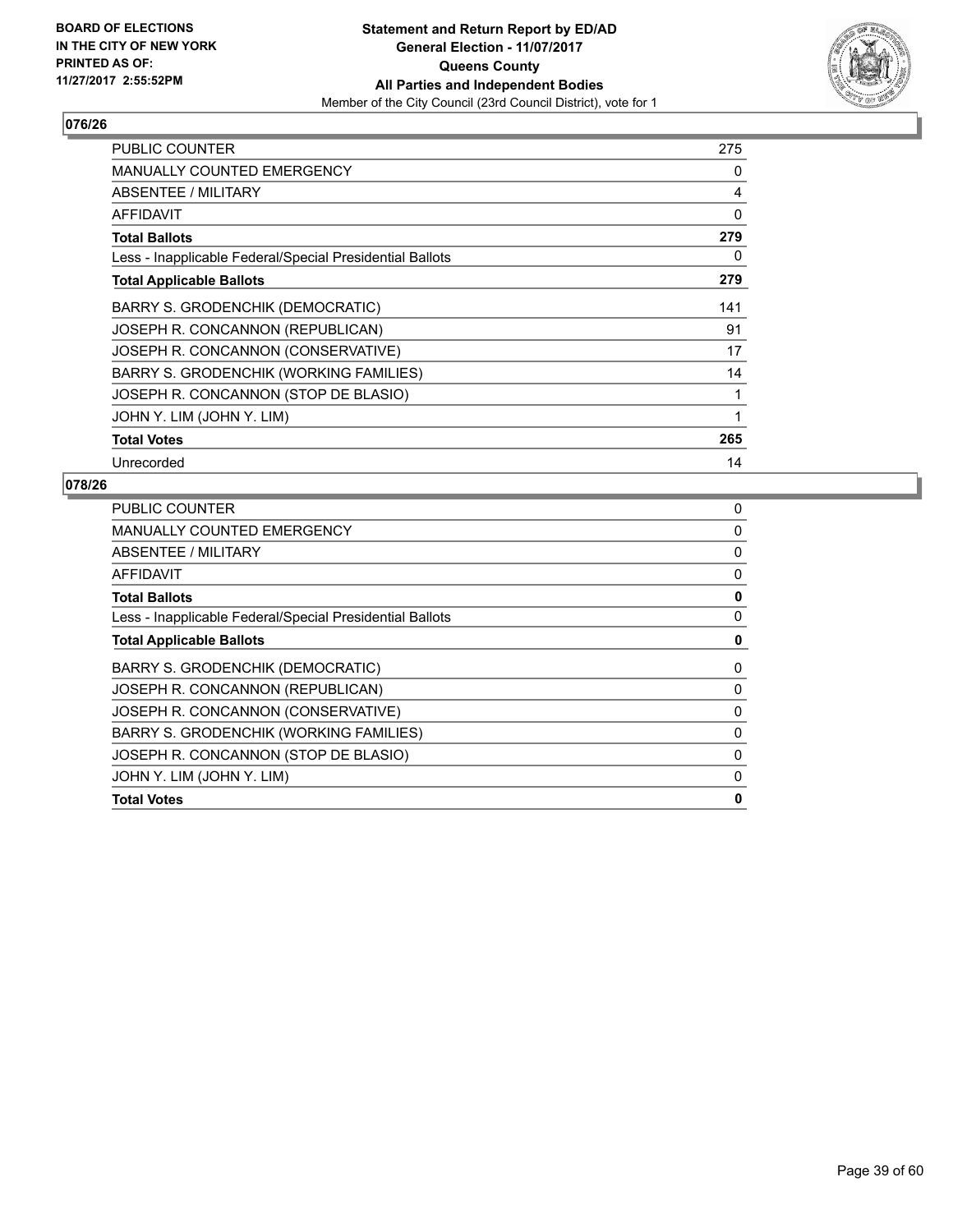BOARD OF ELECTIONS
IN THE CITY OF NEW YORK
PRINTED AS OF:
11/27/2017 2:55:52PM

**Statement and Return Report by ED/AD**
**General Election - 11/07/2017**
**Queens County**
**All Parties and Independent Bodies**
Member of the City Council (23rd Council District), vote for 1

## 076/26

| | |
|---|---|
| PUBLIC COUNTER | 275 |
| MANUALLY COUNTED EMERGENCY | 0 |
| ABSENTEE / MILITARY | 4 |
| AFFIDAVIT | 0 |
| **Total Ballots** | **279** |
| Less - Inapplicable Federal/Special Presidential Ballots | 0 |
| **Total Applicable Ballots** | **279** |
| BARRY S. GRODENCHIK (DEMOCRATIC) | 141 |
| JOSEPH R. CONCANNON (REPUBLICAN) | 91 |
| JOSEPH R. CONCANNON (CONSERVATIVE) | 17 |
| BARRY S. GRODENCHIK (WORKING FAMILIES) | 14 |
| JOSEPH R. CONCANNON (STOP DE BLASIO) | 1 |
| JOHN Y. LIM (JOHN Y. LIM) | 1 |
| **Total Votes** | **265** |
| Unrecorded | 14 |

## 078/26

| | |
|---|---|
| PUBLIC COUNTER | 0 |
| MANUALLY COUNTED EMERGENCY | 0 |
| ABSENTEE / MILITARY | 0 |
| AFFIDAVIT | 0 |
| **Total Ballots** | **0** |
| Less - Inapplicable Federal/Special Presidential Ballots | 0 |
| **Total Applicable Ballots** | **0** |
| BARRY S. GRODENCHIK (DEMOCRATIC) | 0 |
| JOSEPH R. CONCANNON (REPUBLICAN) | 0 |
| JOSEPH R. CONCANNON (CONSERVATIVE) | 0 |
| BARRY S. GRODENCHIK (WORKING FAMILIES) | 0 |
| JOSEPH R. CONCANNON (STOP DE BLASIO) | 0 |
| JOHN Y. LIM (JOHN Y. LIM) | 0 |
| **Total Votes** | **0** |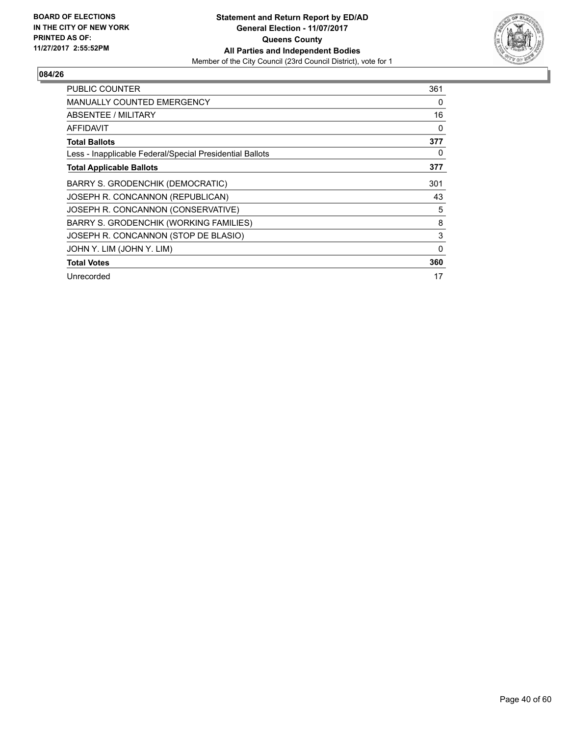BOARD OF ELECTIONS
IN THE CITY OF NEW YORK
PRINTED AS OF:
11/27/2017 2:55:52PM

**Statement and Return Report by ED/AD**
**General Election - 11/07/2017**
**Queens County**
**All Parties and Independent Bodies**
Member of the City Council (23rd Council District), vote for 1

## 084/26

| | |
|---|---|
| PUBLIC COUNTER | 361 |
| MANUALLY COUNTED EMERGENCY | 0 |
| ABSENTEE / MILITARY | 16 |
| AFFIDAVIT | 0 |
| **Total Ballots** | **377** |
| Less - Inapplicable Federal/Special Presidential Ballots | 0 |
| **Total Applicable Ballots** | **377** |
| BARRY S. GRODENCHIK (DEMOCRATIC) | 301 |
| JOSEPH R. CONCANNON (REPUBLICAN) | 43 |
| JOSEPH R. CONCANNON (CONSERVATIVE) | 5 |
| BARRY S. GRODENCHIK (WORKING FAMILIES) | 8 |
| JOSEPH R. CONCANNON (STOP DE BLASIO) | 3 |
| JOHN Y. LIM (JOHN Y. LIM) | 0 |
| **Total Votes** | **360** |
| Unrecorded | 17 |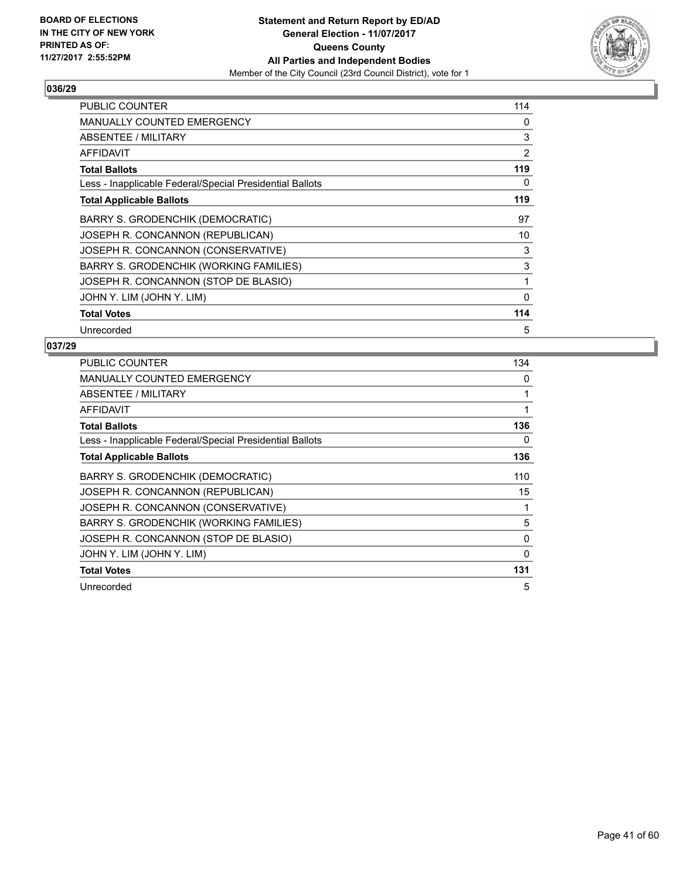BOARD OF ELECTIONS
IN THE CITY OF NEW YORK
PRINTED AS OF:
11/27/2017 2:55:52PM

**Statement and Return Report by ED/AD**
**General Election - 11/07/2017**
**Queens County**
**All Parties and Independent Bodies**
Member of the City Council (23rd Council District), vote for 1

## 036/29

| | |
|---|---|
| PUBLIC COUNTER | 114 |
| MANUALLY COUNTED EMERGENCY | 0 |
| ABSENTEE / MILITARY | 3 |
| AFFIDAVIT | 2 |
| **Total Ballots** | **119** |
| Less - Inapplicable Federal/Special Presidential Ballots | 0 |
| **Total Applicable Ballots** | **119** |
| BARRY S. GRODENCHIK (DEMOCRATIC) | 97 |
| JOSEPH R. CONCANNON (REPUBLICAN) | 10 |
| JOSEPH R. CONCANNON (CONSERVATIVE) | 3 |
| BARRY S. GRODENCHIK (WORKING FAMILIES) | 3 |
| JOSEPH R. CONCANNON (STOP DE BLASIO) | 1 |
| JOHN Y. LIM (JOHN Y. LIM) | 0 |
| **Total Votes** | **114** |
| Unrecorded | 5 |

## 037/29

| | |
|---|---|
| PUBLIC COUNTER | 134 |
| MANUALLY COUNTED EMERGENCY | 0 |
| ABSENTEE / MILITARY | 1 |
| AFFIDAVIT | 1 |
| **Total Ballots** | **136** |
| Less - Inapplicable Federal/Special Presidential Ballots | 0 |
| **Total Applicable Ballots** | **136** |
| BARRY S. GRODENCHIK (DEMOCRATIC) | 110 |
| JOSEPH R. CONCANNON (REPUBLICAN) | 15 |
| JOSEPH R. CONCANNON (CONSERVATIVE) | 1 |
| BARRY S. GRODENCHIK (WORKING FAMILIES) | 5 |
| JOSEPH R. CONCANNON (STOP DE BLASIO) | 0 |
| JOHN Y. LIM (JOHN Y. LIM) | 0 |
| **Total Votes** | **131** |
| Unrecorded | 5 |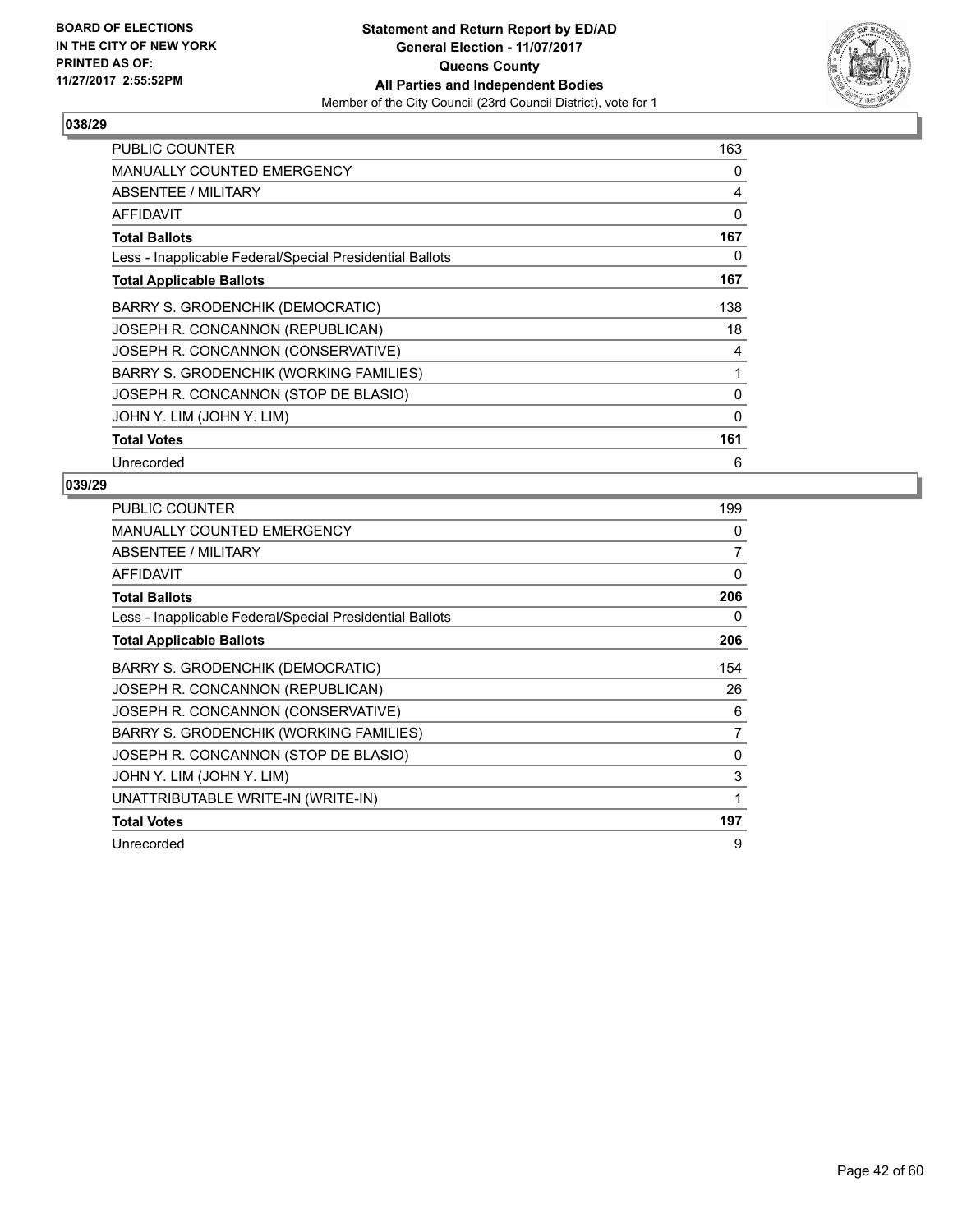BOARD OF ELECTIONS
IN THE CITY OF NEW YORK
PRINTED AS OF:
11/27/2017 2:55:52PM

**Statement and Return Report by ED/AD**
**General Election - 11/07/2017**
**Queens County**
**All Parties and Independent Bodies**
Member of the City Council (23rd Council District), vote for 1

## 038/29

| | |
|---|---|
| PUBLIC COUNTER | 163 |
| MANUALLY COUNTED EMERGENCY | 0 |
| ABSENTEE / MILITARY | 4 |
| AFFIDAVIT | 0 |
| **Total Ballots** | **167** |
| Less - Inapplicable Federal/Special Presidential Ballots | 0 |
| **Total Applicable Ballots** | **167** |
| BARRY S. GRODENCHIK (DEMOCRATIC) | 138 |
| JOSEPH R. CONCANNON (REPUBLICAN) | 18 |
| JOSEPH R. CONCANNON (CONSERVATIVE) | 4 |
| BARRY S. GRODENCHIK (WORKING FAMILIES) | 1 |
| JOSEPH R. CONCANNON (STOP DE BLASIO) | 0 |
| JOHN Y. LIM (JOHN Y. LIM) | 0 |
| **Total Votes** | **161** |
| Unrecorded | 6 |

## 039/29

| | |
|---|---|
| PUBLIC COUNTER | 199 |
| MANUALLY COUNTED EMERGENCY | 0 |
| ABSENTEE / MILITARY | 7 |
| AFFIDAVIT | 0 |
| **Total Ballots** | **206** |
| Less - Inapplicable Federal/Special Presidential Ballots | 0 |
| **Total Applicable Ballots** | **206** |
| BARRY S. GRODENCHIK (DEMOCRATIC) | 154 |
| JOSEPH R. CONCANNON (REPUBLICAN) | 26 |
| JOSEPH R. CONCANNON (CONSERVATIVE) | 6 |
| BARRY S. GRODENCHIK (WORKING FAMILIES) | 7 |
| JOSEPH R. CONCANNON (STOP DE BLASIO) | 0 |
| JOHN Y. LIM (JOHN Y. LIM) | 3 |
| UNATTRIBUTABLE WRITE-IN (WRITE-IN) | 1 |
| **Total Votes** | **197** |
| Unrecorded | 9 |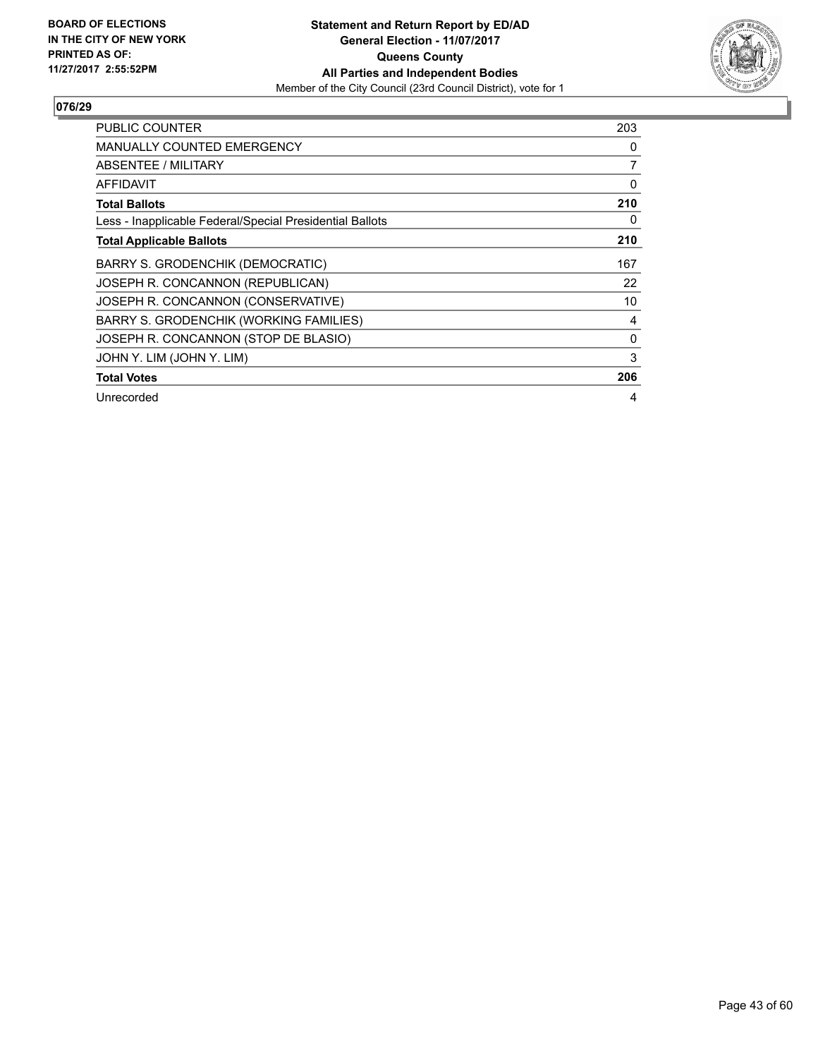BOARD OF ELECTIONS
IN THE CITY OF NEW YORK
PRINTED AS OF:
11/27/2017 2:55:52PM

**Statement and Return Report by ED/AD**
**General Election - 11/07/2017**
**Queens County**
**All Parties and Independent Bodies**
Member of the City Council (23rd Council District), vote for 1

## 076/29

| | |
|---|---|
| PUBLIC COUNTER | 203 |
| MANUALLY COUNTED EMERGENCY | 0 |
| ABSENTEE / MILITARY | 7 |
| AFFIDAVIT | 0 |
| **Total Ballots** | **210** |
| Less - Inapplicable Federal/Special Presidential Ballots | 0 |
| **Total Applicable Ballots** | **210** |
| BARRY S. GRODENCHIK (DEMOCRATIC) | 167 |
| JOSEPH R. CONCANNON (REPUBLICAN) | 22 |
| JOSEPH R. CONCANNON (CONSERVATIVE) | 10 |
| BARRY S. GRODENCHIK (WORKING FAMILIES) | 4 |
| JOSEPH R. CONCANNON (STOP DE BLASIO) | 0 |
| JOHN Y. LIM (JOHN Y. LIM) | 3 |
| **Total Votes** | **206** |
| Unrecorded | 4 |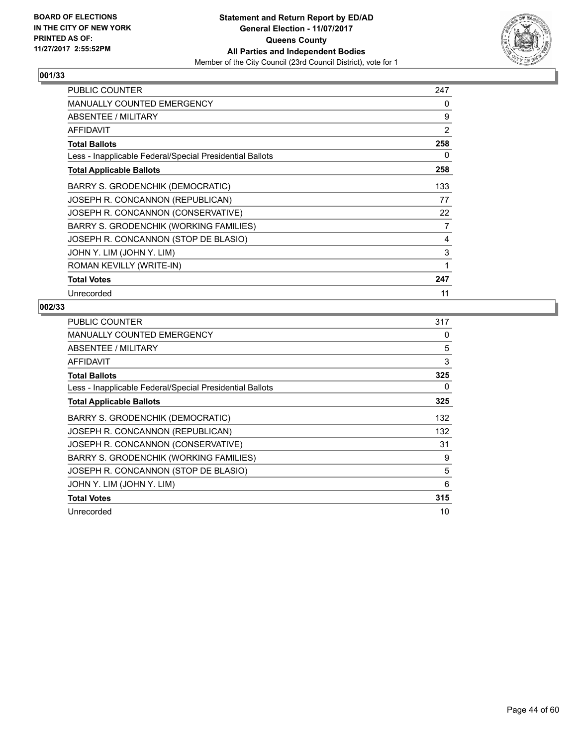BOARD OF ELECTIONS
IN THE CITY OF NEW YORK
PRINTED AS OF:
11/27/2017 2:55:52PM

**Statement and Return Report by ED/AD**
**General Election - 11/07/2017**
**Queens County**
**All Parties and Independent Bodies**
Member of the City Council (23rd Council District), vote for 1

## 001/33

| | |
|---|---|
| PUBLIC COUNTER | 247 |
| MANUALLY COUNTED EMERGENCY | 0 |
| ABSENTEE / MILITARY | 9 |
| AFFIDAVIT | 2 |
| **Total Ballots** | **258** |
| Less - Inapplicable Federal/Special Presidential Ballots | 0 |
| **Total Applicable Ballots** | **258** |
| BARRY S. GRODENCHIK (DEMOCRATIC) | 133 |
| JOSEPH R. CONCANNON (REPUBLICAN) | 77 |
| JOSEPH R. CONCANNON (CONSERVATIVE) | 22 |
| BARRY S. GRODENCHIK (WORKING FAMILIES) | 7 |
| JOSEPH R. CONCANNON (STOP DE BLASIO) | 4 |
| JOHN Y. LIM (JOHN Y. LIM) | 3 |
| ROMAN KEVILLY (WRITE-IN) | 1 |
| **Total Votes** | **247** |
| Unrecorded | 11 |

## 002/33

| | |
|---|---|
| PUBLIC COUNTER | 317 |
| MANUALLY COUNTED EMERGENCY | 0 |
| ABSENTEE / MILITARY | 5 |
| AFFIDAVIT | 3 |
| **Total Ballots** | **325** |
| Less - Inapplicable Federal/Special Presidential Ballots | 0 |
| **Total Applicable Ballots** | **325** |
| BARRY S. GRODENCHIK (DEMOCRATIC) | 132 |
| JOSEPH R. CONCANNON (REPUBLICAN) | 132 |
| JOSEPH R. CONCANNON (CONSERVATIVE) | 31 |
| BARRY S. GRODENCHIK (WORKING FAMILIES) | 9 |
| JOSEPH R. CONCANNON (STOP DE BLASIO) | 5 |
| JOHN Y. LIM (JOHN Y. LIM) | 6 |
| **Total Votes** | **315** |
| Unrecorded | 10 |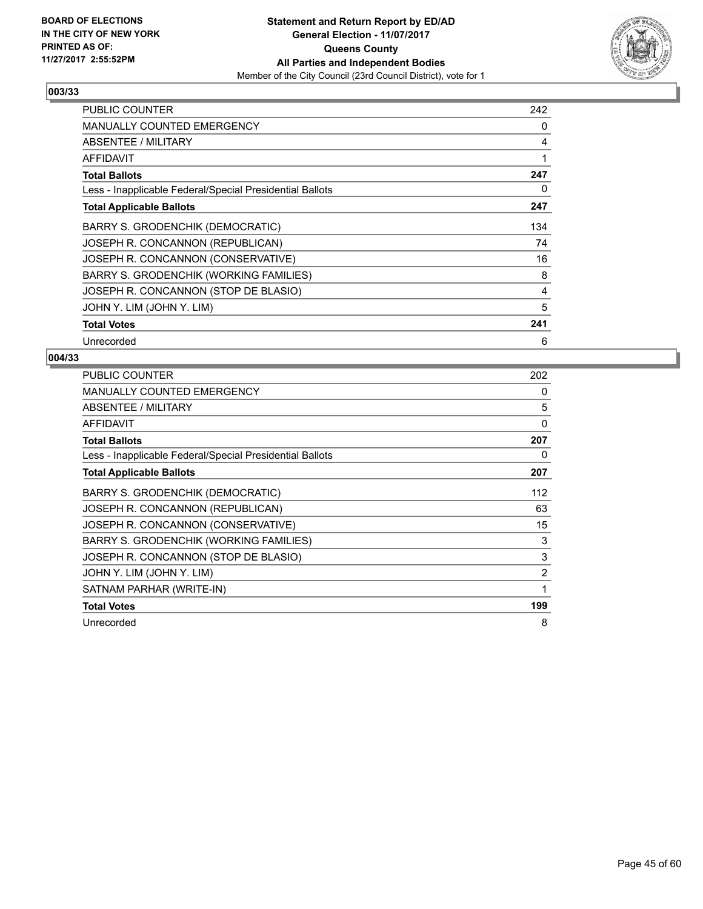BOARD OF ELECTIONS
IN THE CITY OF NEW YORK
PRINTED AS OF:
11/27/2017 2:55:52PM

**Statement and Return Report by ED/AD**
**General Election - 11/07/2017**
**Queens County**
**All Parties and Independent Bodies**
Member of the City Council (23rd Council District), vote for 1

## 003/33

| | |
|---|---|
| PUBLIC COUNTER | 242 |
| MANUALLY COUNTED EMERGENCY | 0 |
| ABSENTEE / MILITARY | 4 |
| AFFIDAVIT | 1 |
| **Total Ballots** | **247** |
| Less - Inapplicable Federal/Special Presidential Ballots | 0 |
| **Total Applicable Ballots** | **247** |
| BARRY S. GRODENCHIK (DEMOCRATIC) | 134 |
| JOSEPH R. CONCANNON (REPUBLICAN) | 74 |
| JOSEPH R. CONCANNON (CONSERVATIVE) | 16 |
| BARRY S. GRODENCHIK (WORKING FAMILIES) | 8 |
| JOSEPH R. CONCANNON (STOP DE BLASIO) | 4 |
| JOHN Y. LIM (JOHN Y. LIM) | 5 |
| **Total Votes** | **241** |
| Unrecorded | 6 |

## 004/33

| | |
|---|---|
| PUBLIC COUNTER | 202 |
| MANUALLY COUNTED EMERGENCY | 0 |
| ABSENTEE / MILITARY | 5 |
| AFFIDAVIT | 0 |
| **Total Ballots** | **207** |
| Less - Inapplicable Federal/Special Presidential Ballots | 0 |
| **Total Applicable Ballots** | **207** |
| BARRY S. GRODENCHIK (DEMOCRATIC) | 112 |
| JOSEPH R. CONCANNON (REPUBLICAN) | 63 |
| JOSEPH R. CONCANNON (CONSERVATIVE) | 15 |
| BARRY S. GRODENCHIK (WORKING FAMILIES) | 3 |
| JOSEPH R. CONCANNON (STOP DE BLASIO) | 3 |
| JOHN Y. LIM (JOHN Y. LIM) | 2 |
| SATNAM PARHAR (WRITE-IN) | 1 |
| **Total Votes** | **199** |
| Unrecorded | 8 |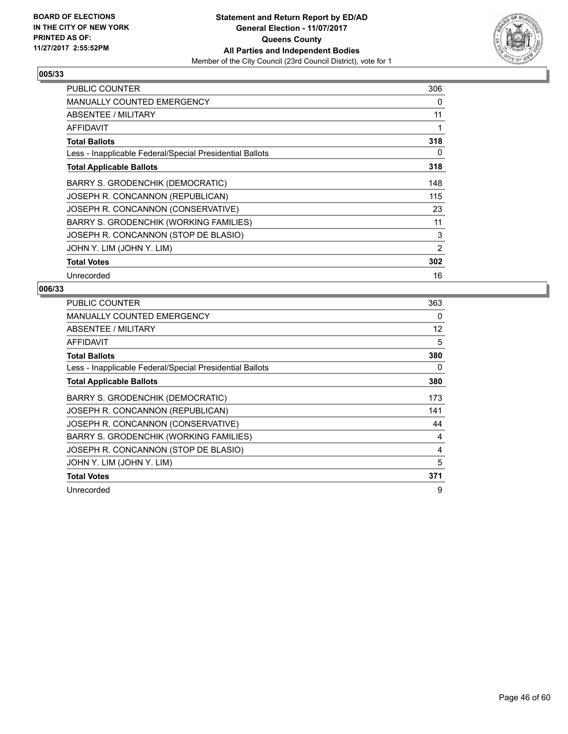BOARD OF ELECTIONS
IN THE CITY OF NEW YORK
PRINTED AS OF:
11/27/2017 2:55:52PM

**Statement and Return Report by ED/AD**
**General Election - 11/07/2017**
**Queens County**
**All Parties and Independent Bodies**
Member of the City Council (23rd Council District), vote for 1

### 005/33

| | |
|---|---|
| PUBLIC COUNTER | 306 |
| MANUALLY COUNTED EMERGENCY | 0 |
| ABSENTEE / MILITARY | 11 |
| AFFIDAVIT | 1 |
| **Total Ballots** | **318** |
| Less - Inapplicable Federal/Special Presidential Ballots | 0 |
| **Total Applicable Ballots** | **318** |
| BARRY S. GRODENCHIK (DEMOCRATIC) | 148 |
| JOSEPH R. CONCANNON (REPUBLICAN) | 115 |
| JOSEPH R. CONCANNON (CONSERVATIVE) | 23 |
| BARRY S. GRODENCHIK (WORKING FAMILIES) | 11 |
| JOSEPH R. CONCANNON (STOP DE BLASIO) | 3 |
| JOHN Y. LIM (JOHN Y. LIM) | 2 |
| **Total Votes** | **302** |
| Unrecorded | 16 |

### 006/33

| | |
|---|---|
| PUBLIC COUNTER | 363 |
| MANUALLY COUNTED EMERGENCY | 0 |
| ABSENTEE / MILITARY | 12 |
| AFFIDAVIT | 5 |
| **Total Ballots** | **380** |
| Less - Inapplicable Federal/Special Presidential Ballots | 0 |
| **Total Applicable Ballots** | **380** |
| BARRY S. GRODENCHIK (DEMOCRATIC) | 173 |
| JOSEPH R. CONCANNON (REPUBLICAN) | 141 |
| JOSEPH R. CONCANNON (CONSERVATIVE) | 44 |
| BARRY S. GRODENCHIK (WORKING FAMILIES) | 4 |
| JOSEPH R. CONCANNON (STOP DE BLASIO) | 4 |
| JOHN Y. LIM (JOHN Y. LIM) | 5 |
| **Total Votes** | **371** |
| Unrecorded | 9 |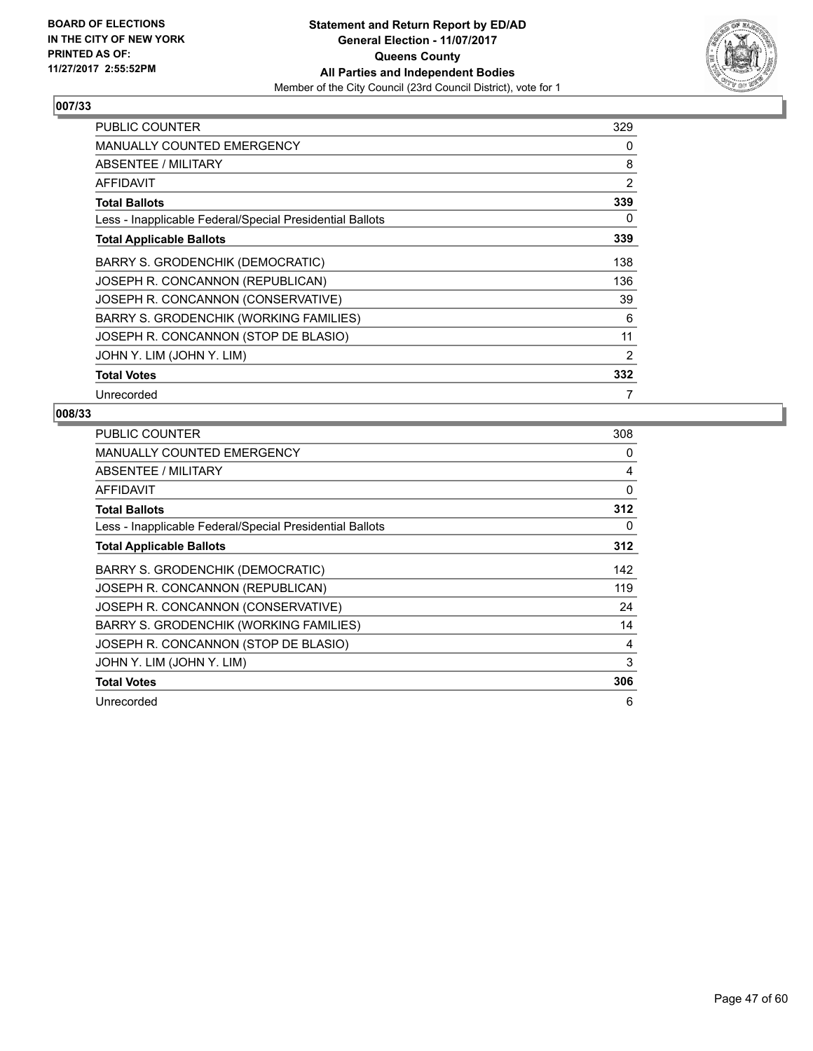BOARD OF ELECTIONS IN THE CITY OF NEW YORK PRINTED AS OF: 11/27/2017 2:55:52PM

**Statement and Return Report by ED/AD**
**General Election - 11/07/2017**
**Queens County**
**All Parties and Independent Bodies**
Member of the City Council (23rd Council District), vote for 1

### 007/33

| | |
|---|---|
| PUBLIC COUNTER | 329 |
| MANUALLY COUNTED EMERGENCY | 0 |
| ABSENTEE / MILITARY | 8 |
| AFFIDAVIT | 2 |
| **Total Ballots** | **339** |
| Less - Inapplicable Federal/Special Presidential Ballots | 0 |
| **Total Applicable Ballots** | **339** |
| BARRY S. GRODENCHIK (DEMOCRATIC) | 138 |
| JOSEPH R. CONCANNON (REPUBLICAN) | 136 |
| JOSEPH R. CONCANNON (CONSERVATIVE) | 39 |
| BARRY S. GRODENCHIK (WORKING FAMILIES) | 6 |
| JOSEPH R. CONCANNON (STOP DE BLASIO) | 11 |
| JOHN Y. LIM (JOHN Y. LIM) | 2 |
| **Total Votes** | **332** |
| Unrecorded | 7 |

### 008/33

| | |
|---|---|
| PUBLIC COUNTER | 308 |
| MANUALLY COUNTED EMERGENCY | 0 |
| ABSENTEE / MILITARY | 4 |
| AFFIDAVIT | 0 |
| **Total Ballots** | **312** |
| Less - Inapplicable Federal/Special Presidential Ballots | 0 |
| **Total Applicable Ballots** | **312** |
| BARRY S. GRODENCHIK (DEMOCRATIC) | 142 |
| JOSEPH R. CONCANNON (REPUBLICAN) | 119 |
| JOSEPH R. CONCANNON (CONSERVATIVE) | 24 |
| BARRY S. GRODENCHIK (WORKING FAMILIES) | 14 |
| JOSEPH R. CONCANNON (STOP DE BLASIO) | 4 |
| JOHN Y. LIM (JOHN Y. LIM) | 3 |
| **Total Votes** | **306** |
| Unrecorded | 6 |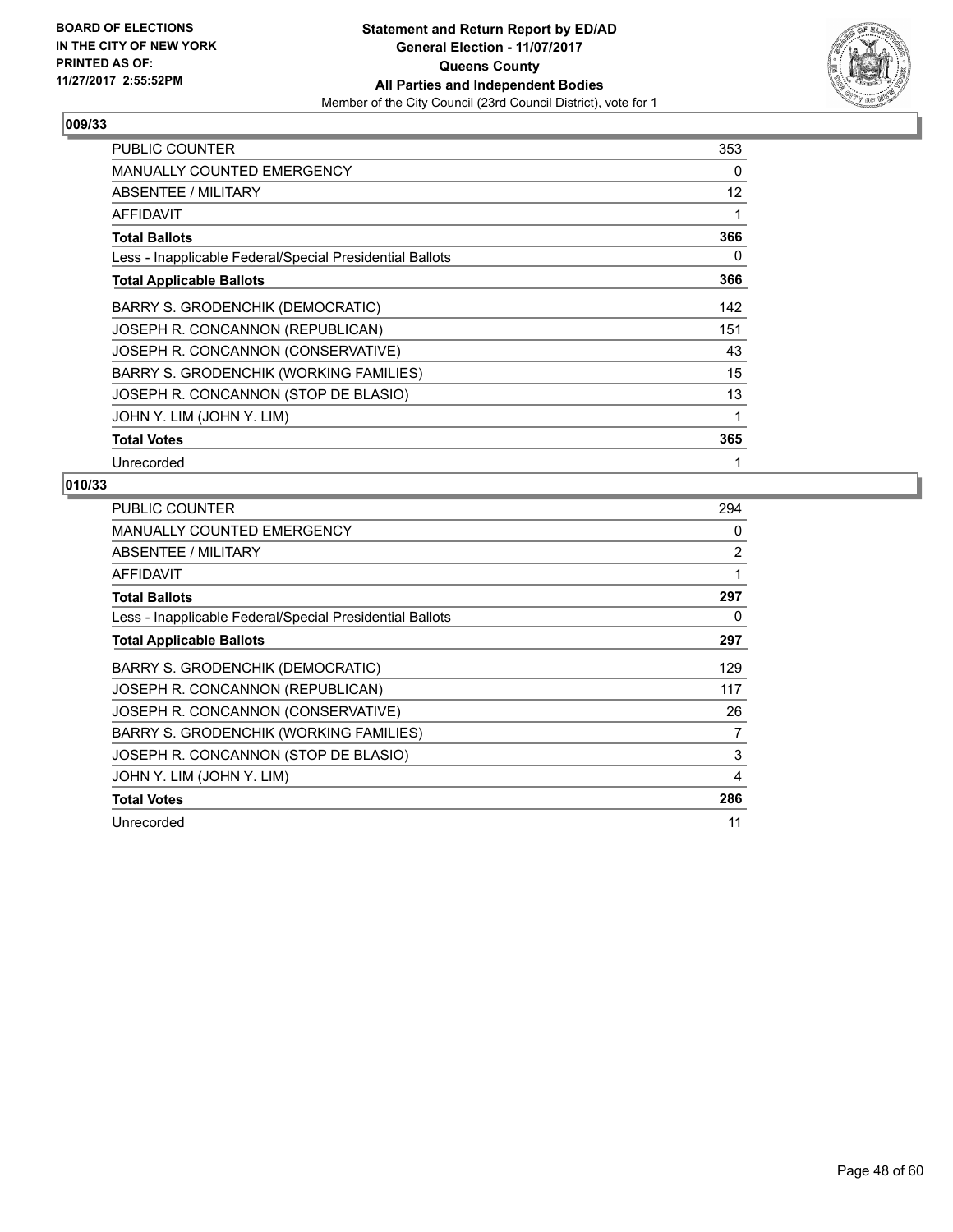BOARD OF ELECTIONS
IN THE CITY OF NEW YORK
PRINTED AS OF:
11/27/2017 2:55:52PM

**Statement and Return Report by ED/AD**
**General Election - 11/07/2017**
**Queens County**
**All Parties and Independent Bodies**
Member of the City Council (23rd Council District), vote for 1

## 009/33

| | |
|---|---|
| PUBLIC COUNTER | 353 |
| MANUALLY COUNTED EMERGENCY | 0 |
| ABSENTEE / MILITARY | 12 |
| AFFIDAVIT | 1 |
| **Total Ballots** | **366** |
| Less - Inapplicable Federal/Special Presidential Ballots | 0 |
| **Total Applicable Ballots** | **366** |
| BARRY S. GRODENCHIK (DEMOCRATIC) | 142 |
| JOSEPH R. CONCANNON (REPUBLICAN) | 151 |
| JOSEPH R. CONCANNON (CONSERVATIVE) | 43 |
| BARRY S. GRODENCHIK (WORKING FAMILIES) | 15 |
| JOSEPH R. CONCANNON (STOP DE BLASIO) | 13 |
| JOHN Y. LIM (JOHN Y. LIM) | 1 |
| **Total Votes** | **365** |
| Unrecorded | 1 |

## 010/33

| | |
|---|---|
| PUBLIC COUNTER | 294 |
| MANUALLY COUNTED EMERGENCY | 0 |
| ABSENTEE / MILITARY | 2 |
| AFFIDAVIT | 1 |
| **Total Ballots** | **297** |
| Less - Inapplicable Federal/Special Presidential Ballots | 0 |
| **Total Applicable Ballots** | **297** |
| BARRY S. GRODENCHIK (DEMOCRATIC) | 129 |
| JOSEPH R. CONCANNON (REPUBLICAN) | 117 |
| JOSEPH R. CONCANNON (CONSERVATIVE) | 26 |
| BARRY S. GRODENCHIK (WORKING FAMILIES) | 7 |
| JOSEPH R. CONCANNON (STOP DE BLASIO) | 3 |
| JOHN Y. LIM (JOHN Y. LIM) | 4 |
| **Total Votes** | **286** |
| Unrecorded | 11 |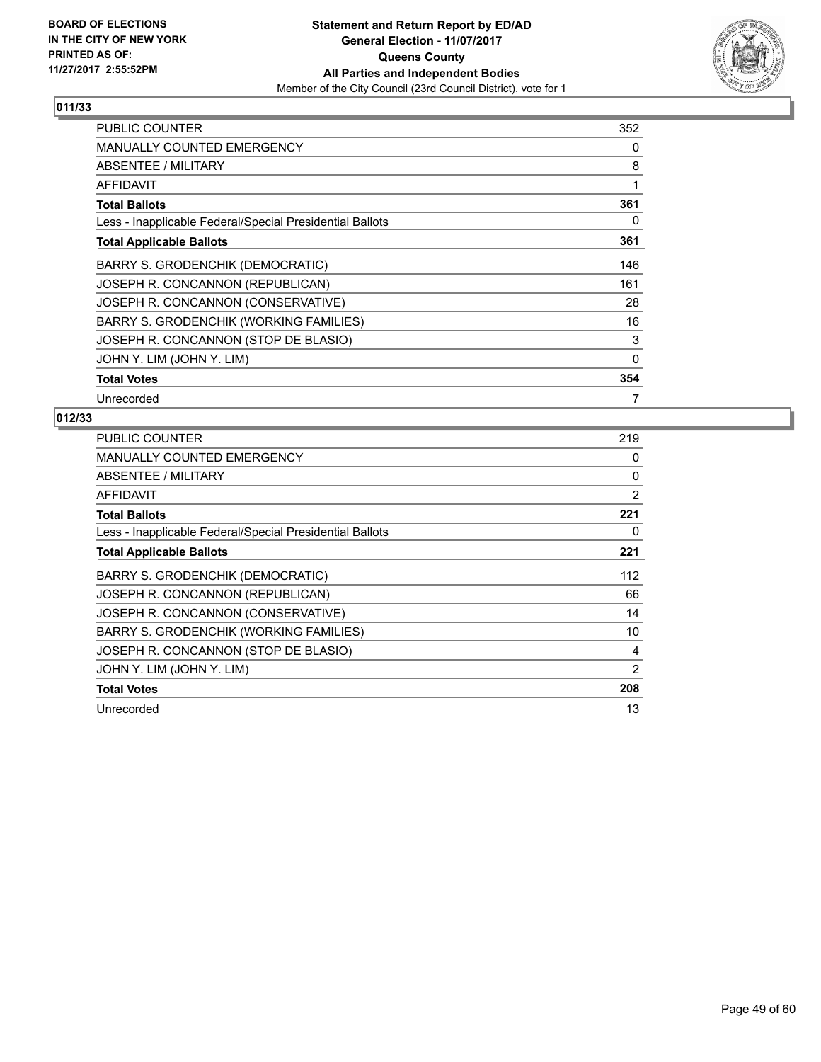BOARD OF ELECTIONS
IN THE CITY OF NEW YORK
PRINTED AS OF:
11/27/2017 2:55:52PM

**Statement and Return Report by ED/AD**
**General Election - 11/07/2017**
**Queens County**
**All Parties and Independent Bodies**
Member of the City Council (23rd Council District), vote for 1

## 011/33

| | |
|---|---|
| PUBLIC COUNTER | 352 |
| MANUALLY COUNTED EMERGENCY | 0 |
| ABSENTEE / MILITARY | 8 |
| AFFIDAVIT | 1 |
| **Total Ballots** | **361** |
| Less - Inapplicable Federal/Special Presidential Ballots | 0 |
| **Total Applicable Ballots** | **361** |
| BARRY S. GRODENCHIK (DEMOCRATIC) | 146 |
| JOSEPH R. CONCANNON (REPUBLICAN) | 161 |
| JOSEPH R. CONCANNON (CONSERVATIVE) | 28 |
| BARRY S. GRODENCHIK (WORKING FAMILIES) | 16 |
| JOSEPH R. CONCANNON (STOP DE BLASIO) | 3 |
| JOHN Y. LIM (JOHN Y. LIM) | 0 |
| **Total Votes** | **354** |
| Unrecorded | 7 |

## 012/33

| | |
|---|---|
| PUBLIC COUNTER | 219 |
| MANUALLY COUNTED EMERGENCY | 0 |
| ABSENTEE / MILITARY | 0 |
| AFFIDAVIT | 2 |
| **Total Ballots** | **221** |
| Less - Inapplicable Federal/Special Presidential Ballots | 0 |
| **Total Applicable Ballots** | **221** |
| BARRY S. GRODENCHIK (DEMOCRATIC) | 112 |
| JOSEPH R. CONCANNON (REPUBLICAN) | 66 |
| JOSEPH R. CONCANNON (CONSERVATIVE) | 14 |
| BARRY S. GRODENCHIK (WORKING FAMILIES) | 10 |
| JOSEPH R. CONCANNON (STOP DE BLASIO) | 4 |
| JOHN Y. LIM (JOHN Y. LIM) | 2 |
| **Total Votes** | **208** |
| Unrecorded | 13 |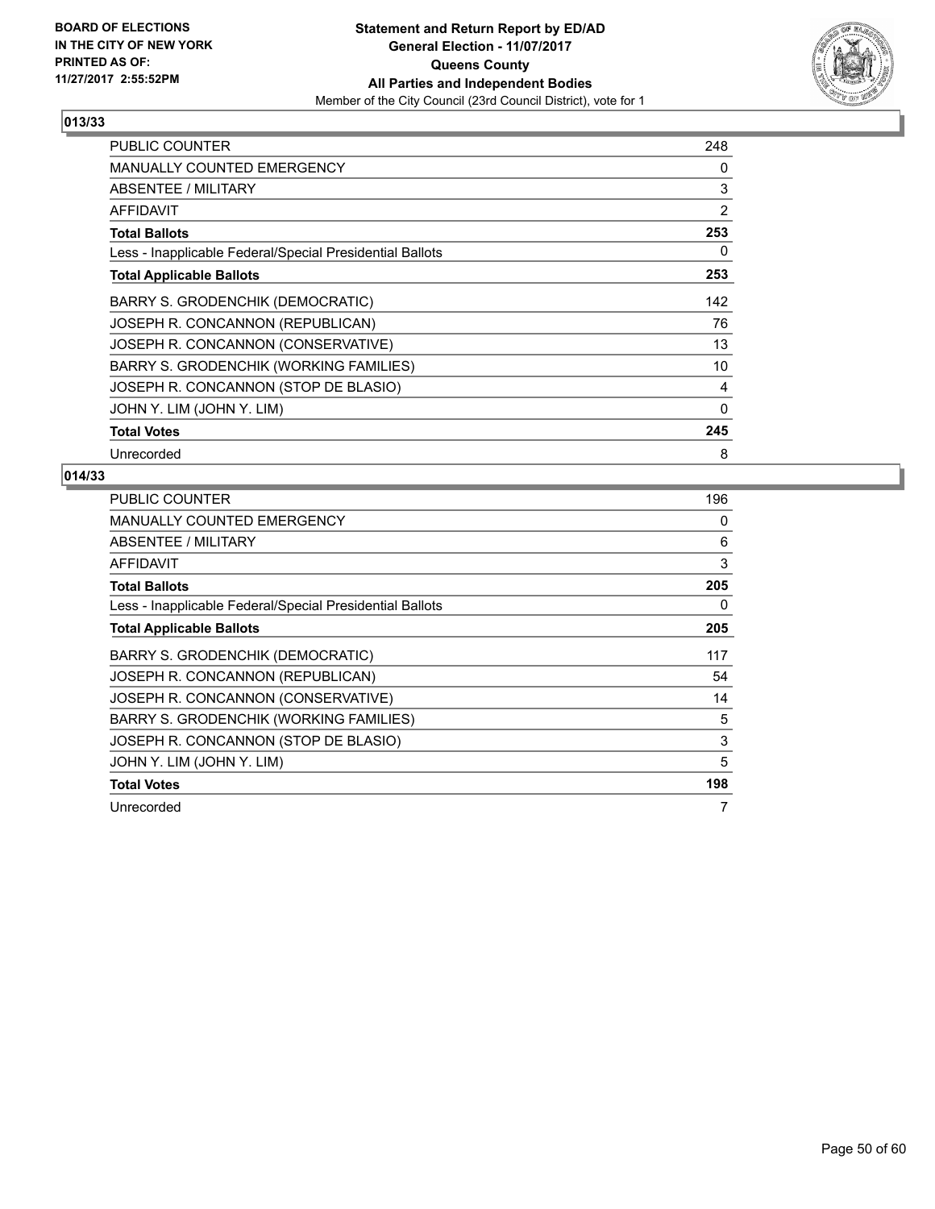BOARD OF ELECTIONS
IN THE CITY OF NEW YORK
PRINTED AS OF:
11/27/2017 2:55:52PM

**Statement and Return Report by ED/AD**
**General Election - 11/07/2017**
**Queens County**
**All Parties and Independent Bodies**
Member of the City Council (23rd Council District), vote for 1

## 013/33

| | |
|---|---|
| PUBLIC COUNTER | 248 |
| MANUALLY COUNTED EMERGENCY | 0 |
| ABSENTEE / MILITARY | 3 |
| AFFIDAVIT | 2 |
| **Total Ballots** | **253** |
| Less - Inapplicable Federal/Special Presidential Ballots | 0 |
| **Total Applicable Ballots** | **253** |
| BARRY S. GRODENCHIK (DEMOCRATIC) | 142 |
| JOSEPH R. CONCANNON (REPUBLICAN) | 76 |
| JOSEPH R. CONCANNON (CONSERVATIVE) | 13 |
| BARRY S. GRODENCHIK (WORKING FAMILIES) | 10 |
| JOSEPH R. CONCANNON (STOP DE BLASIO) | 4 |
| JOHN Y. LIM (JOHN Y. LIM) | 0 |
| **Total Votes** | **245** |
| Unrecorded | 8 |

## 014/33

| | |
|---|---|
| PUBLIC COUNTER | 196 |
| MANUALLY COUNTED EMERGENCY | 0 |
| ABSENTEE / MILITARY | 6 |
| AFFIDAVIT | 3 |
| **Total Ballots** | **205** |
| Less - Inapplicable Federal/Special Presidential Ballots | 0 |
| **Total Applicable Ballots** | **205** |
| BARRY S. GRODENCHIK (DEMOCRATIC) | 117 |
| JOSEPH R. CONCANNON (REPUBLICAN) | 54 |
| JOSEPH R. CONCANNON (CONSERVATIVE) | 14 |
| BARRY S. GRODENCHIK (WORKING FAMILIES) | 5 |
| JOSEPH R. CONCANNON (STOP DE BLASIO) | 3 |
| JOHN Y. LIM (JOHN Y. LIM) | 5 |
| **Total Votes** | **198** |
| Unrecorded | 7 |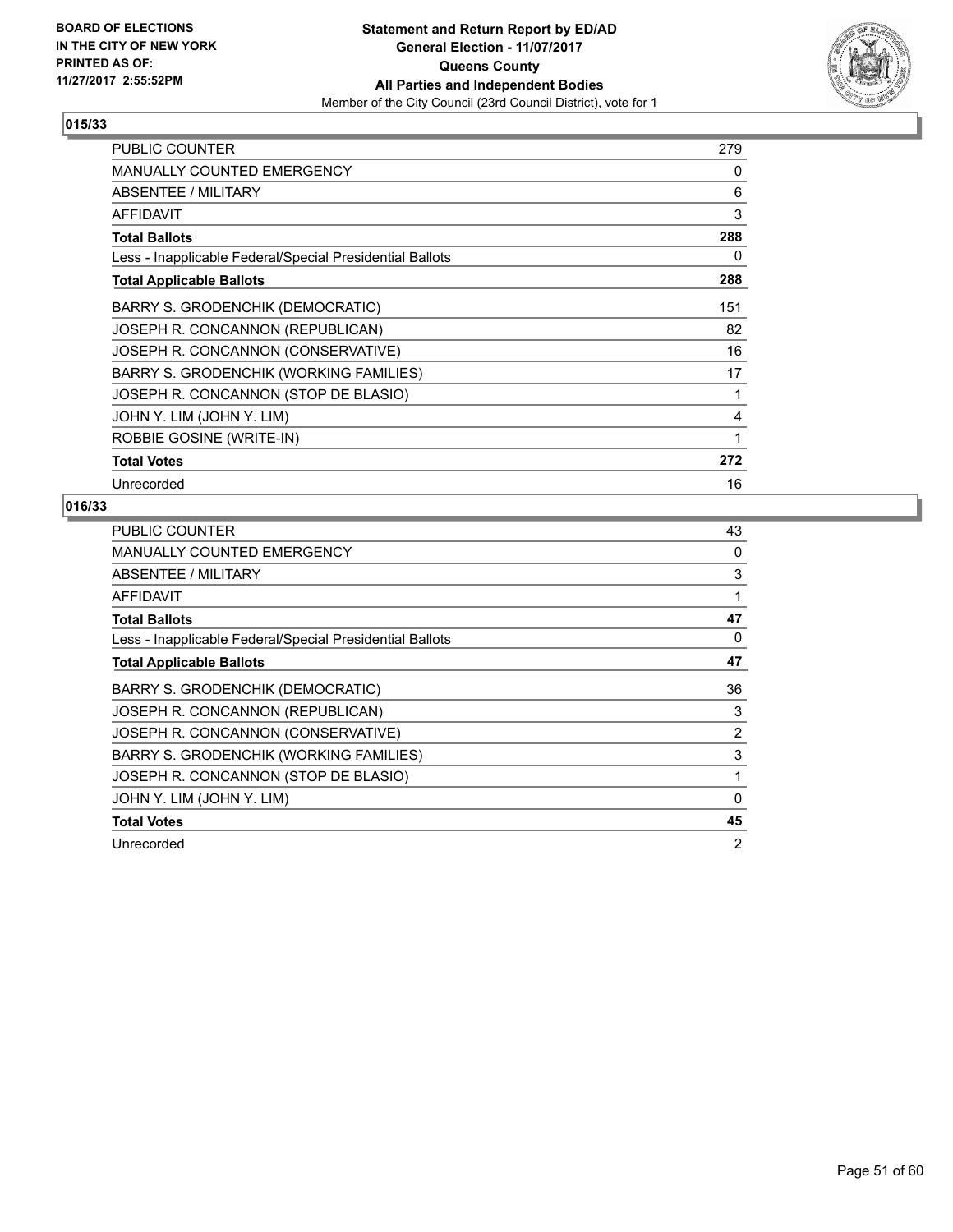**BOARD OF ELECTIONS IN THE CITY OF NEW YORK PRINTED AS OF: 11/27/2017 2:55:52PM**

**Statement and Return Report by ED/AD General Election - 11/07/2017 Queens County All Parties and Independent Bodies**

Member of the City Council (23rd Council District), vote for 1

### 015/33

| | |
|---|---|
| PUBLIC COUNTER | 279 |
| MANUALLY COUNTED EMERGENCY | 0 |
| ABSENTEE / MILITARY | 6 |
| AFFIDAVIT | 3 |
| **Total Ballots** | **288** |
| Less - Inapplicable Federal/Special Presidential Ballots | 0 |
| **Total Applicable Ballots** | **288** |
| BARRY S. GRODENCHIK (DEMOCRATIC) | 151 |
| JOSEPH R. CONCANNON (REPUBLICAN) | 82 |
| JOSEPH R. CONCANNON (CONSERVATIVE) | 16 |
| BARRY S. GRODENCHIK (WORKING FAMILIES) | 17 |
| JOSEPH R. CONCANNON (STOP DE BLASIO) | 1 |
| JOHN Y. LIM (JOHN Y. LIM) | 4 |
| ROBBIE GOSINE (WRITE-IN) | 1 |
| **Total Votes** | **272** |
| Unrecorded | 16 |

### 016/33

| | |
|---|---|
| PUBLIC COUNTER | 43 |
| MANUALLY COUNTED EMERGENCY | 0 |
| ABSENTEE / MILITARY | 3 |
| AFFIDAVIT | 1 |
| **Total Ballots** | **47** |
| Less - Inapplicable Federal/Special Presidential Ballots | 0 |
| **Total Applicable Ballots** | **47** |
| BARRY S. GRODENCHIK (DEMOCRATIC) | 36 |
| JOSEPH R. CONCANNON (REPUBLICAN) | 3 |
| JOSEPH R. CONCANNON (CONSERVATIVE) | 2 |
| BARRY S. GRODENCHIK (WORKING FAMILIES) | 3 |
| JOSEPH R. CONCANNON (STOP DE BLASIO) | 1 |
| JOHN Y. LIM (JOHN Y. LIM) | 0 |
| **Total Votes** | **45** |
| Unrecorded | 2 |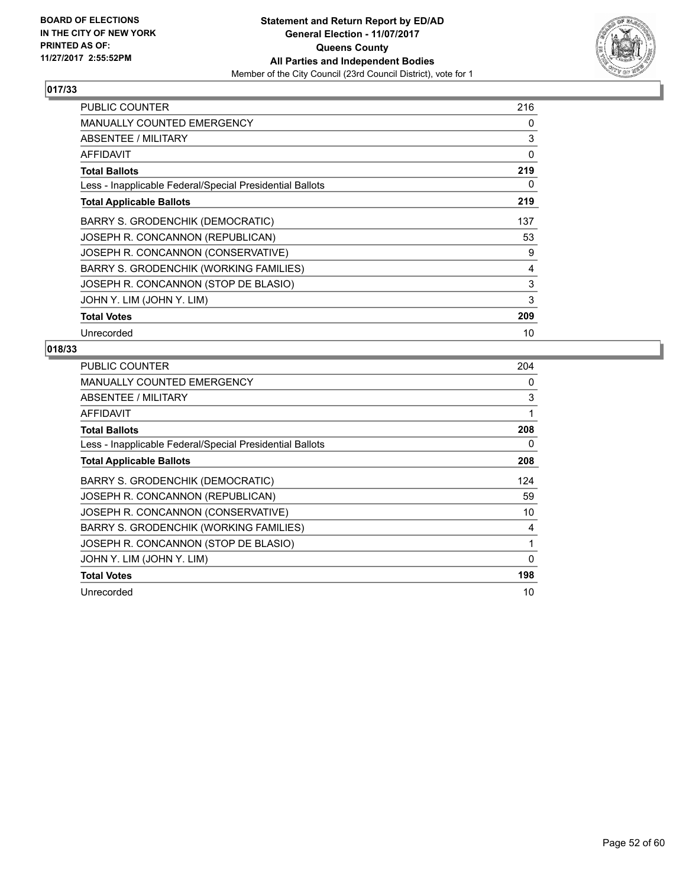BOARD OF ELECTIONS
IN THE CITY OF NEW YORK
PRINTED AS OF:
11/27/2017 2:55:52PM

**Statement and Return Report by ED/AD**
**General Election - 11/07/2017**
**Queens County**
**All Parties and Independent Bodies**
Member of the City Council (23rd Council District), vote for 1

### 017/33

| | |
|---|---|
| PUBLIC COUNTER | 216 |
| MANUALLY COUNTED EMERGENCY | 0 |
| ABSENTEE / MILITARY | 3 |
| AFFIDAVIT | 0 |
| **Total Ballots** | **219** |
| Less - Inapplicable Federal/Special Presidential Ballots | 0 |
| **Total Applicable Ballots** | **219** |
| BARRY S. GRODENCHIK (DEMOCRATIC) | 137 |
| JOSEPH R. CONCANNON (REPUBLICAN) | 53 |
| JOSEPH R. CONCANNON (CONSERVATIVE) | 9 |
| BARRY S. GRODENCHIK (WORKING FAMILIES) | 4 |
| JOSEPH R. CONCANNON (STOP DE BLASIO) | 3 |
| JOHN Y. LIM (JOHN Y. LIM) | 3 |
| **Total Votes** | **209** |
| Unrecorded | 10 |

### 018/33

| | |
|---|---|
| PUBLIC COUNTER | 204 |
| MANUALLY COUNTED EMERGENCY | 0 |
| ABSENTEE / MILITARY | 3 |
| AFFIDAVIT | 1 |
| **Total Ballots** | **208** |
| Less - Inapplicable Federal/Special Presidential Ballots | 0 |
| **Total Applicable Ballots** | **208** |
| BARRY S. GRODENCHIK (DEMOCRATIC) | 124 |
| JOSEPH R. CONCANNON (REPUBLICAN) | 59 |
| JOSEPH R. CONCANNON (CONSERVATIVE) | 10 |
| BARRY S. GRODENCHIK (WORKING FAMILIES) | 4 |
| JOSEPH R. CONCANNON (STOP DE BLASIO) | 1 |
| JOHN Y. LIM (JOHN Y. LIM) | 0 |
| **Total Votes** | **198** |
| Unrecorded | 10 |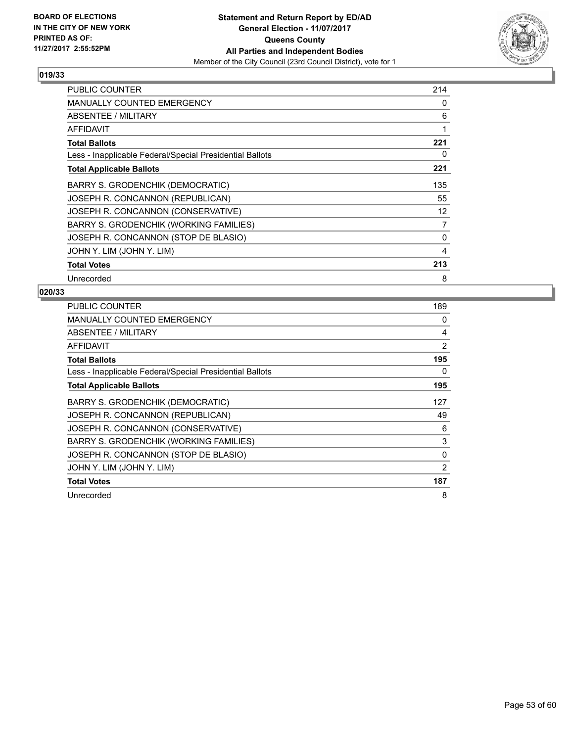BOARD OF ELECTIONS
IN THE CITY OF NEW YORK
PRINTED AS OF:
11/27/2017 2:55:52PM

**Statement and Return Report by ED/AD**
**General Election - 11/07/2017**
**Queens County**
**All Parties and Independent Bodies**
Member of the City Council (23rd Council District), vote for 1

### 019/33

| | |
|---|---|
| PUBLIC COUNTER | 214 |
| MANUALLY COUNTED EMERGENCY | 0 |
| ABSENTEE / MILITARY | 6 |
| AFFIDAVIT | 1 |
| **Total Ballots** | **221** |
| Less - Inapplicable Federal/Special Presidential Ballots | 0 |
| **Total Applicable Ballots** | **221** |
| BARRY S. GRODENCHIK (DEMOCRATIC) | 135 |
| JOSEPH R. CONCANNON (REPUBLICAN) | 55 |
| JOSEPH R. CONCANNON (CONSERVATIVE) | 12 |
| BARRY S. GRODENCHIK (WORKING FAMILIES) | 7 |
| JOSEPH R. CONCANNON (STOP DE BLASIO) | 0 |
| JOHN Y. LIM (JOHN Y. LIM) | 4 |
| **Total Votes** | **213** |
| Unrecorded | 8 |

### 020/33

| | |
|---|---|
| PUBLIC COUNTER | 189 |
| MANUALLY COUNTED EMERGENCY | 0 |
| ABSENTEE / MILITARY | 4 |
| AFFIDAVIT | 2 |
| **Total Ballots** | **195** |
| Less - Inapplicable Federal/Special Presidential Ballots | 0 |
| **Total Applicable Ballots** | **195** |
| BARRY S. GRODENCHIK (DEMOCRATIC) | 127 |
| JOSEPH R. CONCANNON (REPUBLICAN) | 49 |
| JOSEPH R. CONCANNON (CONSERVATIVE) | 6 |
| BARRY S. GRODENCHIK (WORKING FAMILIES) | 3 |
| JOSEPH R. CONCANNON (STOP DE BLASIO) | 0 |
| JOHN Y. LIM (JOHN Y. LIM) | 2 |
| **Total Votes** | **187** |
| Unrecorded | 8 |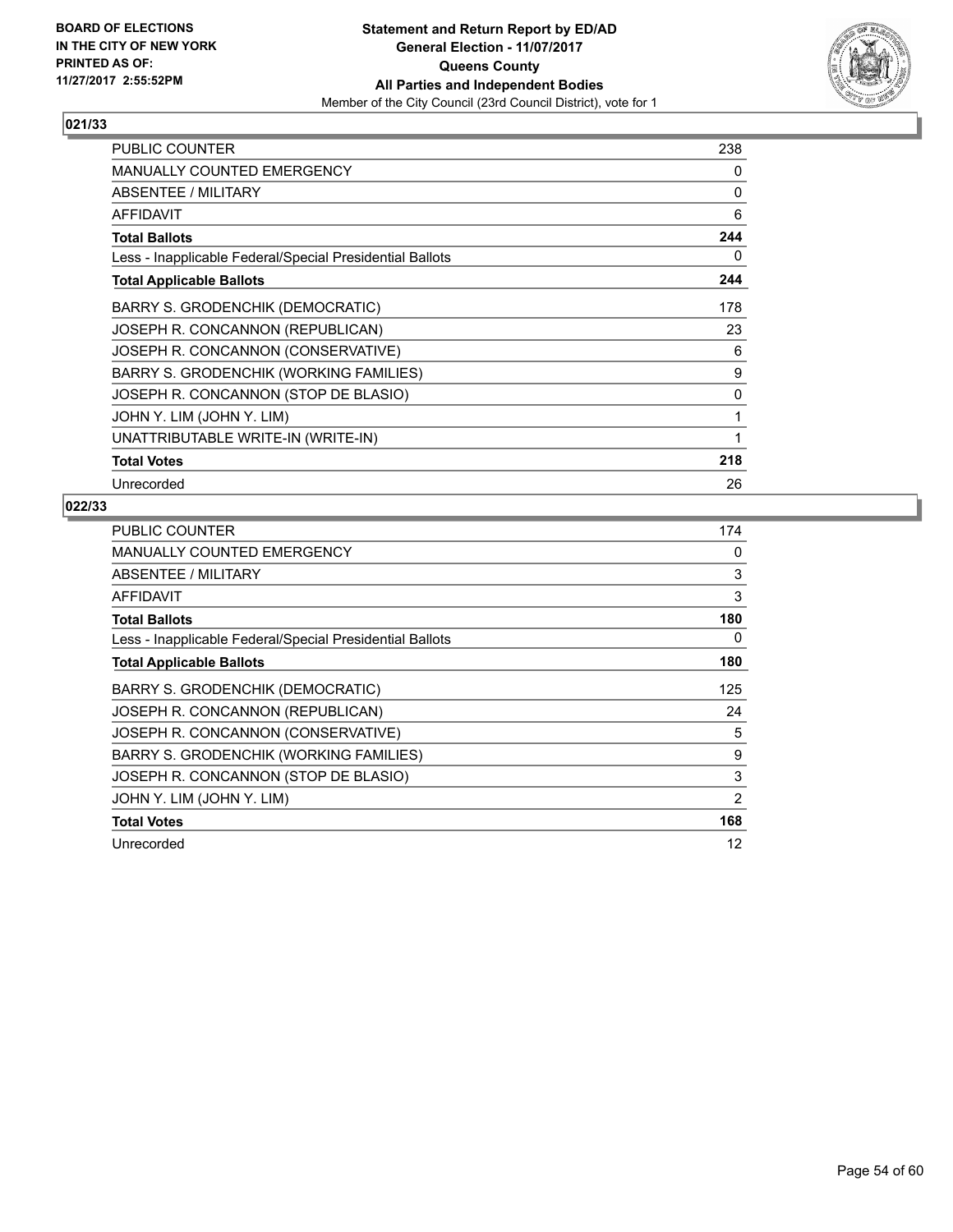BOARD OF ELECTIONS
IN THE CITY OF NEW YORK
PRINTED AS OF:
11/27/2017 2:55:52PM

**Statement and Return Report by ED/AD**
**General Election - 11/07/2017**
**Queens County**
**All Parties and Independent Bodies**
Member of the City Council (23rd Council District), vote for 1

## 021/33

| | |
|---|---|
| PUBLIC COUNTER | 238 |
| MANUALLY COUNTED EMERGENCY | 0 |
| ABSENTEE / MILITARY | 0 |
| AFFIDAVIT | 6 |
| **Total Ballots** | **244** |
| Less - Inapplicable Federal/Special Presidential Ballots | 0 |
| **Total Applicable Ballots** | **244** |
| BARRY S. GRODENCHIK (DEMOCRATIC) | 178 |
| JOSEPH R. CONCANNON (REPUBLICAN) | 23 |
| JOSEPH R. CONCANNON (CONSERVATIVE) | 6 |
| BARRY S. GRODENCHIK (WORKING FAMILIES) | 9 |
| JOSEPH R. CONCANNON (STOP DE BLASIO) | 0 |
| JOHN Y. LIM (JOHN Y. LIM) | 1 |
| UNATTRIBUTABLE WRITE-IN (WRITE-IN) | 1 |
| **Total Votes** | **218** |
| Unrecorded | 26 |

## 022/33

| | |
|---|---|
| PUBLIC COUNTER | 174 |
| MANUALLY COUNTED EMERGENCY | 0 |
| ABSENTEE / MILITARY | 3 |
| AFFIDAVIT | 3 |
| **Total Ballots** | **180** |
| Less - Inapplicable Federal/Special Presidential Ballots | 0 |
| **Total Applicable Ballots** | **180** |
| BARRY S. GRODENCHIK (DEMOCRATIC) | 125 |
| JOSEPH R. CONCANNON (REPUBLICAN) | 24 |
| JOSEPH R. CONCANNON (CONSERVATIVE) | 5 |
| BARRY S. GRODENCHIK (WORKING FAMILIES) | 9 |
| JOSEPH R. CONCANNON (STOP DE BLASIO) | 3 |
| JOHN Y. LIM (JOHN Y. LIM) | 2 |
| **Total Votes** | **168** |
| Unrecorded | 12 |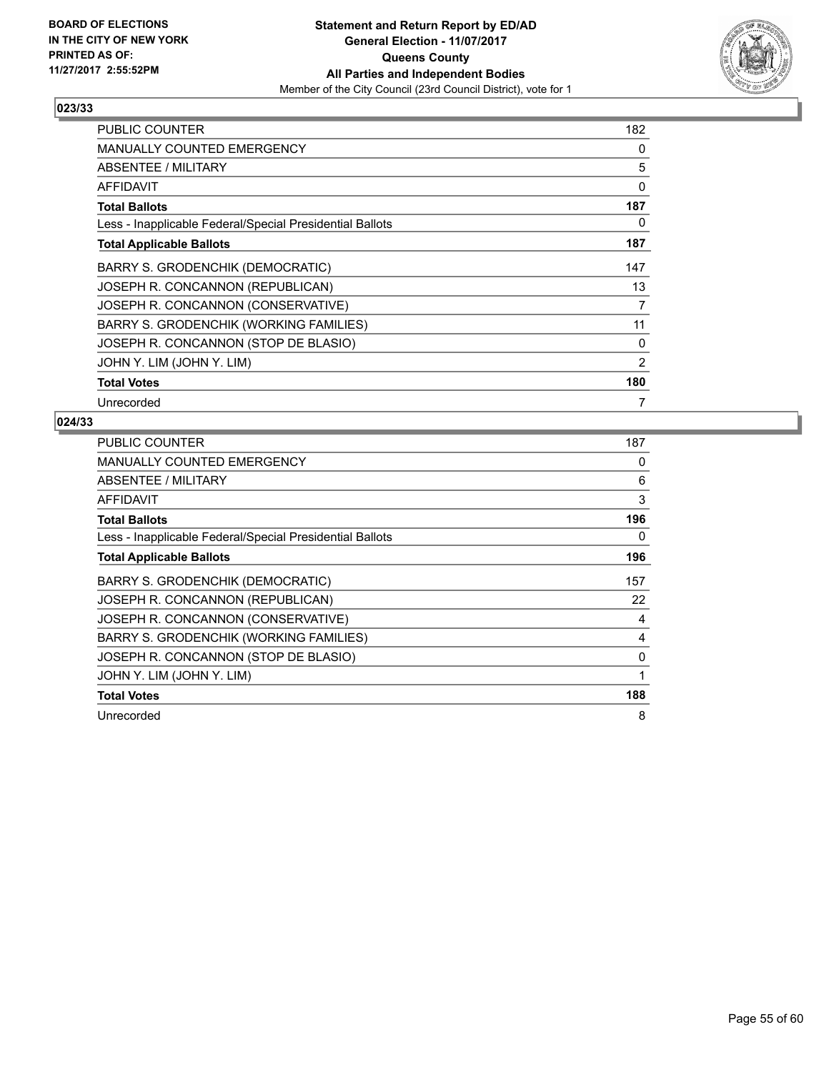BOARD OF ELECTIONS
IN THE CITY OF NEW YORK
PRINTED AS OF:
11/27/2017 2:55:52PM

**Statement and Return Report by ED/AD**
**General Election - 11/07/2017**
**Queens County**
**All Parties and Independent Bodies**
Member of the City Council (23rd Council District), vote for 1

### 023/33

| | |
|---|---|
| PUBLIC COUNTER | 182 |
| MANUALLY COUNTED EMERGENCY | 0 |
| ABSENTEE / MILITARY | 5 |
| AFFIDAVIT | 0 |
| **Total Ballots** | **187** |
| Less - Inapplicable Federal/Special Presidential Ballots | 0 |
| **Total Applicable Ballots** | **187** |
| BARRY S. GRODENCHIK (DEMOCRATIC) | 147 |
| JOSEPH R. CONCANNON (REPUBLICAN) | 13 |
| JOSEPH R. CONCANNON (CONSERVATIVE) | 7 |
| BARRY S. GRODENCHIK (WORKING FAMILIES) | 11 |
| JOSEPH R. CONCANNON (STOP DE BLASIO) | 0 |
| JOHN Y. LIM (JOHN Y. LIM) | 2 |
| **Total Votes** | **180** |
| Unrecorded | 7 |

### 024/33

| | |
|---|---|
| PUBLIC COUNTER | 187 |
| MANUALLY COUNTED EMERGENCY | 0 |
| ABSENTEE / MILITARY | 6 |
| AFFIDAVIT | 3 |
| **Total Ballots** | **196** |
| Less - Inapplicable Federal/Special Presidential Ballots | 0 |
| **Total Applicable Ballots** | **196** |
| BARRY S. GRODENCHIK (DEMOCRATIC) | 157 |
| JOSEPH R. CONCANNON (REPUBLICAN) | 22 |
| JOSEPH R. CONCANNON (CONSERVATIVE) | 4 |
| BARRY S. GRODENCHIK (WORKING FAMILIES) | 4 |
| JOSEPH R. CONCANNON (STOP DE BLASIO) | 0 |
| JOHN Y. LIM (JOHN Y. LIM) | 1 |
| **Total Votes** | **188** |
| Unrecorded | 8 |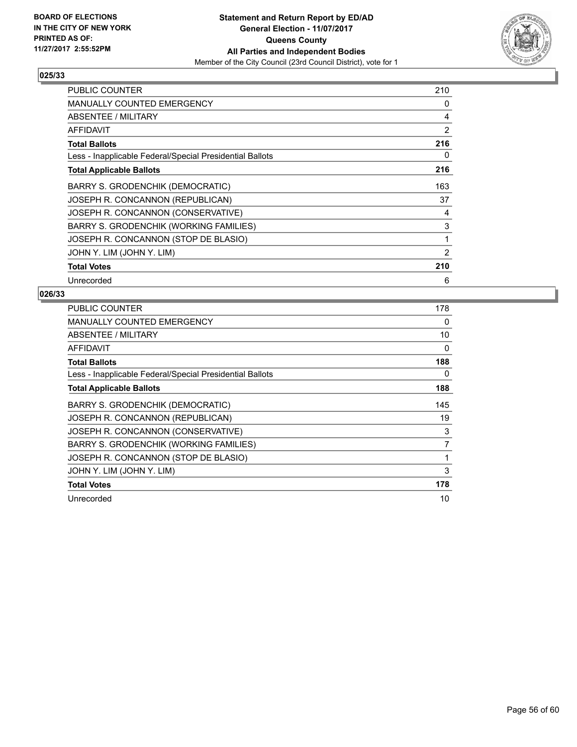BOARD OF ELECTIONS
IN THE CITY OF NEW YORK
PRINTED AS OF:
11/27/2017 2:55:52PM

**Statement and Return Report by ED/AD**
**General Election - 11/07/2017**
**Queens County**
**All Parties and Independent Bodies**
Member of the City Council (23rd Council District), vote for 1

### 025/33

| | |
|---|---|
| PUBLIC COUNTER | 210 |
| MANUALLY COUNTED EMERGENCY | 0 |
| ABSENTEE / MILITARY | 4 |
| AFFIDAVIT | 2 |
| **Total Ballots** | **216** |
| Less - Inapplicable Federal/Special Presidential Ballots | 0 |
| **Total Applicable Ballots** | **216** |
| BARRY S. GRODENCHIK (DEMOCRATIC) | 163 |
| JOSEPH R. CONCANNON (REPUBLICAN) | 37 |
| JOSEPH R. CONCANNON (CONSERVATIVE) | 4 |
| BARRY S. GRODENCHIK (WORKING FAMILIES) | 3 |
| JOSEPH R. CONCANNON (STOP DE BLASIO) | 1 |
| JOHN Y. LIM (JOHN Y. LIM) | 2 |
| **Total Votes** | **210** |
| Unrecorded | 6 |

### 026/33

| | |
|---|---|
| PUBLIC COUNTER | 178 |
| MANUALLY COUNTED EMERGENCY | 0 |
| ABSENTEE / MILITARY | 10 |
| AFFIDAVIT | 0 |
| **Total Ballots** | **188** |
| Less - Inapplicable Federal/Special Presidential Ballots | 0 |
| **Total Applicable Ballots** | **188** |
| BARRY S. GRODENCHIK (DEMOCRATIC) | 145 |
| JOSEPH R. CONCANNON (REPUBLICAN) | 19 |
| JOSEPH R. CONCANNON (CONSERVATIVE) | 3 |
| BARRY S. GRODENCHIK (WORKING FAMILIES) | 7 |
| JOSEPH R. CONCANNON (STOP DE BLASIO) | 1 |
| JOHN Y. LIM (JOHN Y. LIM) | 3 |
| **Total Votes** | **178** |
| Unrecorded | 10 |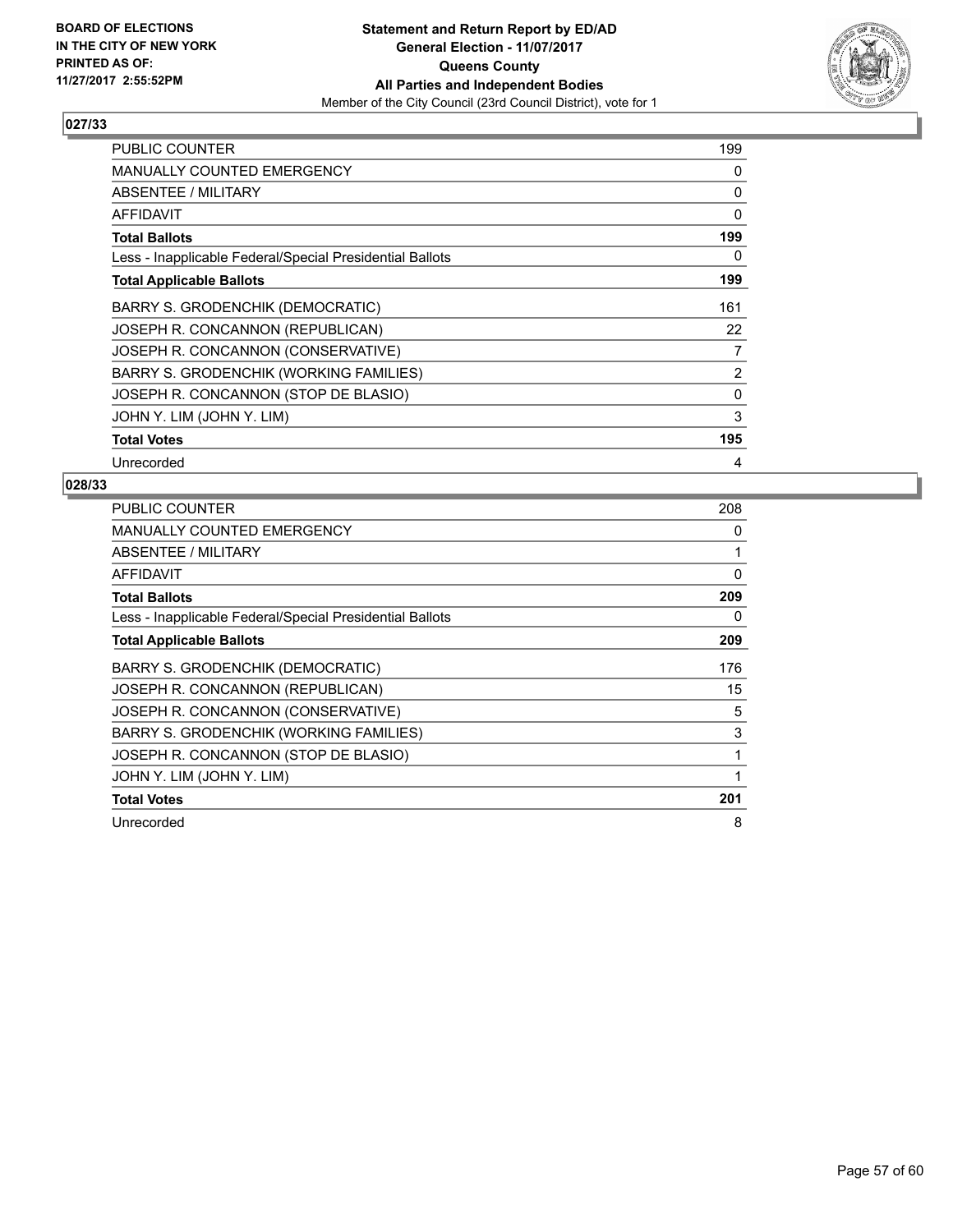BOARD OF ELECTIONS
IN THE CITY OF NEW YORK
PRINTED AS OF:
11/27/2017 2:55:52PM

**Statement and Return Report by ED/AD**
**General Election - 11/07/2017**
**Queens County**
**All Parties and Independent Bodies**
Member of the City Council (23rd Council District), vote for 1

### 027/33

| | |
|---|---|
| PUBLIC COUNTER | 199 |
| MANUALLY COUNTED EMERGENCY | 0 |
| ABSENTEE / MILITARY | 0 |
| AFFIDAVIT | 0 |
| **Total Ballots** | **199** |
| Less - Inapplicable Federal/Special Presidential Ballots | 0 |
| **Total Applicable Ballots** | **199** |
| BARRY S. GRODENCHIK (DEMOCRATIC) | 161 |
| JOSEPH R. CONCANNON (REPUBLICAN) | 22 |
| JOSEPH R. CONCANNON (CONSERVATIVE) | 7 |
| BARRY S. GRODENCHIK (WORKING FAMILIES) | 2 |
| JOSEPH R. CONCANNON (STOP DE BLASIO) | 0 |
| JOHN Y. LIM (JOHN Y. LIM) | 3 |
| **Total Votes** | **195** |
| Unrecorded | 4 |

### 028/33

| | |
|---|---|
| PUBLIC COUNTER | 208 |
| MANUALLY COUNTED EMERGENCY | 0 |
| ABSENTEE / MILITARY | 1 |
| AFFIDAVIT | 0 |
| **Total Ballots** | **209** |
| Less - Inapplicable Federal/Special Presidential Ballots | 0 |
| **Total Applicable Ballots** | **209** |
| BARRY S. GRODENCHIK (DEMOCRATIC) | 176 |
| JOSEPH R. CONCANNON (REPUBLICAN) | 15 |
| JOSEPH R. CONCANNON (CONSERVATIVE) | 5 |
| BARRY S. GRODENCHIK (WORKING FAMILIES) | 3 |
| JOSEPH R. CONCANNON (STOP DE BLASIO) | 1 |
| JOHN Y. LIM (JOHN Y. LIM) | 1 |
| **Total Votes** | **201** |
| Unrecorded | 8 |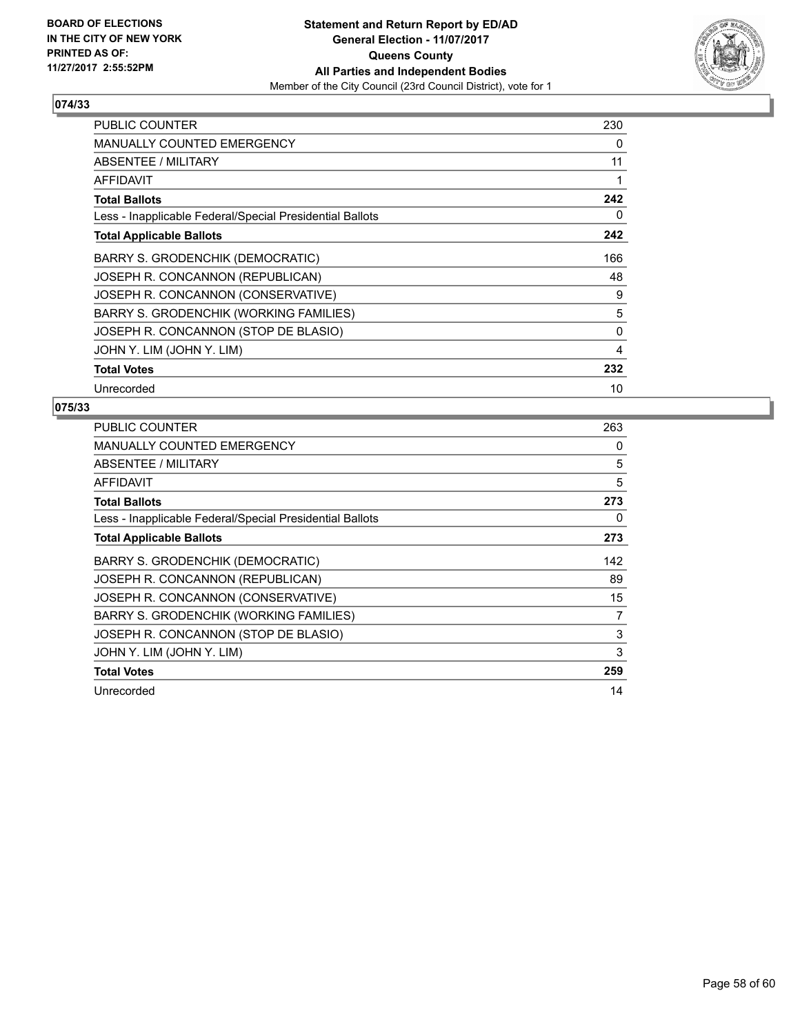**BOARD OF ELECTIONS IN THE CITY OF NEW YORK PRINTED AS OF: 11/27/2017 2:55:52PM**

**Statement and Return Report by ED/AD**
**General Election - 11/07/2017**
**Queens County**
**All Parties and Independent Bodies**
Member of the City Council (23rd Council District), vote for 1

## 074/33

| | |
|---|---|
| PUBLIC COUNTER | 230 |
| MANUALLY COUNTED EMERGENCY | 0 |
| ABSENTEE / MILITARY | 11 |
| AFFIDAVIT | 1 |
| **Total Ballots** | **242** |
| Less - Inapplicable Federal/Special Presidential Ballots | 0 |
| **Total Applicable Ballots** | **242** |
| BARRY S. GRODENCHIK (DEMOCRATIC) | 166 |
| JOSEPH R. CONCANNON (REPUBLICAN) | 48 |
| JOSEPH R. CONCANNON (CONSERVATIVE) | 9 |
| BARRY S. GRODENCHIK (WORKING FAMILIES) | 5 |
| JOSEPH R. CONCANNON (STOP DE BLASIO) | 0 |
| JOHN Y. LIM (JOHN Y. LIM) | 4 |
| **Total Votes** | **232** |
| Unrecorded | 10 |

## 075/33

| | |
|---|---|
| PUBLIC COUNTER | 263 |
| MANUALLY COUNTED EMERGENCY | 0 |
| ABSENTEE / MILITARY | 5 |
| AFFIDAVIT | 5 |
| **Total Ballots** | **273** |
| Less - Inapplicable Federal/Special Presidential Ballots | 0 |
| **Total Applicable Ballots** | **273** |
| BARRY S. GRODENCHIK (DEMOCRATIC) | 142 |
| JOSEPH R. CONCANNON (REPUBLICAN) | 89 |
| JOSEPH R. CONCANNON (CONSERVATIVE) | 15 |
| BARRY S. GRODENCHIK (WORKING FAMILIES) | 7 |
| JOSEPH R. CONCANNON (STOP DE BLASIO) | 3 |
| JOHN Y. LIM (JOHN Y. LIM) | 3 |
| **Total Votes** | **259** |
| Unrecorded | 14 |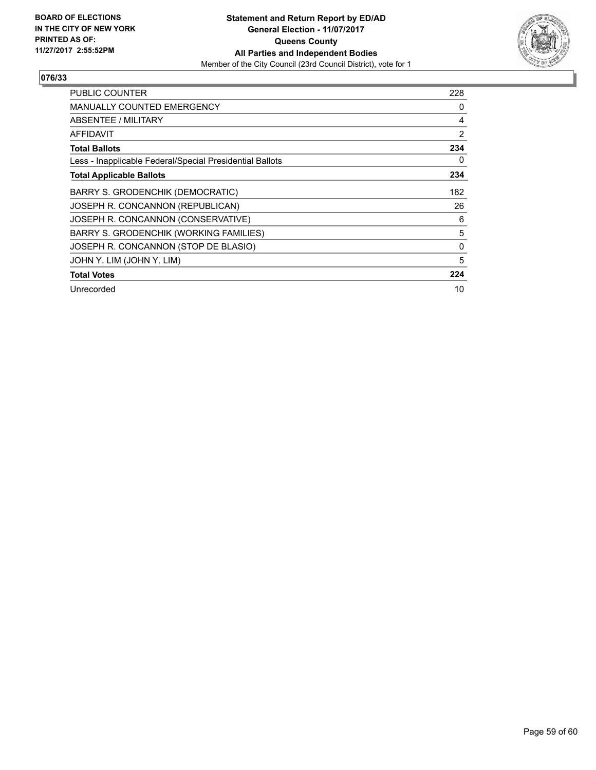BOARD OF ELECTIONS
IN THE CITY OF NEW YORK
PRINTED AS OF:
11/27/2017 2:55:52PM

**Statement and Return Report by ED/AD**
**General Election - 11/07/2017**
**Queens County**
**All Parties and Independent Bodies**
Member of the City Council (23rd Council District), vote for 1

## 076/33

| | |
|---|---|
| PUBLIC COUNTER | 228 |
| MANUALLY COUNTED EMERGENCY | 0 |
| ABSENTEE / MILITARY | 4 |
| AFFIDAVIT | 2 |
| **Total Ballots** | **234** |
| Less - Inapplicable Federal/Special Presidential Ballots | 0 |
| **Total Applicable Ballots** | **234** |
| BARRY S. GRODENCHIK (DEMOCRATIC) | 182 |
| JOSEPH R. CONCANNON (REPUBLICAN) | 26 |
| JOSEPH R. CONCANNON (CONSERVATIVE) | 6 |
| BARRY S. GRODENCHIK (WORKING FAMILIES) | 5 |
| JOSEPH R. CONCANNON (STOP DE BLASIO) | 0 |
| JOHN Y. LIM (JOHN Y. LIM) | 5 |
| **Total Votes** | **224** |
| Unrecorded | 10 |